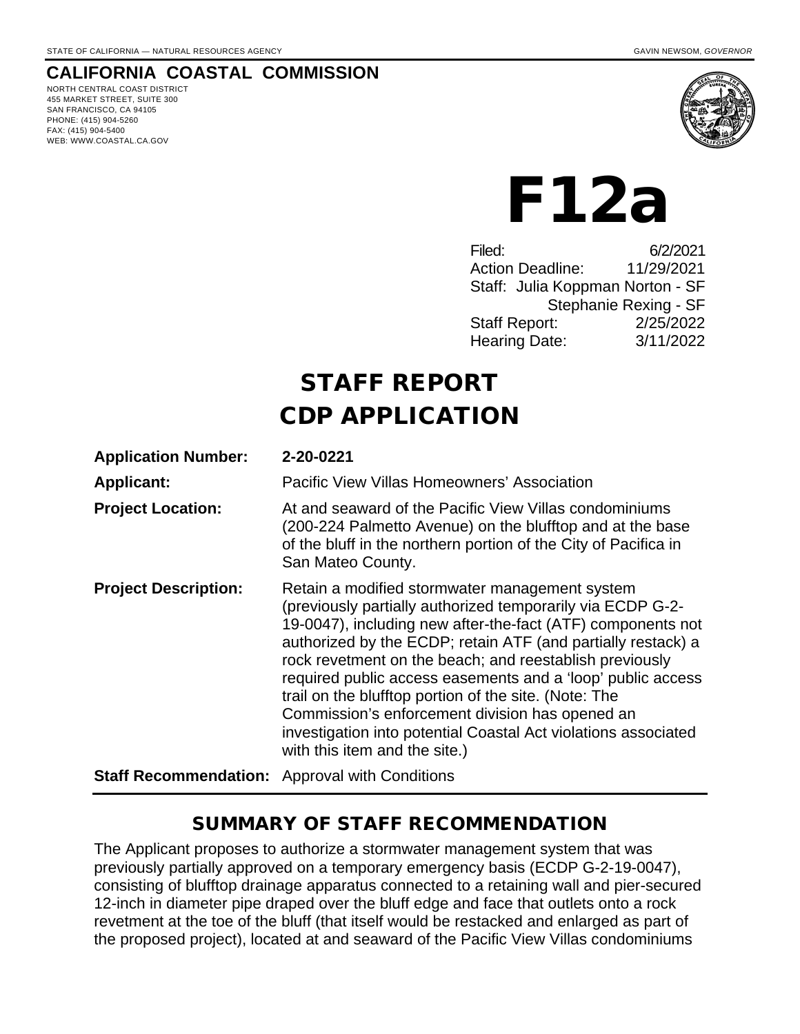STATE OF CALIFORNIA — NATURAL RESOURCES AGENCY

GAVIN NEWSOM, *GOVERNOR*

# CALIFORNIA COASTAL COMMISSION

NORTH CENTRAL COAST DISTRICT
455 MARKET STREET, SUITE 300
SAN FRANCISCO, CA 94105
PHONE: (415) 904-5260
FAX: (415) 904-5400
WEB: WWW.COASTAL.CA.GOV

# F12a

Filed: 6/2/2021
Action Deadline: 11/29/2021
Staff: Julia Koppman Norton - SF
Stephanie Rexing - SF
Staff Report: 2/25/2022
Hearing Date: 3/11/2022

# STAFF REPORT
# CDP APPLICATION

**Application Number:** 2-20-0221

**Applicant:** Pacific View Villas Homeowners' Association

**Project Location:** At and seaward of the Pacific View Villas condominiums (200-224 Palmetto Avenue) on the blufftop and at the base of the bluff in the northern portion of the City of Pacifica in San Mateo County.

**Project Description:** Retain a modified stormwater management system (previously partially authorized temporarily via ECDP G-2-19-0047), including new after-the-fact (ATF) components not authorized by the ECDP; retain ATF (and partially restack) a rock revetment on the beach; and reestablish previously required public access easements and a 'loop' public access trail on the blufftop portion of the site. (Note: The Commission's enforcement division has opened an investigation into potential Coastal Act violations associated with this item and the site.)

**Staff Recommendation:** Approval with Conditions

## SUMMARY OF STAFF RECOMMENDATION

The Applicant proposes to authorize a stormwater management system that was previously partially approved on a temporary emergency basis (ECDP G-2-19-0047), consisting of blufftop drainage apparatus connected to a retaining wall and pier-secured 12-inch in diameter pipe draped over the bluff edge and face that outlets onto a rock revetment at the toe of the bluff (that itself would be restacked and enlarged as part of the proposed project), located at and seaward of the Pacific View Villas condominiums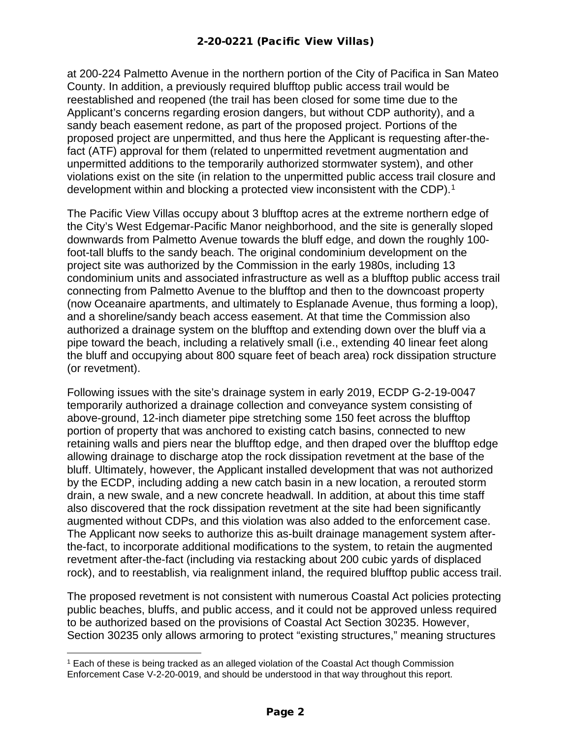at 200-224 Palmetto Avenue in the northern portion of the City of Pacifica in San Mateo County. In addition, a previously required blufftop public access trail would be reestablished and reopened (the trail has been closed for some time due to the Applicant's concerns regarding erosion dangers, but without CDP authority), and a sandy beach easement redone, as part of the proposed project. Portions of the proposed project are unpermitted, and thus here the Applicant is requesting after-the-fact (ATF) approval for them (related to unpermitted revetment augmentation and unpermitted additions to the temporarily authorized stormwater system), and other violations exist on the site (in relation to the unpermitted public access trail closure and development within and blocking a protected view inconsistent with the CDP).[1]

The Pacific View Villas occupy about 3 blufftop acres at the extreme northern edge of the City's West Edgemar-Pacific Manor neighborhood, and the site is generally sloped downwards from Palmetto Avenue towards the bluff edge, and down the roughly 100-foot-tall bluffs to the sandy beach. The original condominium development on the project site was authorized by the Commission in the early 1980s, including 13 condominium units and associated infrastructure as well as a blufftop public access trail connecting from Palmetto Avenue to the blufftop and then to the downcoast property (now Oceanaire apartments, and ultimately to Esplanade Avenue, thus forming a loop), and a shoreline/sandy beach access easement. At that time the Commission also authorized a drainage system on the blufftop and extending down over the bluff via a pipe toward the beach, including a relatively small (i.e., extending 40 linear feet along the bluff and occupying about 800 square feet of beach area) rock dissipation structure (or revetment).

Following issues with the site's drainage system in early 2019, ECDP G-2-19-0047 temporarily authorized a drainage collection and conveyance system consisting of above-ground, 12-inch diameter pipe stretching some 150 feet across the blufftop portion of property that was anchored to existing catch basins, connected to new retaining walls and piers near the blufftop edge, and then draped over the blufftop edge allowing drainage to discharge atop the rock dissipation revetment at the base of the bluff. Ultimately, however, the Applicant installed development that was not authorized by the ECDP, including adding a new catch basin in a new location, a rerouted storm drain, a new swale, and a new concrete headwall. In addition, at about this time staff also discovered that the rock dissipation revetment at the site had been significantly augmented without CDPs, and this violation was also added to the enforcement case. The Applicant now seeks to authorize this as-built drainage management system after-the-fact, to incorporate additional modifications to the system, to retain the augmented revetment after-the-fact (including via restacking about 200 cubic yards of displaced rock), and to reestablish, via realignment inland, the required blufftop public access trail.

The proposed revetment is not consistent with numerous Coastal Act policies protecting public beaches, bluffs, and public access, and it could not be approved unless required to be authorized based on the provisions of Coastal Act Section 30235. However, Section 30235 only allows armoring to protect "existing structures," meaning structures

[1] Each of these is being tracked as an alleged violation of the Coastal Act though Commission Enforcement Case V-2-20-0019, and should be understood in that way throughout this report.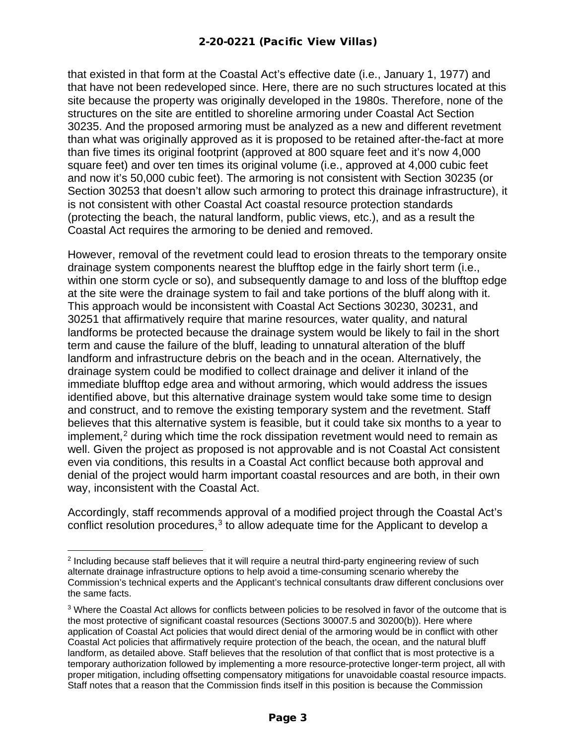that existed in that form at the Coastal Act's effective date (i.e., January 1, 1977) and that have not been redeveloped since. Here, there are no such structures located at this site because the property was originally developed in the 1980s. Therefore, none of the structures on the site are entitled to shoreline armoring under Coastal Act Section 30235. And the proposed armoring must be analyzed as a new and different revetment than what was originally approved as it is proposed to be retained after-the-fact at more than five times its original footprint (approved at 800 square feet and it's now 4,000 square feet) and over ten times its original volume (i.e., approved at 4,000 cubic feet and now it's 50,000 cubic feet). The armoring is not consistent with Section 30235 (or Section 30253 that doesn't allow such armoring to protect this drainage infrastructure), it is not consistent with other Coastal Act coastal resource protection standards (protecting the beach, the natural landform, public views, etc.), and as a result the Coastal Act requires the armoring to be denied and removed.

However, removal of the revetment could lead to erosion threats to the temporary onsite drainage system components nearest the blufftop edge in the fairly short term (i.e., within one storm cycle or so), and subsequently damage to and loss of the blufftop edge at the site were the drainage system to fail and take portions of the bluff along with it. This approach would be inconsistent with Coastal Act Sections 30230, 30231, and 30251 that affirmatively require that marine resources, water quality, and natural landforms be protected because the drainage system would be likely to fail in the short term and cause the failure of the bluff, leading to unnatural alteration of the bluff landform and infrastructure debris on the beach and in the ocean. Alternatively, the drainage system could be modified to collect drainage and deliver it inland of the immediate blufftop edge area and without armoring, which would address the issues identified above, but this alternative drainage system would take some time to design and construct, and to remove the existing temporary system and the revetment. Staff believes that this alternative system is feasible, but it could take six months to a year to implement,[2] during which time the rock dissipation revetment would need to remain as well. Given the project as proposed is not approvable and is not Coastal Act consistent even via conditions, this results in a Coastal Act conflict because both approval and denial of the project would harm important coastal resources and are both, in their own way, inconsistent with the Coastal Act.

Accordingly, staff recommends approval of a modified project through the Coastal Act's conflict resolution procedures,[3] to allow adequate time for the Applicant to develop a

---

[2] Including because staff believes that it will require a neutral third-party engineering review of such alternate drainage infrastructure options to help avoid a time-consuming scenario whereby the Commission's technical experts and the Applicant's technical consultants draw different conclusions over the same facts.

[3] Where the Coastal Act allows for conflicts between policies to be resolved in favor of the outcome that is the most protective of significant coastal resources (Sections 30007.5 and 30200(b)). Here where application of Coastal Act policies that would direct denial of the armoring would be in conflict with other Coastal Act policies that affirmatively require protection of the beach, the ocean, and the natural bluff landform, as detailed above. Staff believes that the resolution of that conflict that is most protective is a temporary authorization followed by implementing a more resource-protective longer-term project, all with proper mitigation, including offsetting compensatory mitigations for unavoidable coastal resource impacts. Staff notes that a reason that the Commission finds itself in this position is because the Commission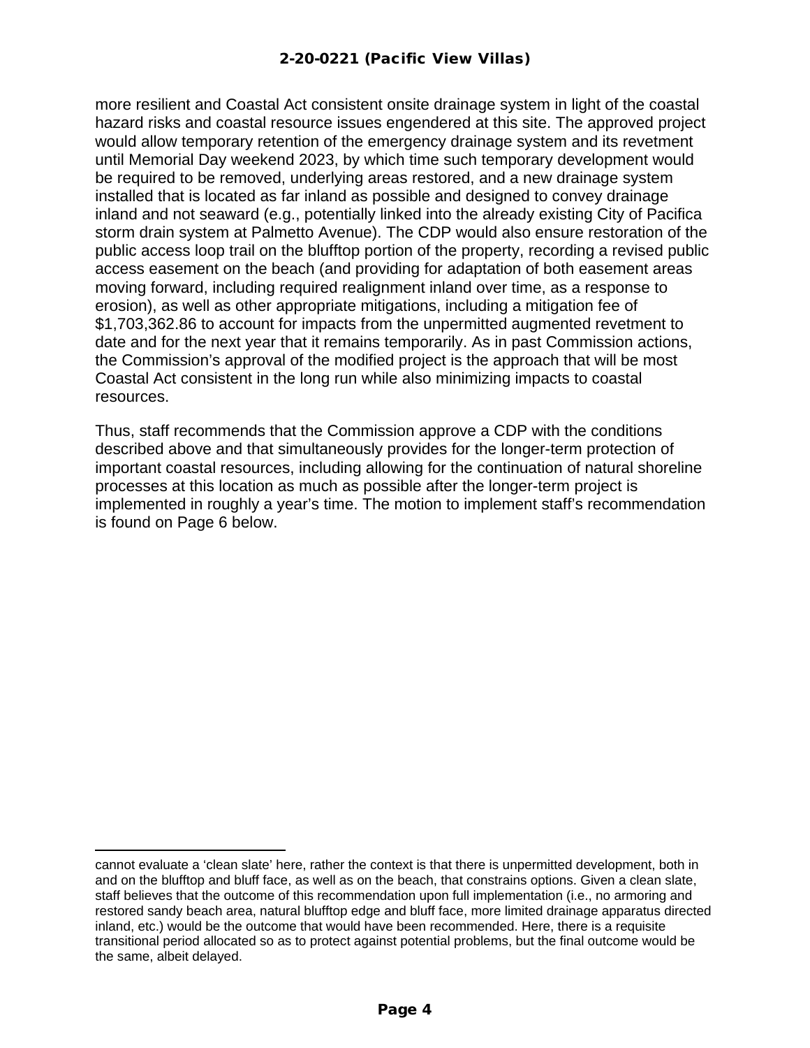more resilient and Coastal Act consistent onsite drainage system in light of the coastal hazard risks and coastal resource issues engendered at this site. The approved project would allow temporary retention of the emergency drainage system and its revetment until Memorial Day weekend 2023, by which time such temporary development would be required to be removed, underlying areas restored, and a new drainage system installed that is located as far inland as possible and designed to convey drainage inland and not seaward (e.g., potentially linked into the already existing City of Pacifica storm drain system at Palmetto Avenue). The CDP would also ensure restoration of the public access loop trail on the blufftop portion of the property, recording a revised public access easement on the beach (and providing for adaptation of both easement areas moving forward, including required realignment inland over time, as a response to erosion), as well as other appropriate mitigations, including a mitigation fee of $1,703,362.86 to account for impacts from the unpermitted augmented revetment to date and for the next year that it remains temporarily. As in past Commission actions, the Commission's approval of the modified project is the approach that will be most Coastal Act consistent in the long run while also minimizing impacts to coastal resources.

Thus, staff recommends that the Commission approve a CDP with the conditions described above and that simultaneously provides for the longer-term protection of important coastal resources, including allowing for the continuation of natural shoreline processes at this location as much as possible after the longer-term project is implemented in roughly a year's time. The motion to implement staff's recommendation is found on Page 6 below.

---

cannot evaluate a 'clean slate' here, rather the context is that there is unpermitted development, both in and on the blufftop and bluff face, as well as on the beach, that constrains options. Given a clean slate, staff believes that the outcome of this recommendation upon full implementation (i.e., no armoring and restored sandy beach area, natural blufftop edge and bluff face, more limited drainage apparatus directed inland, etc.) would be the outcome that would have been recommended. Here, there is a requisite transitional period allocated so as to protect against potential problems, but the final outcome would be the same, albeit delayed.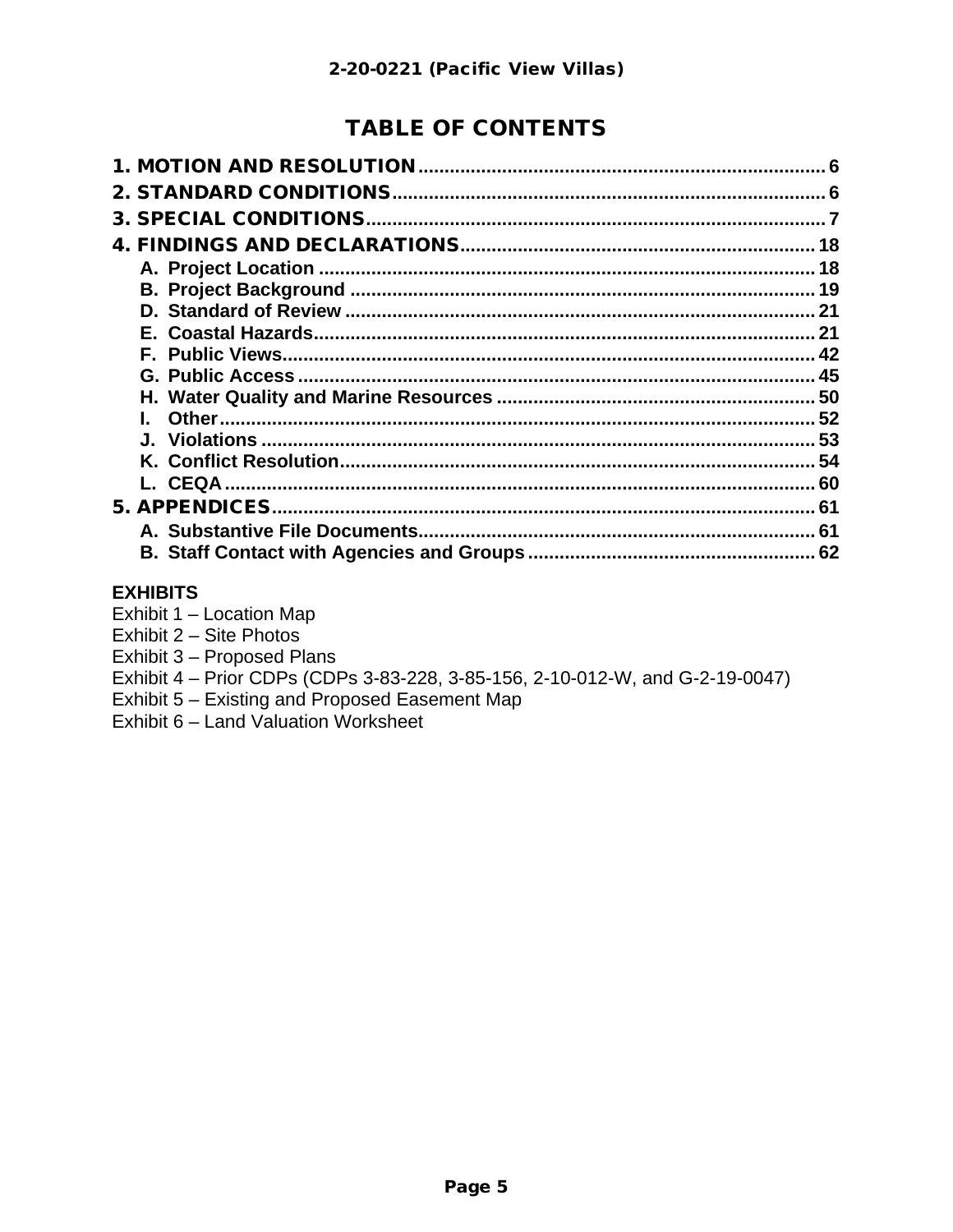# TABLE OF CONTENTS

**1. MOTION AND RESOLUTION** ........ 6

**2. STANDARD CONDITIONS** ........ 6

**3. SPECIAL CONDITIONS** ........ 7

**4. FINDINGS AND DECLARATIONS** ........ 18

- **A. Project Location** ........ 18
- **B. Project Background** ........ 19
- **D. Standard of Review** ........ 21
- **E. Coastal Hazards** ........ 21
- **F. Public Views** ........ 42
- **G. Public Access** ........ 45
- **H. Water Quality and Marine Resources** ........ 50
- **I. Other** ........ 52
- **J. Violations** ........ 53
- **K. Conflict Resolution** ........ 54
- **L. CEQA** ........ 60

**5. APPENDICES** ........ 61

- **A. Substantive File Documents** ........ 61
- **B. Staff Contact with Agencies and Groups** ........ 62

**EXHIBITS**

Exhibit 1 – Location Map
Exhibit 2 – Site Photos
Exhibit 3 – Proposed Plans
Exhibit 4 – Prior CDPs (CDPs 3-83-228, 3-85-156, 2-10-012-W, and G-2-19-0047)
Exhibit 5 – Existing and Proposed Easement Map
Exhibit 6 – Land Valuation Worksheet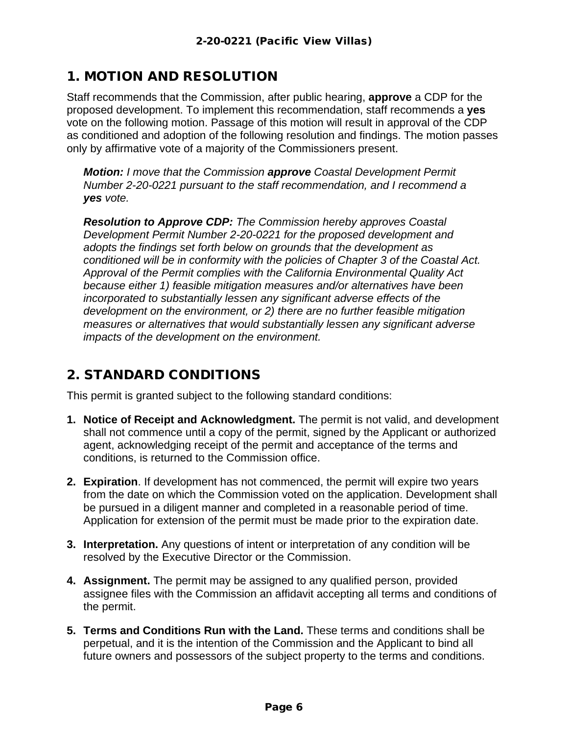## 1. MOTION AND RESOLUTION

Staff recommends that the Commission, after public hearing, **approve** a CDP for the proposed development. To implement this recommendation, staff recommends a **yes** vote on the following motion. Passage of this motion will result in approval of the CDP as conditioned and adoption of the following resolution and findings. The motion passes only by affirmative vote of a majority of the Commissioners present.

> ***Motion:*** *I move that the Commission* ***approve*** *Coastal Development Permit Number 2-20-0221 pursuant to the staff recommendation, and I recommend a* ***yes*** *vote.*
>
> ***Resolution to Approve CDP:*** *The Commission hereby approves Coastal Development Permit Number 2-20-0221 for the proposed development and adopts the findings set forth below on grounds that the development as conditioned will be in conformity with the policies of Chapter 3 of the Coastal Act. Approval of the Permit complies with the California Environmental Quality Act because either 1) feasible mitigation measures and/or alternatives have been incorporated to substantially lessen any significant adverse effects of the development on the environment, or 2) there are no further feasible mitigation measures or alternatives that would substantially lessen any significant adverse impacts of the development on the environment.*

## 2. STANDARD CONDITIONS

This permit is granted subject to the following standard conditions:

1. **Notice of Receipt and Acknowledgment.** The permit is not valid, and development shall not commence until a copy of the permit, signed by the Applicant or authorized agent, acknowledging receipt of the permit and acceptance of the terms and conditions, is returned to the Commission office.

2. **Expiration**. If development has not commenced, the permit will expire two years from the date on which the Commission voted on the application. Development shall be pursued in a diligent manner and completed in a reasonable period of time. Application for extension of the permit must be made prior to the expiration date.

3. **Interpretation.** Any questions of intent or interpretation of any condition will be resolved by the Executive Director or the Commission.

4. **Assignment.** The permit may be assigned to any qualified person, provided assignee files with the Commission an affidavit accepting all terms and conditions of the permit.

5. **Terms and Conditions Run with the Land.** These terms and conditions shall be perpetual, and it is the intention of the Commission and the Applicant to bind all future owners and possessors of the subject property to the terms and conditions.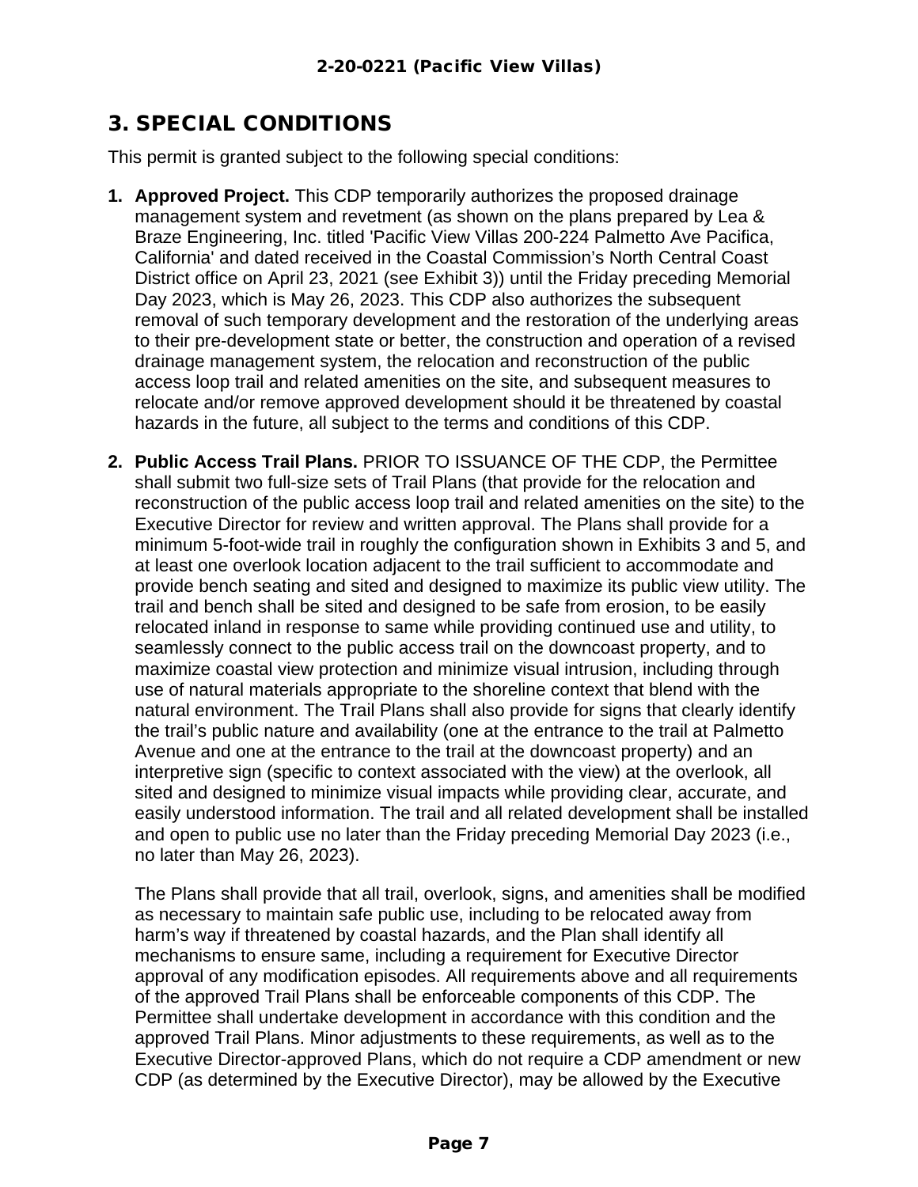## 3. SPECIAL CONDITIONS

This permit is granted subject to the following special conditions:

1. **Approved Project.** This CDP temporarily authorizes the proposed drainage management system and revetment (as shown on the plans prepared by Lea & Braze Engineering, Inc. titled 'Pacific View Villas 200-224 Palmetto Ave Pacifica, California' and dated received in the Coastal Commission's North Central Coast District office on April 23, 2021 (see Exhibit 3)) until the Friday preceding Memorial Day 2023, which is May 26, 2023. This CDP also authorizes the subsequent removal of such temporary development and the restoration of the underlying areas to their pre-development state or better, the construction and operation of a revised drainage management system, the relocation and reconstruction of the public access loop trail and related amenities on the site, and subsequent measures to relocate and/or remove approved development should it be threatened by coastal hazards in the future, all subject to the terms and conditions of this CDP.

2. **Public Access Trail Plans.** PRIOR TO ISSUANCE OF THE CDP, the Permittee shall submit two full-size sets of Trail Plans (that provide for the relocation and reconstruction of the public access loop trail and related amenities on the site) to the Executive Director for review and written approval. The Plans shall provide for a minimum 5-foot-wide trail in roughly the configuration shown in Exhibits 3 and 5, and at least one overlook location adjacent to the trail sufficient to accommodate and provide bench seating and sited and designed to maximize its public view utility. The trail and bench shall be sited and designed to be safe from erosion, to be easily relocated inland in response to same while providing continued use and utility, to seamlessly connect to the public access trail on the downcoast property, and to maximize coastal view protection and minimize visual intrusion, including through use of natural materials appropriate to the shoreline context that blend with the natural environment. The Trail Plans shall also provide for signs that clearly identify the trail's public nature and availability (one at the entrance to the trail at Palmetto Avenue and one at the entrance to the trail at the downcoast property) and an interpretive sign (specific to context associated with the view) at the overlook, all sited and designed to minimize visual impacts while providing clear, accurate, and easily understood information. The trail and all related development shall be installed and open to public use no later than the Friday preceding Memorial Day 2023 (i.e., no later than May 26, 2023).

   The Plans shall provide that all trail, overlook, signs, and amenities shall be modified as necessary to maintain safe public use, including to be relocated away from harm's way if threatened by coastal hazards, and the Plan shall identify all mechanisms to ensure same, including a requirement for Executive Director approval of any modification episodes. All requirements above and all requirements of the approved Trail Plans shall be enforceable components of this CDP. The Permittee shall undertake development in accordance with this condition and the approved Trail Plans. Minor adjustments to these requirements, as well as to the Executive Director-approved Plans, which do not require a CDP amendment or new CDP (as determined by the Executive Director), may be allowed by the Executive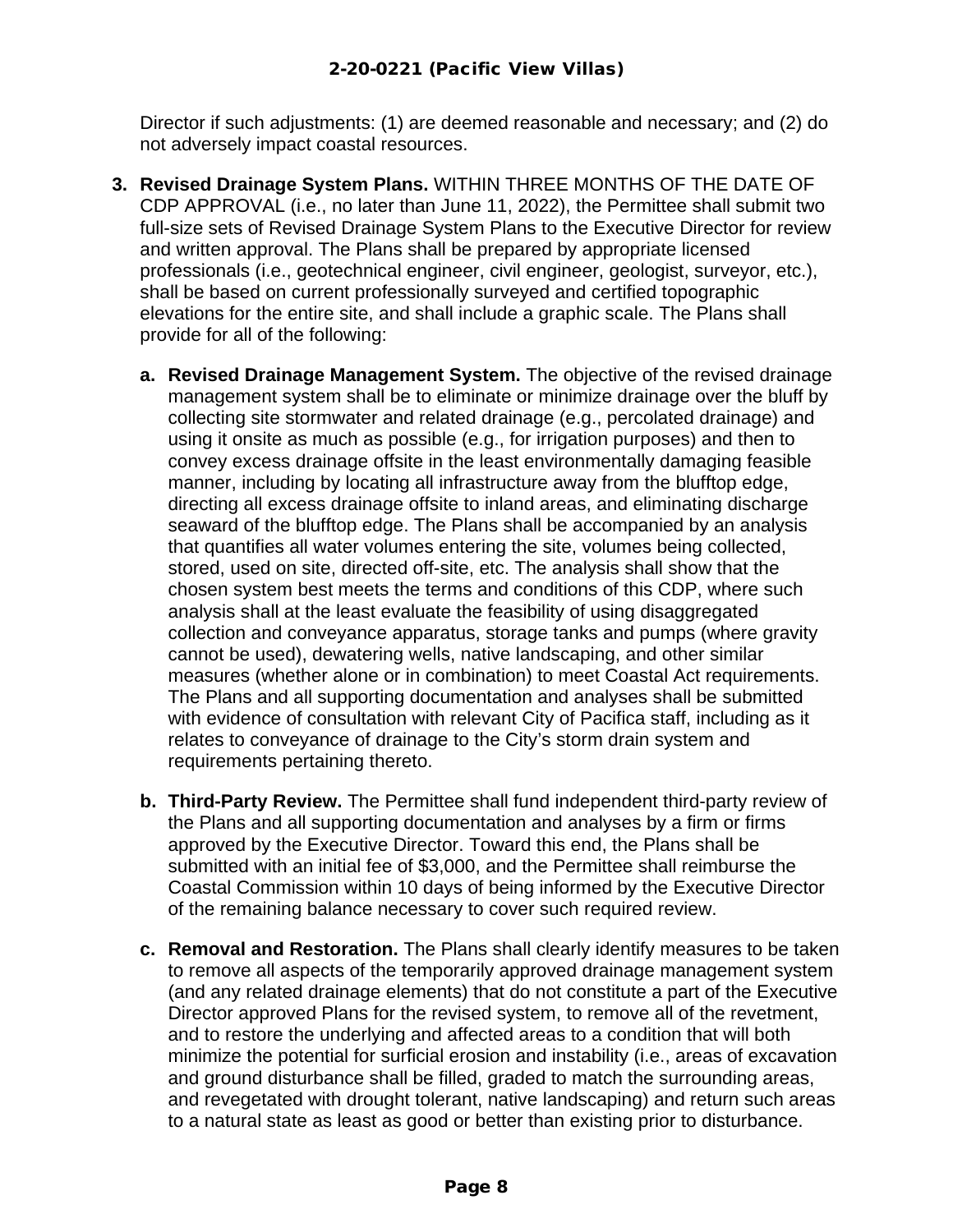Director if such adjustments: (1) are deemed reasonable and necessary; and (2) do not adversely impact coastal resources.

3. **Revised Drainage System Plans.** WITHIN THREE MONTHS OF THE DATE OF CDP APPROVAL (i.e., no later than June 11, 2022), the Permittee shall submit two full-size sets of Revised Drainage System Plans to the Executive Director for review and written approval. The Plans shall be prepared by appropriate licensed professionals (i.e., geotechnical engineer, civil engineer, geologist, surveyor, etc.), shall be based on current professionally surveyed and certified topographic elevations for the entire site, and shall include a graphic scale. The Plans shall provide for all of the following:

   a. **Revised Drainage Management System.** The objective of the revised drainage management system shall be to eliminate or minimize drainage over the bluff by collecting site stormwater and related drainage (e.g., percolated drainage) and using it onsite as much as possible (e.g., for irrigation purposes) and then to convey excess drainage offsite in the least environmentally damaging feasible manner, including by locating all infrastructure away from the blufftop edge, directing all excess drainage offsite to inland areas, and eliminating discharge seaward of the blufftop edge. The Plans shall be accompanied by an analysis that quantifies all water volumes entering the site, volumes being collected, stored, used on site, directed off-site, etc. The analysis shall show that the chosen system best meets the terms and conditions of this CDP, where such analysis shall at the least evaluate the feasibility of using disaggregated collection and conveyance apparatus, storage tanks and pumps (where gravity cannot be used), dewatering wells, native landscaping, and other similar measures (whether alone or in combination) to meet Coastal Act requirements. The Plans and all supporting documentation and analyses shall be submitted with evidence of consultation with relevant City of Pacifica staff, including as it relates to conveyance of drainage to the City's storm drain system and requirements pertaining thereto.

   b. **Third-Party Review.** The Permittee shall fund independent third-party review of the Plans and all supporting documentation and analyses by a firm or firms approved by the Executive Director. Toward this end, the Plans shall be submitted with an initial fee of $3,000, and the Permittee shall reimburse the Coastal Commission within 10 days of being informed by the Executive Director of the remaining balance necessary to cover such required review.

   c. **Removal and Restoration.** The Plans shall clearly identify measures to be taken to remove all aspects of the temporarily approved drainage management system (and any related drainage elements) that do not constitute a part of the Executive Director approved Plans for the revised system, to remove all of the revetment, and to restore the underlying and affected areas to a condition that will both minimize the potential for surficial erosion and instability (i.e., areas of excavation and ground disturbance shall be filled, graded to match the surrounding areas, and revegetated with drought tolerant, native landscaping) and return such areas to a natural state as least as good or better than existing prior to disturbance.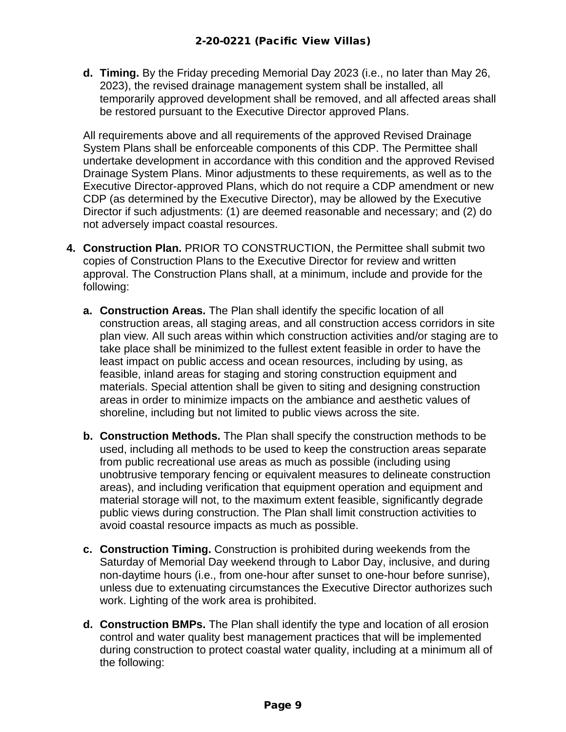**d. Timing.** By the Friday preceding Memorial Day 2023 (i.e., no later than May 26, 2023), the revised drainage management system shall be installed, all temporarily approved development shall be removed, and all affected areas shall be restored pursuant to the Executive Director approved Plans.

All requirements above and all requirements of the approved Revised Drainage System Plans shall be enforceable components of this CDP. The Permittee shall undertake development in accordance with this condition and the approved Revised Drainage System Plans. Minor adjustments to these requirements, as well as to the Executive Director-approved Plans, which do not require a CDP amendment or new CDP (as determined by the Executive Director), may be allowed by the Executive Director if such adjustments: (1) are deemed reasonable and necessary; and (2) do not adversely impact coastal resources.

4. **Construction Plan.** PRIOR TO CONSTRUCTION, the Permittee shall submit two copies of Construction Plans to the Executive Director for review and written approval. The Construction Plans shall, at a minimum, include and provide for the following:

   a. **Construction Areas.** The Plan shall identify the specific location of all construction areas, all staging areas, and all construction access corridors in site plan view. All such areas within which construction activities and/or staging are to take place shall be minimized to the fullest extent feasible in order to have the least impact on public access and ocean resources, including by using, as feasible, inland areas for staging and storing construction equipment and materials. Special attention shall be given to siting and designing construction areas in order to minimize impacts on the ambiance and aesthetic values of shoreline, including but not limited to public views across the site.

   b. **Construction Methods.** The Plan shall specify the construction methods to be used, including all methods to be used to keep the construction areas separate from public recreational use areas as much as possible (including using unobtrusive temporary fencing or equivalent measures to delineate construction areas), and including verification that equipment operation and equipment and material storage will not, to the maximum extent feasible, significantly degrade public views during construction. The Plan shall limit construction activities to avoid coastal resource impacts as much as possible.

   c. **Construction Timing.** Construction is prohibited during weekends from the Saturday of Memorial Day weekend through to Labor Day, inclusive, and during non-daytime hours (i.e., from one-hour after sunset to one-hour before sunrise), unless due to extenuating circumstances the Executive Director authorizes such work. Lighting of the work area is prohibited.

   d. **Construction BMPs.** The Plan shall identify the type and location of all erosion control and water quality best management practices that will be implemented during construction to protect coastal water quality, including at a minimum all of the following: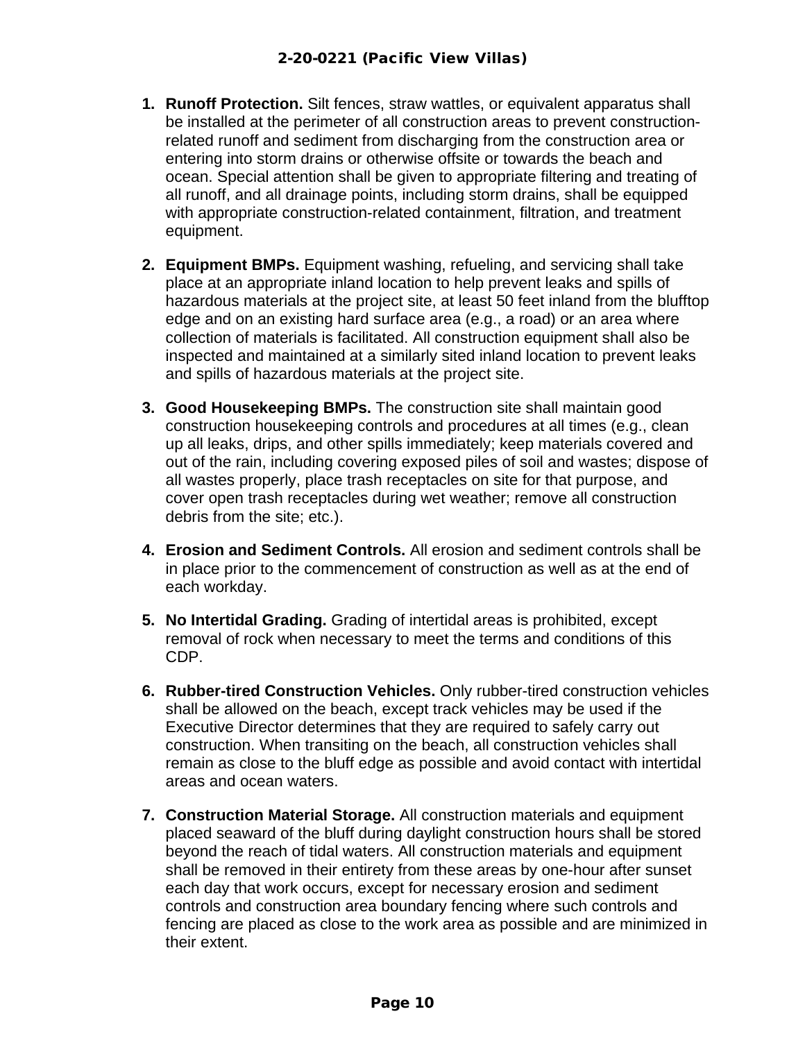1. **Runoff Protection.** Silt fences, straw wattles, or equivalent apparatus shall be installed at the perimeter of all construction areas to prevent construction-related runoff and sediment from discharging from the construction area or entering into storm drains or otherwise offsite or towards the beach and ocean. Special attention shall be given to appropriate filtering and treating of all runoff, and all drainage points, including storm drains, shall be equipped with appropriate construction-related containment, filtration, and treatment equipment.

2. **Equipment BMPs.** Equipment washing, refueling, and servicing shall take place at an appropriate inland location to help prevent leaks and spills of hazardous materials at the project site, at least 50 feet inland from the blufftop edge and on an existing hard surface area (e.g., a road) or an area where collection of materials is facilitated. All construction equipment shall also be inspected and maintained at a similarly sited inland location to prevent leaks and spills of hazardous materials at the project site.

3. **Good Housekeeping BMPs.** The construction site shall maintain good construction housekeeping controls and procedures at all times (e.g., clean up all leaks, drips, and other spills immediately; keep materials covered and out of the rain, including covering exposed piles of soil and wastes; dispose of all wastes properly, place trash receptacles on site for that purpose, and cover open trash receptacles during wet weather; remove all construction debris from the site; etc.).

4. **Erosion and Sediment Controls.** All erosion and sediment controls shall be in place prior to the commencement of construction as well as at the end of each workday.

5. **No Intertidal Grading.** Grading of intertidal areas is prohibited, except removal of rock when necessary to meet the terms and conditions of this CDP.

6. **Rubber-tired Construction Vehicles.** Only rubber-tired construction vehicles shall be allowed on the beach, except track vehicles may be used if the Executive Director determines that they are required to safely carry out construction. When transiting on the beach, all construction vehicles shall remain as close to the bluff edge as possible and avoid contact with intertidal areas and ocean waters.

7. **Construction Material Storage.** All construction materials and equipment placed seaward of the bluff during daylight construction hours shall be stored beyond the reach of tidal waters. All construction materials and equipment shall be removed in their entirety from these areas by one-hour after sunset each day that work occurs, except for necessary erosion and sediment controls and construction area boundary fencing where such controls and fencing are placed as close to the work area as possible and are minimized in their extent.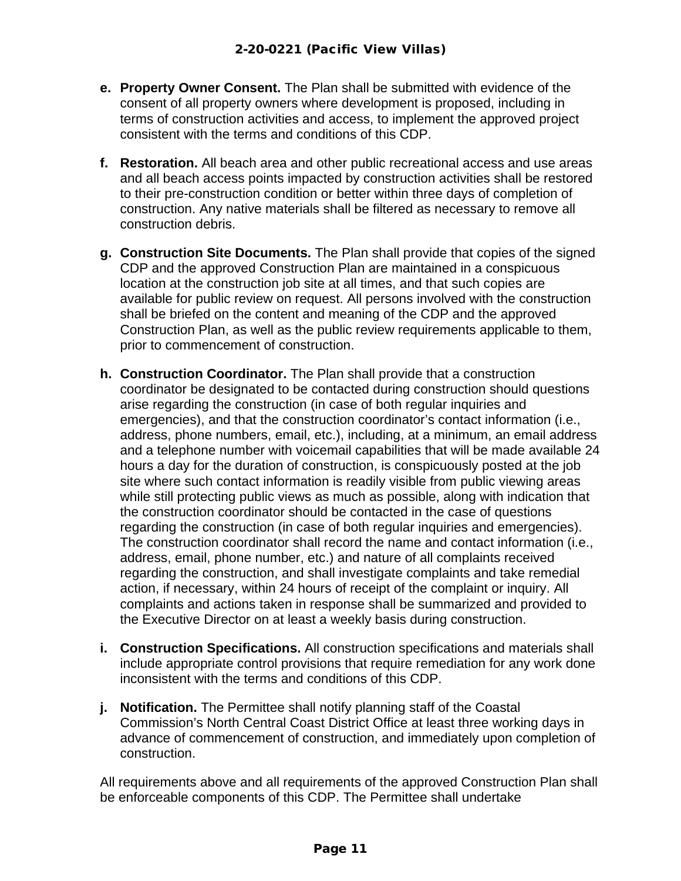e. **Property Owner Consent.** The Plan shall be submitted with evidence of the consent of all property owners where development is proposed, including in terms of construction activities and access, to implement the approved project consistent with the terms and conditions of this CDP.

f. **Restoration.** All beach area and other public recreational access and use areas and all beach access points impacted by construction activities shall be restored to their pre-construction condition or better within three days of completion of construction. Any native materials shall be filtered as necessary to remove all construction debris.

g. **Construction Site Documents.** The Plan shall provide that copies of the signed CDP and the approved Construction Plan are maintained in a conspicuous location at the construction job site at all times, and that such copies are available for public review on request. All persons involved with the construction shall be briefed on the content and meaning of the CDP and the approved Construction Plan, as well as the public review requirements applicable to them, prior to commencement of construction.

h. **Construction Coordinator.** The Plan shall provide that a construction coordinator be designated to be contacted during construction should questions arise regarding the construction (in case of both regular inquiries and emergencies), and that the construction coordinator's contact information (i.e., address, phone numbers, email, etc.), including, at a minimum, an email address and a telephone number with voicemail capabilities that will be made available 24 hours a day for the duration of construction, is conspicuously posted at the job site where such contact information is readily visible from public viewing areas while still protecting public views as much as possible, along with indication that the construction coordinator should be contacted in the case of questions regarding the construction (in case of both regular inquiries and emergencies). The construction coordinator shall record the name and contact information (i.e., address, email, phone number, etc.) and nature of all complaints received regarding the construction, and shall investigate complaints and take remedial action, if necessary, within 24 hours of receipt of the complaint or inquiry. All complaints and actions taken in response shall be summarized and provided to the Executive Director on at least a weekly basis during construction.

i. **Construction Specifications.** All construction specifications and materials shall include appropriate control provisions that require remediation for any work done inconsistent with the terms and conditions of this CDP.

j. **Notification.** The Permittee shall notify planning staff of the Coastal Commission's North Central Coast District Office at least three working days in advance of commencement of construction, and immediately upon completion of construction.

All requirements above and all requirements of the approved Construction Plan shall be enforceable components of this CDP. The Permittee shall undertake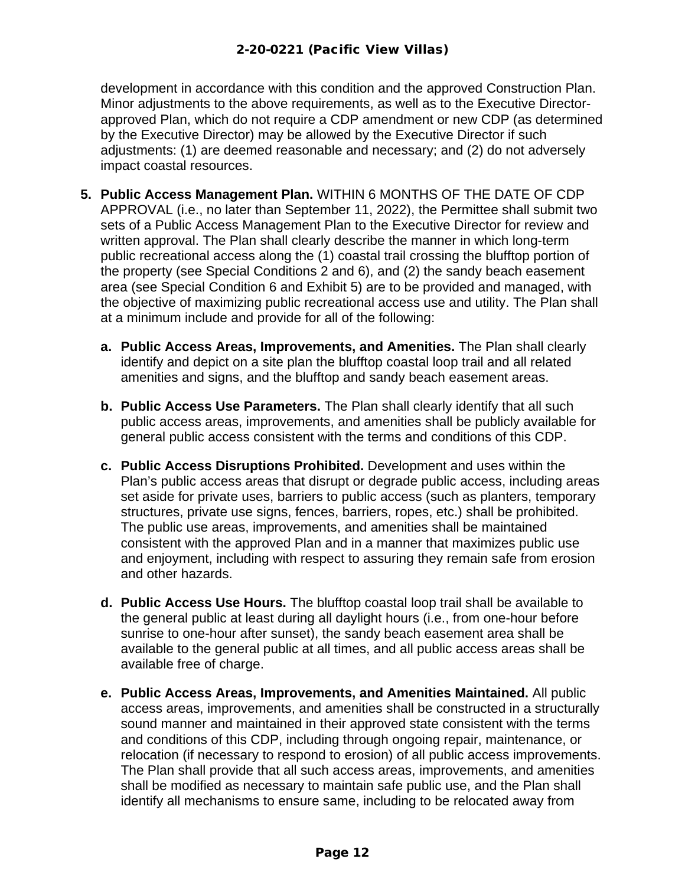development in accordance with this condition and the approved Construction Plan. Minor adjustments to the above requirements, as well as to the Executive Director-approved Plan, which do not require a CDP amendment or new CDP (as determined by the Executive Director) may be allowed by the Executive Director if such adjustments: (1) are deemed reasonable and necessary; and (2) do not adversely impact coastal resources.

5. **Public Access Management Plan.** WITHIN 6 MONTHS OF THE DATE OF CDP APPROVAL (i.e., no later than September 11, 2022), the Permittee shall submit two sets of a Public Access Management Plan to the Executive Director for review and written approval. The Plan shall clearly describe the manner in which long-term public recreational access along the (1) coastal trail crossing the blufftop portion of the property (see Special Conditions 2 and 6), and (2) the sandy beach easement area (see Special Condition 6 and Exhibit 5) are to be provided and managed, with the objective of maximizing public recreational access use and utility. The Plan shall at a minimum include and provide for all of the following:

   a. **Public Access Areas, Improvements, and Amenities.** The Plan shall clearly identify and depict on a site plan the blufftop coastal loop trail and all related amenities and signs, and the blufftop and sandy beach easement areas.

   b. **Public Access Use Parameters.** The Plan shall clearly identify that all such public access areas, improvements, and amenities shall be publicly available for general public access consistent with the terms and conditions of this CDP.

   c. **Public Access Disruptions Prohibited.** Development and uses within the Plan's public access areas that disrupt or degrade public access, including areas set aside for private uses, barriers to public access (such as planters, temporary structures, private use signs, fences, barriers, ropes, etc.) shall be prohibited. The public use areas, improvements, and amenities shall be maintained consistent with the approved Plan and in a manner that maximizes public use and enjoyment, including with respect to assuring they remain safe from erosion and other hazards.

   d. **Public Access Use Hours.** The blufftop coastal loop trail shall be available to the general public at least during all daylight hours (i.e., from one-hour before sunrise to one-hour after sunset), the sandy beach easement area shall be available to the general public at all times, and all public access areas shall be available free of charge.

   e. **Public Access Areas, Improvements, and Amenities Maintained.** All public access areas, improvements, and amenities shall be constructed in a structurally sound manner and maintained in their approved state consistent with the terms and conditions of this CDP, including through ongoing repair, maintenance, or relocation (if necessary to respond to erosion) of all public access improvements. The Plan shall provide that all such access areas, improvements, and amenities shall be modified as necessary to maintain safe public use, and the Plan shall identify all mechanisms to ensure same, including to be relocated away from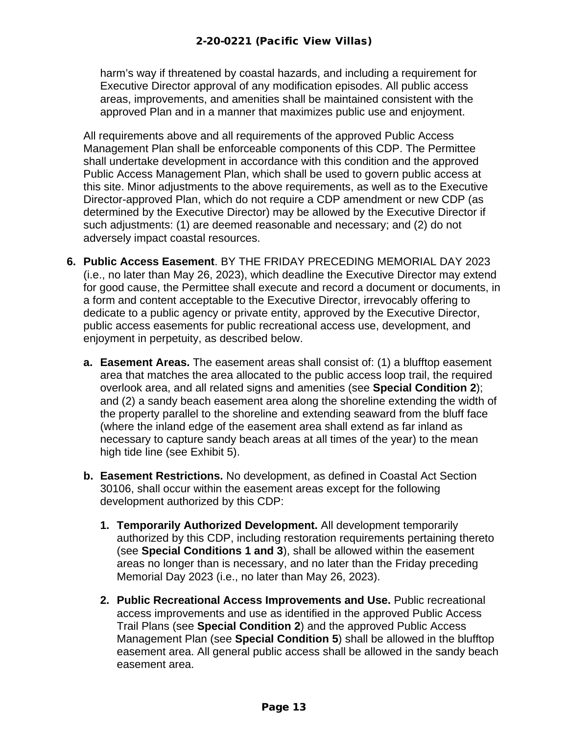harm's way if threatened by coastal hazards, and including a requirement for Executive Director approval of any modification episodes. All public access areas, improvements, and amenities shall be maintained consistent with the approved Plan and in a manner that maximizes public use and enjoyment.

All requirements above and all requirements of the approved Public Access Management Plan shall be enforceable components of this CDP. The Permittee shall undertake development in accordance with this condition and the approved Public Access Management Plan, which shall be used to govern public access at this site. Minor adjustments to the above requirements, as well as to the Executive Director-approved Plan, which do not require a CDP amendment or new CDP (as determined by the Executive Director) may be allowed by the Executive Director if such adjustments: (1) are deemed reasonable and necessary; and (2) do not adversely impact coastal resources.

6. **Public Access Easement**. BY THE FRIDAY PRECEDING MEMORIAL DAY 2023 (i.e., no later than May 26, 2023), which deadline the Executive Director may extend for good cause, the Permittee shall execute and record a document or documents, in a form and content acceptable to the Executive Director, irrevocably offering to dedicate to a public agency or private entity, approved by the Executive Director, public access easements for public recreational access use, development, and enjoyment in perpetuity, as described below.

   a. **Easement Areas.** The easement areas shall consist of: (1) a blufftop easement area that matches the area allocated to the public access loop trail, the required overlook area, and all related signs and amenities (see **Special Condition 2**); and (2) a sandy beach easement area along the shoreline extending the width of the property parallel to the shoreline and extending seaward from the bluff face (where the inland edge of the easement area shall extend as far inland as necessary to capture sandy beach areas at all times of the year) to the mean high tide line (see Exhibit 5).

   b. **Easement Restrictions.** No development, as defined in Coastal Act Section 30106, shall occur within the easement areas except for the following development authorized by this CDP:

      1. **Temporarily Authorized Development.** All development temporarily authorized by this CDP, including restoration requirements pertaining thereto (see **Special Conditions 1 and 3**), shall be allowed within the easement areas no longer than is necessary, and no later than the Friday preceding Memorial Day 2023 (i.e., no later than May 26, 2023).

      2. **Public Recreational Access Improvements and Use.** Public recreational access improvements and use as identified in the approved Public Access Trail Plans (see **Special Condition 2**) and the approved Public Access Management Plan (see **Special Condition 5**) shall be allowed in the blufftop easement area. All general public access shall be allowed in the sandy beach easement area.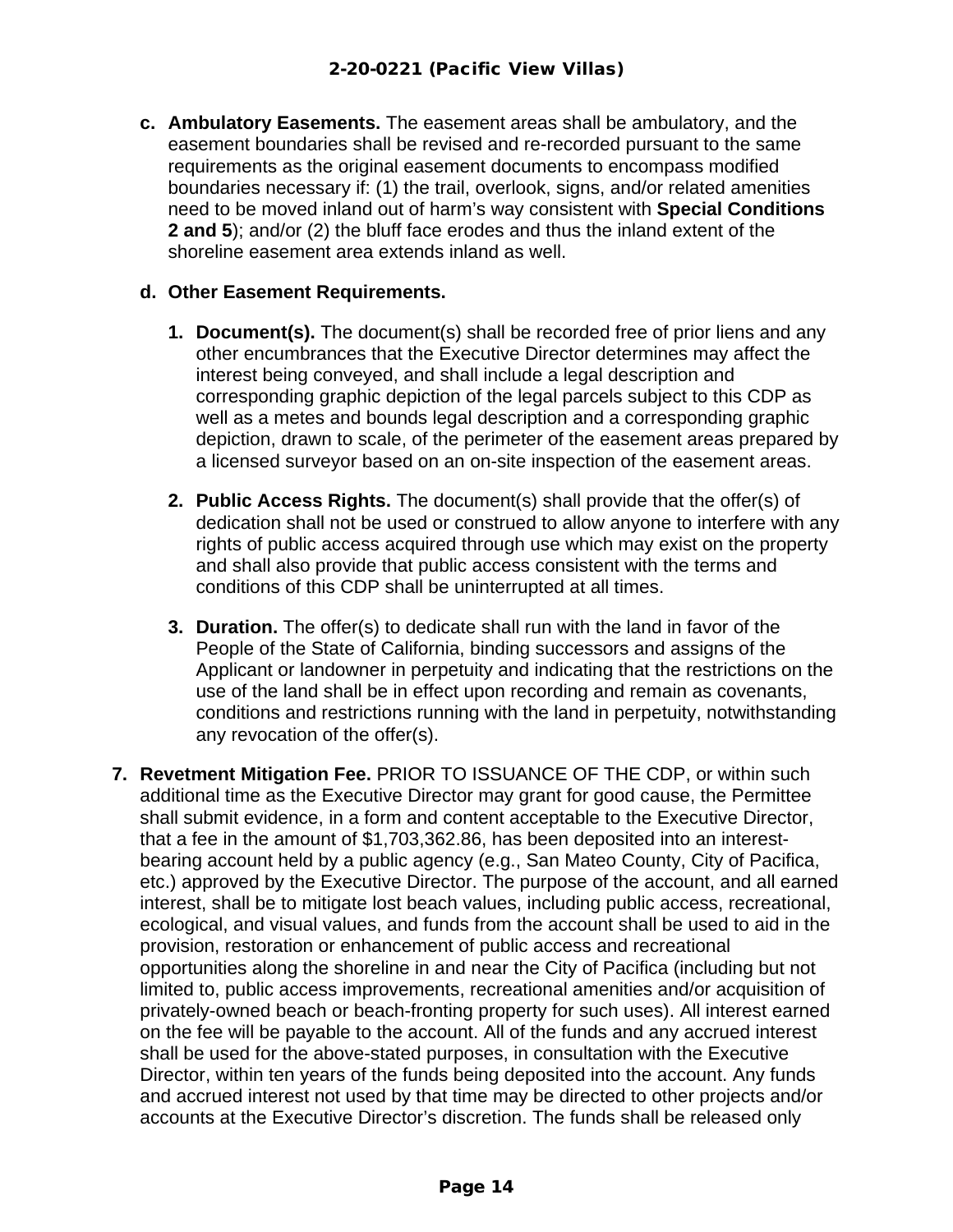c. **Ambulatory Easements.** The easement areas shall be ambulatory, and the easement boundaries shall be revised and re-recorded pursuant to the same requirements as the original easement documents to encompass modified boundaries necessary if: (1) the trail, overlook, signs, and/or related amenities need to be moved inland out of harm's way consistent with **Special Conditions 2 and 5**); and/or (2) the bluff face erodes and thus the inland extent of the shoreline easement area extends inland as well.

d. **Other Easement Requirements.**

   1. **Document(s).** The document(s) shall be recorded free of prior liens and any other encumbrances that the Executive Director determines may affect the interest being conveyed, and shall include a legal description and corresponding graphic depiction of the legal parcels subject to this CDP as well as a metes and bounds legal description and a corresponding graphic depiction, drawn to scale, of the perimeter of the easement areas prepared by a licensed surveyor based on an on-site inspection of the easement areas.

   2. **Public Access Rights.** The document(s) shall provide that the offer(s) of dedication shall not be used or construed to allow anyone to interfere with any rights of public access acquired through use which may exist on the property and shall also provide that public access consistent with the terms and conditions of this CDP shall be uninterrupted at all times.

   3. **Duration.** The offer(s) to dedicate shall run with the land in favor of the People of the State of California, binding successors and assigns of the Applicant or landowner in perpetuity and indicating that the restrictions on the use of the land shall be in effect upon recording and remain as covenants, conditions and restrictions running with the land in perpetuity, notwithstanding any revocation of the offer(s).

7. **Revetment Mitigation Fee.** PRIOR TO ISSUANCE OF THE CDP, or within such additional time as the Executive Director may grant for good cause, the Permittee shall submit evidence, in a form and content acceptable to the Executive Director, that a fee in the amount of $1,703,362.86, has been deposited into an interest-bearing account held by a public agency (e.g., San Mateo County, City of Pacifica, etc.) approved by the Executive Director. The purpose of the account, and all earned interest, shall be to mitigate lost beach values, including public access, recreational, ecological, and visual values, and funds from the account shall be used to aid in the provision, restoration or enhancement of public access and recreational opportunities along the shoreline in and near the City of Pacifica (including but not limited to, public access improvements, recreational amenities and/or acquisition of privately-owned beach or beach-fronting property for such uses). All interest earned on the fee will be payable to the account. All of the funds and any accrued interest shall be used for the above-stated purposes, in consultation with the Executive Director, within ten years of the funds being deposited into the account. Any funds and accrued interest not used by that time may be directed to other projects and/or accounts at the Executive Director's discretion. The funds shall be released only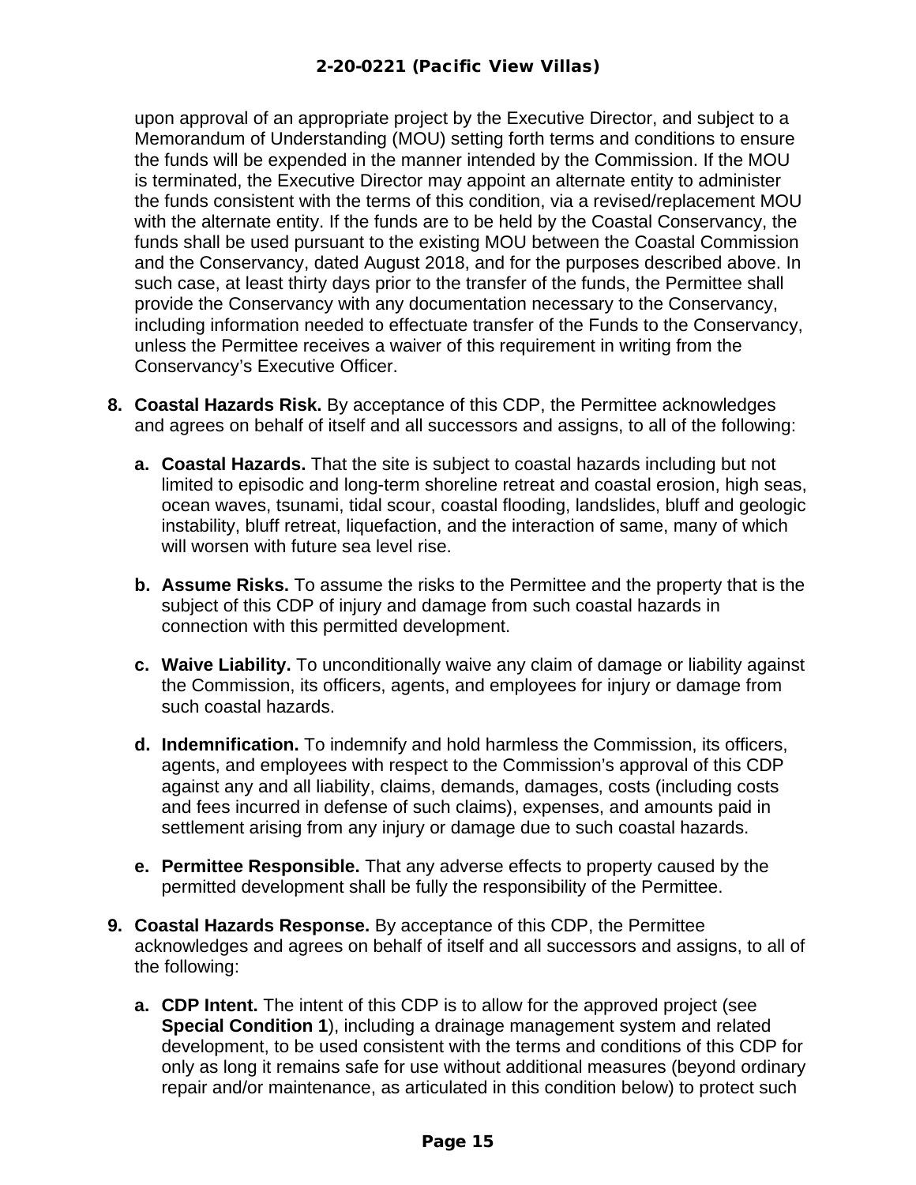upon approval of an appropriate project by the Executive Director, and subject to a Memorandum of Understanding (MOU) setting forth terms and conditions to ensure the funds will be expended in the manner intended by the Commission. If the MOU is terminated, the Executive Director may appoint an alternate entity to administer the funds consistent with the terms of this condition, via a revised/replacement MOU with the alternate entity. If the funds are to be held by the Coastal Conservancy, the funds shall be used pursuant to the existing MOU between the Coastal Commission and the Conservancy, dated August 2018, and for the purposes described above. In such case, at least thirty days prior to the transfer of the funds, the Permittee shall provide the Conservancy with any documentation necessary to the Conservancy, including information needed to effectuate transfer of the Funds to the Conservancy, unless the Permittee receives a waiver of this requirement in writing from the Conservancy's Executive Officer.

8. **Coastal Hazards Risk.** By acceptance of this CDP, the Permittee acknowledges and agrees on behalf of itself and all successors and assigns, to all of the following:

   a. **Coastal Hazards.** That the site is subject to coastal hazards including but not limited to episodic and long-term shoreline retreat and coastal erosion, high seas, ocean waves, tsunami, tidal scour, coastal flooding, landslides, bluff and geologic instability, bluff retreat, liquefaction, and the interaction of same, many of which will worsen with future sea level rise.

   b. **Assume Risks.** To assume the risks to the Permittee and the property that is the subject of this CDP of injury and damage from such coastal hazards in connection with this permitted development.

   c. **Waive Liability.** To unconditionally waive any claim of damage or liability against the Commission, its officers, agents, and employees for injury or damage from such coastal hazards.

   d. **Indemnification.** To indemnify and hold harmless the Commission, its officers, agents, and employees with respect to the Commission's approval of this CDP against any and all liability, claims, demands, damages, costs (including costs and fees incurred in defense of such claims), expenses, and amounts paid in settlement arising from any injury or damage due to such coastal hazards.

   e. **Permittee Responsible.** That any adverse effects to property caused by the permitted development shall be fully the responsibility of the Permittee.

9. **Coastal Hazards Response.** By acceptance of this CDP, the Permittee acknowledges and agrees on behalf of itself and all successors and assigns, to all of the following:

   a. **CDP Intent.** The intent of this CDP is to allow for the approved project (see **Special Condition 1**), including a drainage management system and related development, to be used consistent with the terms and conditions of this CDP for only as long it remains safe for use without additional measures (beyond ordinary repair and/or maintenance, as articulated in this condition below) to protect such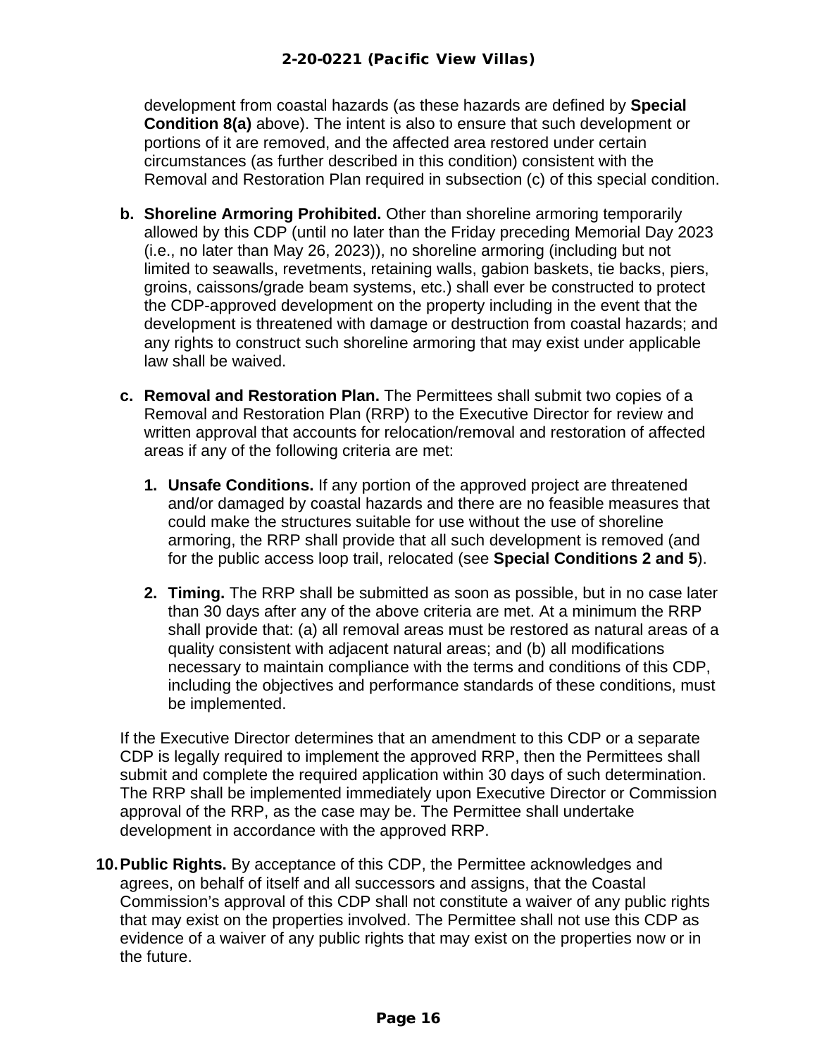development from coastal hazards (as these hazards are defined by **Special Condition 8(a)** above). The intent is also to ensure that such development or portions of it are removed, and the affected area restored under certain circumstances (as further described in this condition) consistent with the Removal and Restoration Plan required in subsection (c) of this special condition.

b. **Shoreline Armoring Prohibited.** Other than shoreline armoring temporarily allowed by this CDP (until no later than the Friday preceding Memorial Day 2023 (i.e., no later than May 26, 2023)), no shoreline armoring (including but not limited to seawalls, revetments, retaining walls, gabion baskets, tie backs, piers, groins, caissons/grade beam systems, etc.) shall ever be constructed to protect the CDP-approved development on the property including in the event that the development is threatened with damage or destruction from coastal hazards; and any rights to construct such shoreline armoring that may exist under applicable law shall be waived.

c. **Removal and Restoration Plan.** The Permittees shall submit two copies of a Removal and Restoration Plan (RRP) to the Executive Director for review and written approval that accounts for relocation/removal and restoration of affected areas if any of the following criteria are met:

   1. **Unsafe Conditions.** If any portion of the approved project are threatened and/or damaged by coastal hazards and there are no feasible measures that could make the structures suitable for use without the use of shoreline armoring, the RRP shall provide that all such development is removed (and for the public access loop trail, relocated (see **Special Conditions 2 and 5**).

   2. **Timing.** The RRP shall be submitted as soon as possible, but in no case later than 30 days after any of the above criteria are met. At a minimum the RRP shall provide that: (a) all removal areas must be restored as natural areas of a quality consistent with adjacent natural areas; and (b) all modifications necessary to maintain compliance with the terms and conditions of this CDP, including the objectives and performance standards of these conditions, must be implemented.

If the Executive Director determines that an amendment to this CDP or a separate CDP is legally required to implement the approved RRP, then the Permittees shall submit and complete the required application within 30 days of such determination. The RRP shall be implemented immediately upon Executive Director or Commission approval of the RRP, as the case may be. The Permittee shall undertake development in accordance with the approved RRP.

10. **Public Rights.** By acceptance of this CDP, the Permittee acknowledges and agrees, on behalf of itself and all successors and assigns, that the Coastal Commission's approval of this CDP shall not constitute a waiver of any public rights that may exist on the properties involved. The Permittee shall not use this CDP as evidence of a waiver of any public rights that may exist on the properties now or in the future.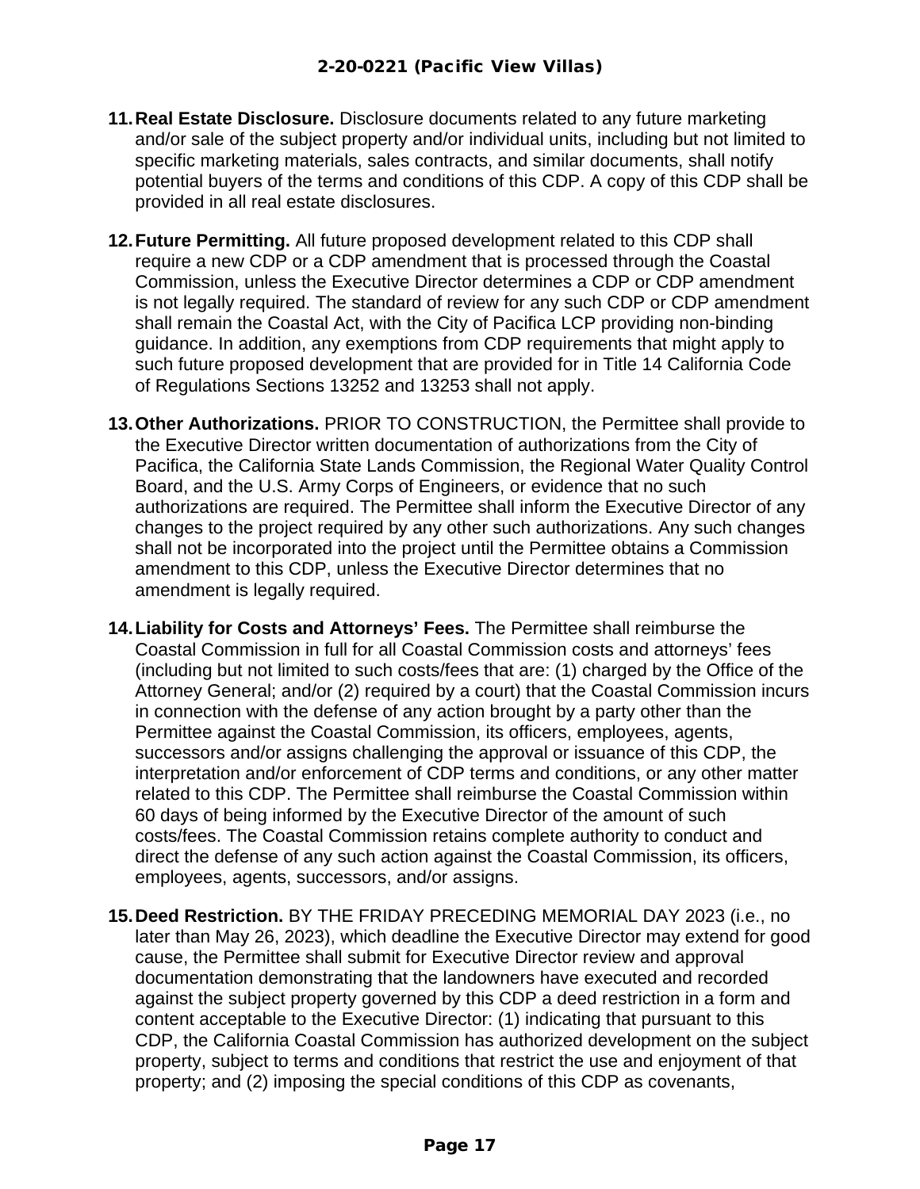11. **Real Estate Disclosure.** Disclosure documents related to any future marketing and/or sale of the subject property and/or individual units, including but not limited to specific marketing materials, sales contracts, and similar documents, shall notify potential buyers of the terms and conditions of this CDP. A copy of this CDP shall be provided in all real estate disclosures.

12. **Future Permitting.** All future proposed development related to this CDP shall require a new CDP or a CDP amendment that is processed through the Coastal Commission, unless the Executive Director determines a CDP or CDP amendment is not legally required. The standard of review for any such CDP or CDP amendment shall remain the Coastal Act, with the City of Pacifica LCP providing non-binding guidance. In addition, any exemptions from CDP requirements that might apply to such future proposed development that are provided for in Title 14 California Code of Regulations Sections 13252 and 13253 shall not apply.

13. **Other Authorizations.** PRIOR TO CONSTRUCTION, the Permittee shall provide to the Executive Director written documentation of authorizations from the City of Pacifica, the California State Lands Commission, the Regional Water Quality Control Board, and the U.S. Army Corps of Engineers, or evidence that no such authorizations are required. The Permittee shall inform the Executive Director of any changes to the project required by any other such authorizations. Any such changes shall not be incorporated into the project until the Permittee obtains a Commission amendment to this CDP, unless the Executive Director determines that no amendment is legally required.

14. **Liability for Costs and Attorneys' Fees.** The Permittee shall reimburse the Coastal Commission in full for all Coastal Commission costs and attorneys' fees (including but not limited to such costs/fees that are: (1) charged by the Office of the Attorney General; and/or (2) required by a court) that the Coastal Commission incurs in connection with the defense of any action brought by a party other than the Permittee against the Coastal Commission, its officers, employees, agents, successors and/or assigns challenging the approval or issuance of this CDP, the interpretation and/or enforcement of CDP terms and conditions, or any other matter related to this CDP. The Permittee shall reimburse the Coastal Commission within 60 days of being informed by the Executive Director of the amount of such costs/fees. The Coastal Commission retains complete authority to conduct and direct the defense of any such action against the Coastal Commission, its officers, employees, agents, successors, and/or assigns.

15. **Deed Restriction.** BY THE FRIDAY PRECEDING MEMORIAL DAY 2023 (i.e., no later than May 26, 2023), which deadline the Executive Director may extend for good cause, the Permittee shall submit for Executive Director review and approval documentation demonstrating that the landowners have executed and recorded against the subject property governed by this CDP a deed restriction in a form and content acceptable to the Executive Director: (1) indicating that pursuant to this CDP, the California Coastal Commission has authorized development on the subject property, subject to terms and conditions that restrict the use and enjoyment of that property; and (2) imposing the special conditions of this CDP as covenants,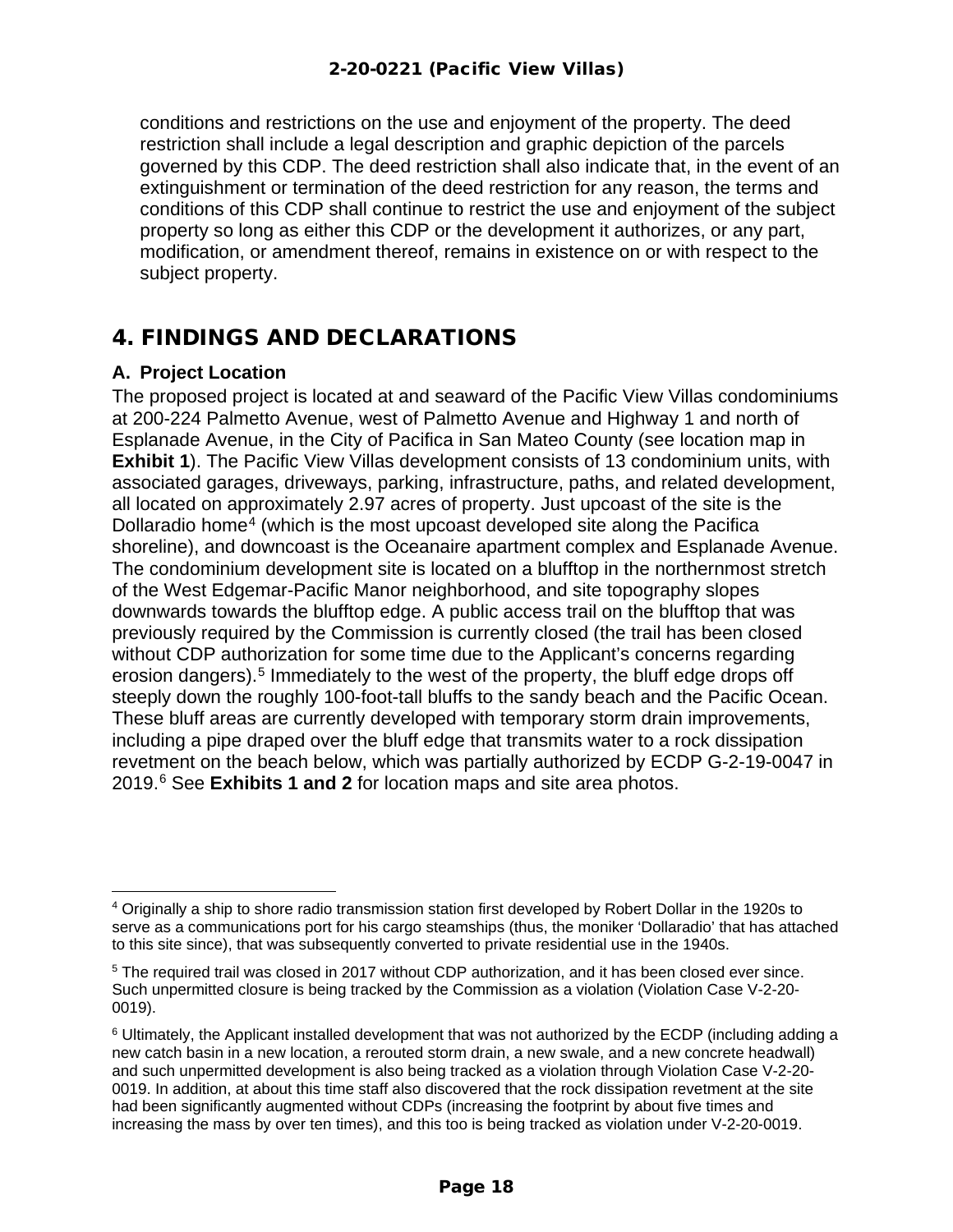conditions and restrictions on the use and enjoyment of the property. The deed restriction shall include a legal description and graphic depiction of the parcels governed by this CDP. The deed restriction shall also indicate that, in the event of an extinguishment or termination of the deed restriction for any reason, the terms and conditions of this CDP shall continue to restrict the use and enjoyment of the subject property so long as either this CDP or the development it authorizes, or any part, modification, or amendment thereof, remains in existence on or with respect to the subject property.

# 4. FINDINGS AND DECLARATIONS

## A. Project Location

The proposed project is located at and seaward of the Pacific View Villas condominiums at 200-224 Palmetto Avenue, west of Palmetto Avenue and Highway 1 and north of Esplanade Avenue, in the City of Pacifica in San Mateo County (see location map in **Exhibit 1**). The Pacific View Villas development consists of 13 condominium units, with associated garages, driveways, parking, infrastructure, paths, and related development, all located on approximately 2.97 acres of property. Just upcoast of the site is the Dollaradio home[4] (which is the most upcoast developed site along the Pacifica shoreline), and downcoast is the Oceanaire apartment complex and Esplanade Avenue. The condominium development site is located on a blufftop in the northernmost stretch of the West Edgemar-Pacific Manor neighborhood, and site topography slopes downwards towards the blufftop edge. A public access trail on the blufftop that was previously required by the Commission is currently closed (the trail has been closed without CDP authorization for some time due to the Applicant's concerns regarding erosion dangers).[5] Immediately to the west of the property, the bluff edge drops off steeply down the roughly 100-foot-tall bluffs to the sandy beach and the Pacific Ocean. These bluff areas are currently developed with temporary storm drain improvements, including a pipe draped over the bluff edge that transmits water to a rock dissipation revetment on the beach below, which was partially authorized by ECDP G-2-19-0047 in 2019.[6] See **Exhibits 1 and 2** for location maps and site area photos.

---

[4] Originally a ship to shore radio transmission station first developed by Robert Dollar in the 1920s to serve as a communications port for his cargo steamships (thus, the moniker 'Dollaradio' that has attached to this site since), that was subsequently converted to private residential use in the 1940s.

[5] The required trail was closed in 2017 without CDP authorization, and it has been closed ever since. Such unpermitted closure is being tracked by the Commission as a violation (Violation Case V-2-20-0019).

[6] Ultimately, the Applicant installed development that was not authorized by the ECDP (including adding a new catch basin in a new location, a rerouted storm drain, a new swale, and a new concrete headwall) and such unpermitted development is also being tracked as a violation through Violation Case V-2-20-0019. In addition, at about this time staff also discovered that the rock dissipation revetment at the site had been significantly augmented without CDPs (increasing the footprint by about five times and increasing the mass by over ten times), and this too is being tracked as violation under V-2-20-0019.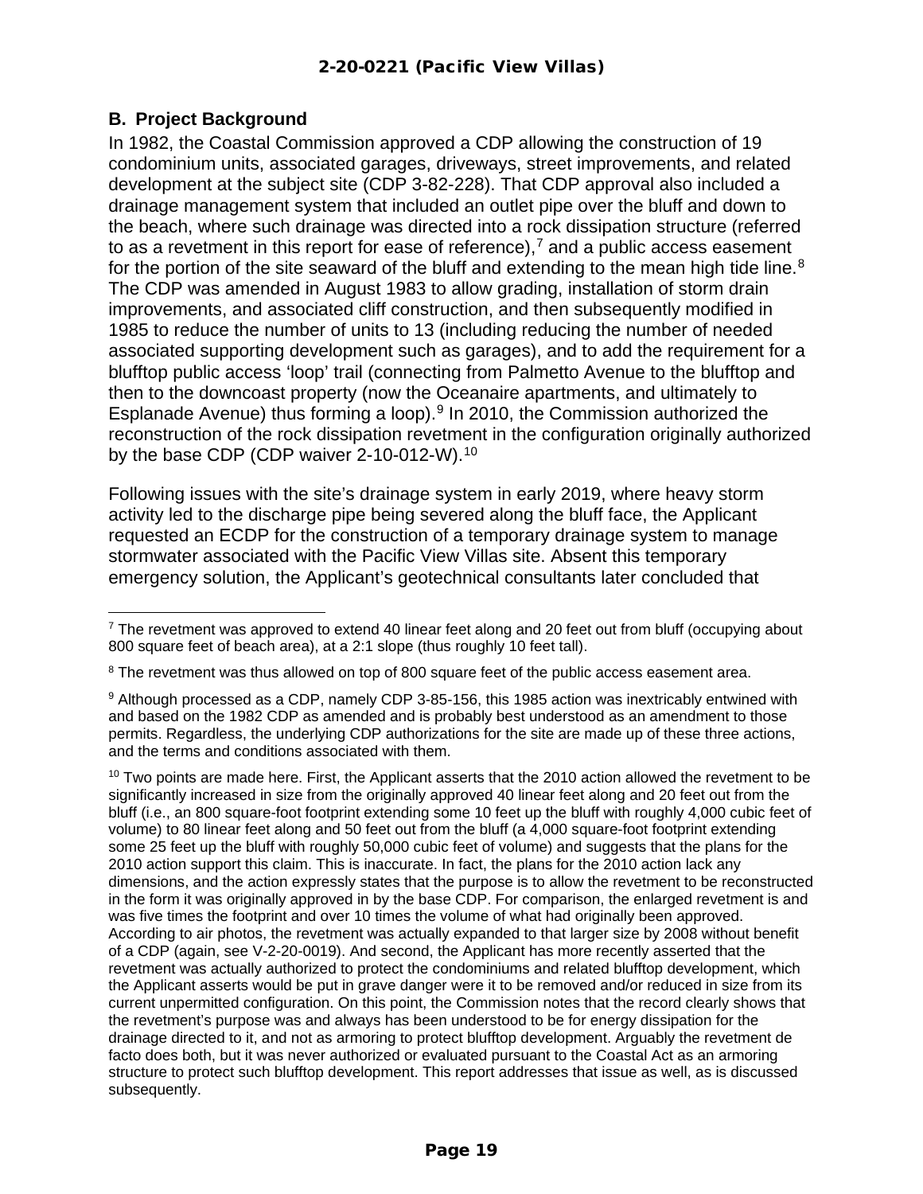## B. Project Background

In 1982, the Coastal Commission approved a CDP allowing the construction of 19 condominium units, associated garages, driveways, street improvements, and related development at the subject site (CDP 3-82-228). That CDP approval also included a drainage management system that included an outlet pipe over the bluff and down to the beach, where such drainage was directed into a rock dissipation structure (referred to as a revetment in this report for ease of reference),[7] and a public access easement for the portion of the site seaward of the bluff and extending to the mean high tide line.[8] The CDP was amended in August 1983 to allow grading, installation of storm drain improvements, and associated cliff construction, and then subsequently modified in 1985 to reduce the number of units to 13 (including reducing the number of needed associated supporting development such as garages), and to add the requirement for a blufftop public access 'loop' trail (connecting from Palmetto Avenue to the blufftop and then to the downcoast property (now the Oceanaire apartments, and ultimately to Esplanade Avenue) thus forming a loop).[9] In 2010, the Commission authorized the reconstruction of the rock dissipation revetment in the configuration originally authorized by the base CDP (CDP waiver 2-10-012-W).[10]

Following issues with the site's drainage system in early 2019, where heavy storm activity led to the discharge pipe being severed along the bluff face, the Applicant requested an ECDP for the construction of a temporary drainage system to manage stormwater associated with the Pacific View Villas site. Absent this temporary emergency solution, the Applicant's geotechnical consultants later concluded that

---

[7] The revetment was approved to extend 40 linear feet along and 20 feet out from bluff (occupying about 800 square feet of beach area), at a 2:1 slope (thus roughly 10 feet tall).

[8] The revetment was thus allowed on top of 800 square feet of the public access easement area.

[9] Although processed as a CDP, namely CDP 3-85-156, this 1985 action was inextricably entwined with and based on the 1982 CDP as amended and is probably best understood as an amendment to those permits. Regardless, the underlying CDP authorizations for the site are made up of these three actions, and the terms and conditions associated with them.

[10] Two points are made here. First, the Applicant asserts that the 2010 action allowed the revetment to be significantly increased in size from the originally approved 40 linear feet along and 20 feet out from the bluff (i.e., an 800 square-foot footprint extending some 10 feet up the bluff with roughly 4,000 cubic feet of volume) to 80 linear feet along and 50 feet out from the bluff (a 4,000 square-foot footprint extending some 25 feet up the bluff with roughly 50,000 cubic feet of volume) and suggests that the plans for the 2010 action support this claim. This is inaccurate. In fact, the plans for the 2010 action lack any dimensions, and the action expressly states that the purpose is to allow the revetment to be reconstructed in the form it was originally approved in by the base CDP. For comparison, the enlarged revetment is and was five times the footprint and over 10 times the volume of what had originally been approved. According to air photos, the revetment was actually expanded to that larger size by 2008 without benefit of a CDP (again, see V-2-20-0019). And second, the Applicant has more recently asserted that the revetment was actually authorized to protect the condominiums and related blufftop development, which the Applicant asserts would be put in grave danger were it to be removed and/or reduced in size from its current unpermitted configuration. On this point, the Commission notes that the record clearly shows that the revetment's purpose was and always has been understood to be for energy dissipation for the drainage directed to it, and not as armoring to protect blufftop development. Arguably the revetment de facto does both, but it was never authorized or evaluated pursuant to the Coastal Act as an armoring structure to protect such blufftop development. This report addresses that issue as well, as is discussed subsequently.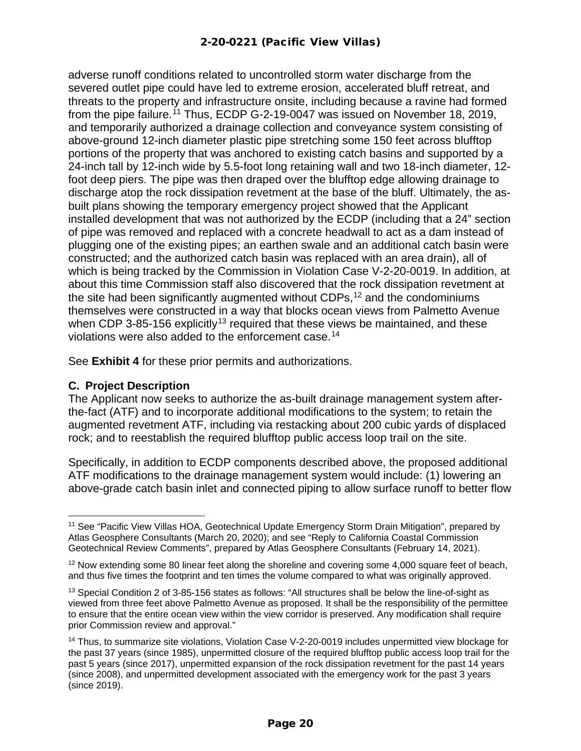adverse runoff conditions related to uncontrolled storm water discharge from the severed outlet pipe could have led to extreme erosion, accelerated bluff retreat, and threats to the property and infrastructure onsite, including because a ravine had formed from the pipe failure.[11] Thus, ECDP G-2-19-0047 was issued on November 18, 2019, and temporarily authorized a drainage collection and conveyance system consisting of above-ground 12-inch diameter plastic pipe stretching some 150 feet across blufftop portions of the property that was anchored to existing catch basins and supported by a 24-inch tall by 12-inch wide by 5.5-foot long retaining wall and two 18-inch diameter, 12-foot deep piers. The pipe was then draped over the blufftop edge allowing drainage to discharge atop the rock dissipation revetment at the base of the bluff. Ultimately, the as-built plans showing the temporary emergency project showed that the Applicant installed development that was not authorized by the ECDP (including that a 24" section of pipe was removed and replaced with a concrete headwall to act as a dam instead of plugging one of the existing pipes; an earthen swale and an additional catch basin were constructed; and the authorized catch basin was replaced with an area drain), all of which is being tracked by the Commission in Violation Case V-2-20-0019. In addition, at about this time Commission staff also discovered that the rock dissipation revetment at the site had been significantly augmented without CDPs,[12] and the condominiums themselves were constructed in a way that blocks ocean views from Palmetto Avenue when CDP 3-85-156 explicitly[13] required that these views be maintained, and these violations were also added to the enforcement case.[14]

See **Exhibit 4** for these prior permits and authorizations.

### C. Project Description

The Applicant now seeks to authorize the as-built drainage management system after-the-fact (ATF) and to incorporate additional modifications to the system; to retain the augmented revetment ATF, including via restacking about 200 cubic yards of displaced rock; and to reestablish the required blufftop public access loop trail on the site.

Specifically, in addition to ECDP components described above, the proposed additional ATF modifications to the drainage management system would include: (1) lowering an above-grade catch basin inlet and connected piping to allow surface runoff to better flow

---

[11] See "Pacific View Villas HOA, Geotechnical Update Emergency Storm Drain Mitigation", prepared by Atlas Geosphere Consultants (March 20, 2020); and see "Reply to California Coastal Commission Geotechnical Review Comments", prepared by Atlas Geosphere Consultants (February 14, 2021).

[12] Now extending some 80 linear feet along the shoreline and covering some 4,000 square feet of beach, and thus five times the footprint and ten times the volume compared to what was originally approved.

[13] Special Condition 2 of 3-85-156 states as follows: "All structures shall be below the line-of-sight as viewed from three feet above Palmetto Avenue as proposed. It shall be the responsibility of the permittee to ensure that the entire ocean view within the view corridor is preserved. Any modification shall require prior Commission review and approval."

[14] Thus, to summarize site violations, Violation Case V-2-20-0019 includes unpermitted view blockage for the past 37 years (since 1985), unpermitted closure of the required blufftop public access loop trail for the past 5 years (since 2017), unpermitted expansion of the rock dissipation revetment for the past 14 years (since 2008), and unpermitted development associated with the emergency work for the past 3 years (since 2019).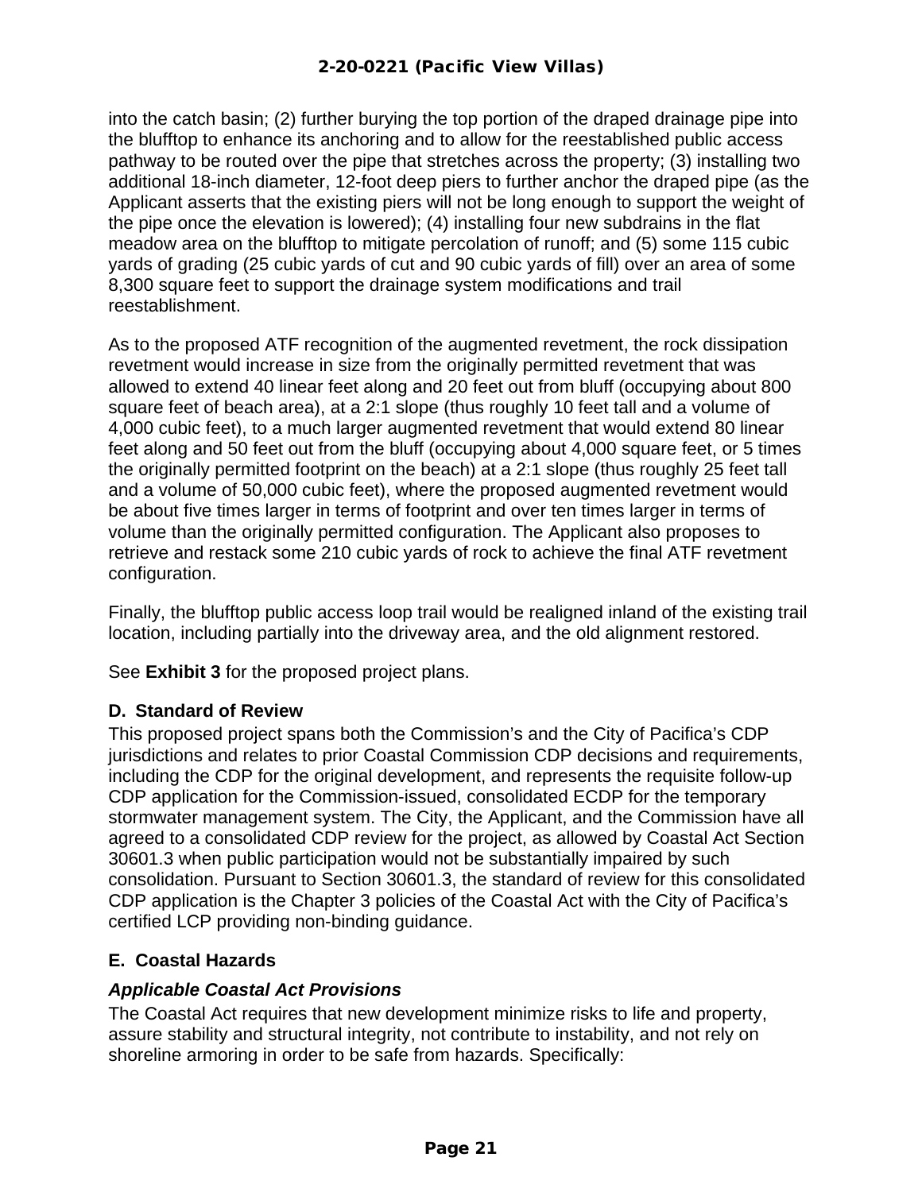into the catch basin; (2) further burying the top portion of the draped drainage pipe into the blufftop to enhance its anchoring and to allow for the reestablished public access pathway to be routed over the pipe that stretches across the property; (3) installing two additional 18-inch diameter, 12-foot deep piers to further anchor the draped pipe (as the Applicant asserts that the existing piers will not be long enough to support the weight of the pipe once the elevation is lowered); (4) installing four new subdrains in the flat meadow area on the blufftop to mitigate percolation of runoff; and (5) some 115 cubic yards of grading (25 cubic yards of cut and 90 cubic yards of fill) over an area of some 8,300 square feet to support the drainage system modifications and trail reestablishment.

As to the proposed ATF recognition of the augmented revetment, the rock dissipation revetment would increase in size from the originally permitted revetment that was allowed to extend 40 linear feet along and 20 feet out from bluff (occupying about 800 square feet of beach area), at a 2:1 slope (thus roughly 10 feet tall and a volume of 4,000 cubic feet), to a much larger augmented revetment that would extend 80 linear feet along and 50 feet out from the bluff (occupying about 4,000 square feet, or 5 times the originally permitted footprint on the beach) at a 2:1 slope (thus roughly 25 feet tall and a volume of 50,000 cubic feet), where the proposed augmented revetment would be about five times larger in terms of footprint and over ten times larger in terms of volume than the originally permitted configuration. The Applicant also proposes to retrieve and restack some 210 cubic yards of rock to achieve the final ATF revetment configuration.

Finally, the blufftop public access loop trail would be realigned inland of the existing trail location, including partially into the driveway area, and the old alignment restored.

See **Exhibit 3** for the proposed project plans.

### D. Standard of Review

This proposed project spans both the Commission's and the City of Pacifica's CDP jurisdictions and relates to prior Coastal Commission CDP decisions and requirements, including the CDP for the original development, and represents the requisite follow-up CDP application for the Commission-issued, consolidated ECDP for the temporary stormwater management system. The City, the Applicant, and the Commission have all agreed to a consolidated CDP review for the project, as allowed by Coastal Act Section 30601.3 when public participation would not be substantially impaired by such consolidation. Pursuant to Section 30601.3, the standard of review for this consolidated CDP application is the Chapter 3 policies of the Coastal Act with the City of Pacifica's certified LCP providing non-binding guidance.

### E. Coastal Hazards

#### *Applicable Coastal Act Provisions*

The Coastal Act requires that new development minimize risks to life and property, assure stability and structural integrity, not contribute to instability, and not rely on shoreline armoring in order to be safe from hazards. Specifically: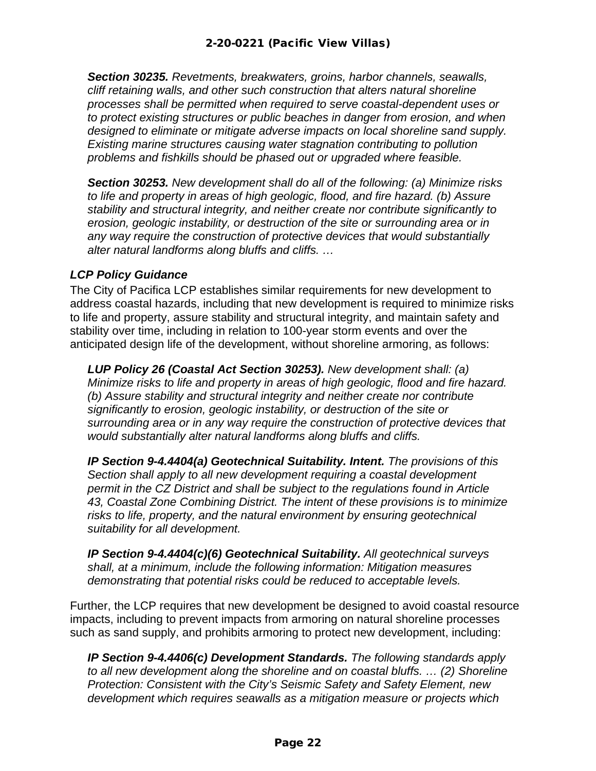*Section 30235. Revetments, breakwaters, groins, harbor channels, seawalls, cliff retaining walls, and other such construction that alters natural shoreline processes shall be permitted when required to serve coastal-dependent uses or to protect existing structures or public beaches in danger from erosion, and when designed to eliminate or mitigate adverse impacts on local shoreline sand supply. Existing marine structures causing water stagnation contributing to pollution problems and fishkills should be phased out or upgraded where feasible.*

***Section 30253.*** *New development shall do all of the following: (a) Minimize risks to life and property in areas of high geologic, flood, and fire hazard. (b) Assure stability and structural integrity, and neither create nor contribute significantly to erosion, geologic instability, or destruction of the site or surrounding area or in any way require the construction of protective devices that would substantially alter natural landforms along bluffs and cliffs. …*

### *LCP Policy Guidance*

The City of Pacifica LCP establishes similar requirements for new development to address coastal hazards, including that new development is required to minimize risks to life and property, assure stability and structural integrity, and maintain safety and stability over time, including in relation to 100-year storm events and over the anticipated design life of the development, without shoreline armoring, as follows:

***LUP Policy 26 (Coastal Act Section 30253).*** *New development shall: (a) Minimize risks to life and property in areas of high geologic, flood and fire hazard. (b) Assure stability and structural integrity and neither create nor contribute significantly to erosion, geologic instability, or destruction of the site or surrounding area or in any way require the construction of protective devices that would substantially alter natural landforms along bluffs and cliffs.*

***IP Section 9-4.4404(a) Geotechnical Suitability. Intent.*** *The provisions of this Section shall apply to all new development requiring a coastal development permit in the CZ District and shall be subject to the regulations found in Article 43, Coastal Zone Combining District. The intent of these provisions is to minimize risks to life, property, and the natural environment by ensuring geotechnical suitability for all development.*

***IP Section 9-4.4404(c)(6) Geotechnical Suitability.*** *All geotechnical surveys shall, at a minimum, include the following information: Mitigation measures demonstrating that potential risks could be reduced to acceptable levels.*

Further, the LCP requires that new development be designed to avoid coastal resource impacts, including to prevent impacts from armoring on natural shoreline processes such as sand supply, and prohibits armoring to protect new development, including:

***IP Section 9-4.4406(c) Development Standards.*** *The following standards apply to all new development along the shoreline and on coastal bluffs. … (2) Shoreline Protection: Consistent with the City's Seismic Safety and Safety Element, new development which requires seawalls as a mitigation measure or projects which*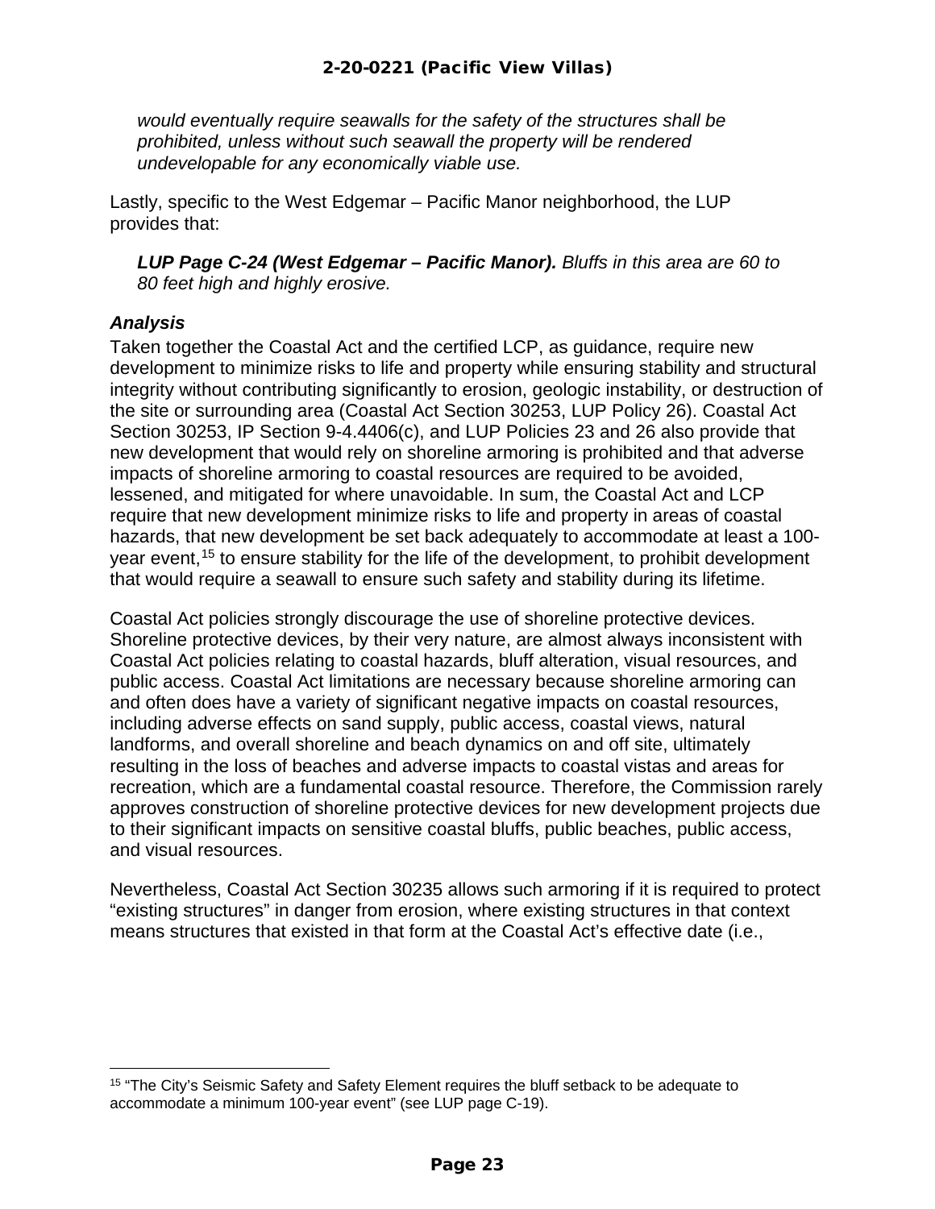*would eventually require seawalls for the safety of the structures shall be prohibited, unless without such seawall the property will be rendered undevelopable for any economically viable use.*

Lastly, specific to the West Edgemar – Pacific Manor neighborhood, the LUP provides that:

***LUP Page C-24 (West Edgemar – Pacific Manor).*** *Bluffs in this area are 60 to 80 feet high and highly erosive.*

### *Analysis*

Taken together the Coastal Act and the certified LCP, as guidance, require new development to minimize risks to life and property while ensuring stability and structural integrity without contributing significantly to erosion, geologic instability, or destruction of the site or surrounding area (Coastal Act Section 30253, LUP Policy 26). Coastal Act Section 30253, IP Section 9-4.4406(c), and LUP Policies 23 and 26 also provide that new development that would rely on shoreline armoring is prohibited and that adverse impacts of shoreline armoring to coastal resources are required to be avoided, lessened, and mitigated for where unavoidable. In sum, the Coastal Act and LCP require that new development minimize risks to life and property in areas of coastal hazards, that new development be set back adequately to accommodate at least a 100-year event,[15] to ensure stability for the life of the development, to prohibit development that would require a seawall to ensure such safety and stability during its lifetime.

Coastal Act policies strongly discourage the use of shoreline protective devices. Shoreline protective devices, by their very nature, are almost always inconsistent with Coastal Act policies relating to coastal hazards, bluff alteration, visual resources, and public access. Coastal Act limitations are necessary because shoreline armoring can and often does have a variety of significant negative impacts on coastal resources, including adverse effects on sand supply, public access, coastal views, natural landforms, and overall shoreline and beach dynamics on and off site, ultimately resulting in the loss of beaches and adverse impacts to coastal vistas and areas for recreation, which are a fundamental coastal resource. Therefore, the Commission rarely approves construction of shoreline protective devices for new development projects due to their significant impacts on sensitive coastal bluffs, public beaches, public access, and visual resources.

Nevertheless, Coastal Act Section 30235 allows such armoring if it is required to protect "existing structures" in danger from erosion, where existing structures in that context means structures that existed in that form at the Coastal Act's effective date (i.e.,

---

[15] "The City's Seismic Safety and Safety Element requires the bluff setback to be adequate to accommodate a minimum 100-year event" (see LUP page C-19).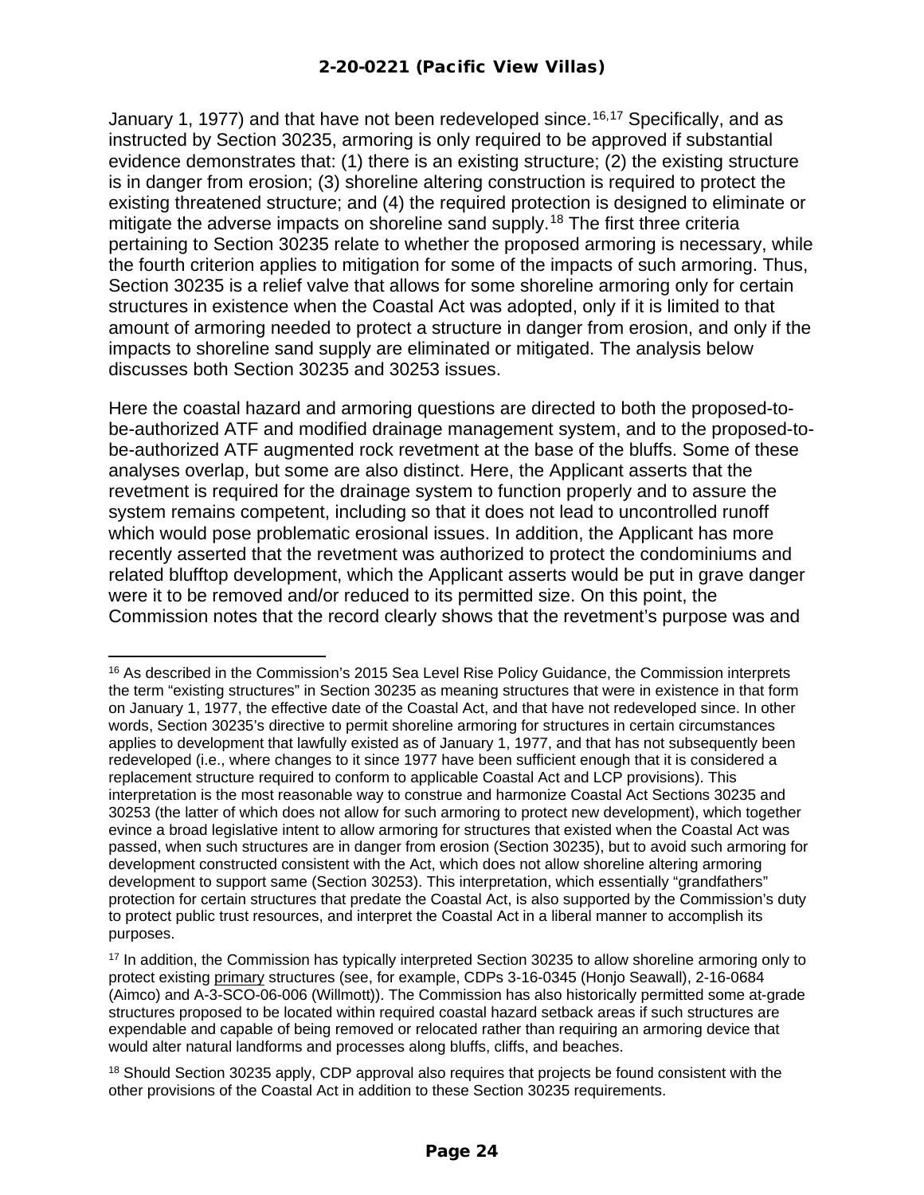January 1, 1977) and that have not been redeveloped since.[16,17] Specifically, and as instructed by Section 30235, armoring is only required to be approved if substantial evidence demonstrates that: (1) there is an existing structure; (2) the existing structure is in danger from erosion; (3) shoreline altering construction is required to protect the existing threatened structure; and (4) the required protection is designed to eliminate or mitigate the adverse impacts on shoreline sand supply.[18] The first three criteria pertaining to Section 30235 relate to whether the proposed armoring is necessary, while the fourth criterion applies to mitigation for some of the impacts of such armoring. Thus, Section 30235 is a relief valve that allows for some shoreline armoring only for certain structures in existence when the Coastal Act was adopted, only if it is limited to that amount of armoring needed to protect a structure in danger from erosion, and only if the impacts to shoreline sand supply are eliminated or mitigated. The analysis below discusses both Section 30235 and 30253 issues.

Here the coastal hazard and armoring questions are directed to both the proposed-to-be-authorized ATF and modified drainage management system, and to the proposed-to-be-authorized ATF augmented rock revetment at the base of the bluffs. Some of these analyses overlap, but some are also distinct. Here, the Applicant asserts that the revetment is required for the drainage system to function properly and to assure the system remains competent, including so that it does not lead to uncontrolled runoff which would pose problematic erosional issues. In addition, the Applicant has more recently asserted that the revetment was authorized to protect the condominiums and related blufftop development, which the Applicant asserts would be put in grave danger were it to be removed and/or reduced to its permitted size. On this point, the Commission notes that the record clearly shows that the revetment's purpose was and

---

[16] As described in the Commission's 2015 Sea Level Rise Policy Guidance, the Commission interprets the term "existing structures" in Section 30235 as meaning structures that were in existence in that form on January 1, 1977, the effective date of the Coastal Act, and that have not redeveloped since. In other words, Section 30235's directive to permit shoreline armoring for structures in certain circumstances applies to development that lawfully existed as of January 1, 1977, and that has not subsequently been redeveloped (i.e., where changes to it since 1977 have been sufficient enough that it is considered a replacement structure required to conform to applicable Coastal Act and LCP provisions). This interpretation is the most reasonable way to construe and harmonize Coastal Act Sections 30235 and 30253 (the latter of which does not allow for such armoring to protect new development), which together evince a broad legislative intent to allow armoring for structures that existed when the Coastal Act was passed, when such structures are in danger from erosion (Section 30235), but to avoid such armoring for development constructed consistent with the Act, which does not allow shoreline altering armoring development to support same (Section 30253). This interpretation, which essentially "grandfathers" protection for certain structures that predate the Coastal Act, is also supported by the Commission's duty to protect public trust resources, and interpret the Coastal Act in a liberal manner to accomplish its purposes.

[17] In addition, the Commission has typically interpreted Section 30235 to allow shoreline armoring only to protect existing primary structures (see, for example, CDPs 3-16-0345 (Honjo Seawall), 2-16-0684 (Aimco) and A-3-SCO-06-006 (Willmott)). The Commission has also historically permitted some at-grade structures proposed to be located within required coastal hazard setback areas if such structures are expendable and capable of being removed or relocated rather than requiring an armoring device that would alter natural landforms and processes along bluffs, cliffs, and beaches.

[18] Should Section 30235 apply, CDP approval also requires that projects be found consistent with the other provisions of the Coastal Act in addition to these Section 30235 requirements.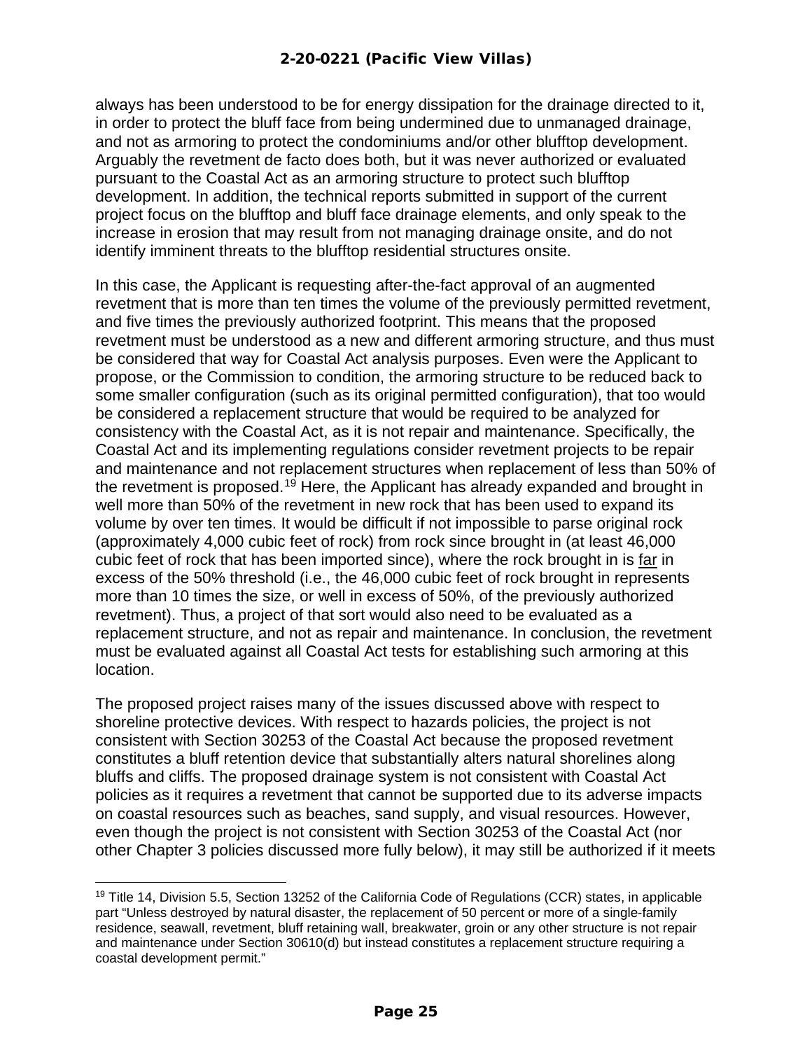always has been understood to be for energy dissipation for the drainage directed to it, in order to protect the bluff face from being undermined due to unmanaged drainage, and not as armoring to protect the condominiums and/or other blufftop development. Arguably the revetment de facto does both, but it was never authorized or evaluated pursuant to the Coastal Act as an armoring structure to protect such blufftop development. In addition, the technical reports submitted in support of the current project focus on the blufftop and bluff face drainage elements, and only speak to the increase in erosion that may result from not managing drainage onsite, and do not identify imminent threats to the blufftop residential structures onsite.

In this case, the Applicant is requesting after-the-fact approval of an augmented revetment that is more than ten times the volume of the previously permitted revetment, and five times the previously authorized footprint. This means that the proposed revetment must be understood as a new and different armoring structure, and thus must be considered that way for Coastal Act analysis purposes. Even were the Applicant to propose, or the Commission to condition, the armoring structure to be reduced back to some smaller configuration (such as its original permitted configuration), that too would be considered a replacement structure that would be required to be analyzed for consistency with the Coastal Act, as it is not repair and maintenance. Specifically, the Coastal Act and its implementing regulations consider revetment projects to be repair and maintenance and not replacement structures when replacement of less than 50% of the revetment is proposed.[19] Here, the Applicant has already expanded and brought in well more than 50% of the revetment in new rock that has been used to expand its volume by over ten times. It would be difficult if not impossible to parse original rock (approximately 4,000 cubic feet of rock) from rock since brought in (at least 46,000 cubic feet of rock that has been imported since), where the rock brought in is <u>far</u> in excess of the 50% threshold (i.e., the 46,000 cubic feet of rock brought in represents more than 10 times the size, or well in excess of 50%, of the previously authorized revetment). Thus, a project of that sort would also need to be evaluated as a replacement structure, and not as repair and maintenance. In conclusion, the revetment must be evaluated against all Coastal Act tests for establishing such armoring at this location.

The proposed project raises many of the issues discussed above with respect to shoreline protective devices. With respect to hazards policies, the project is not consistent with Section 30253 of the Coastal Act because the proposed revetment constitutes a bluff retention device that substantially alters natural shorelines along bluffs and cliffs. The proposed drainage system is not consistent with Coastal Act policies as it requires a revetment that cannot be supported due to its adverse impacts on coastal resources such as beaches, sand supply, and visual resources. However, even though the project is not consistent with Section 30253 of the Coastal Act (nor other Chapter 3 policies discussed more fully below), it may still be authorized if it meets

---

[19] Title 14, Division 5.5, Section 13252 of the California Code of Regulations (CCR) states, in applicable part "Unless destroyed by natural disaster, the replacement of 50 percent or more of a single-family residence, seawall, revetment, bluff retaining wall, breakwater, groin or any other structure is not repair and maintenance under Section 30610(d) but instead constitutes a replacement structure requiring a coastal development permit."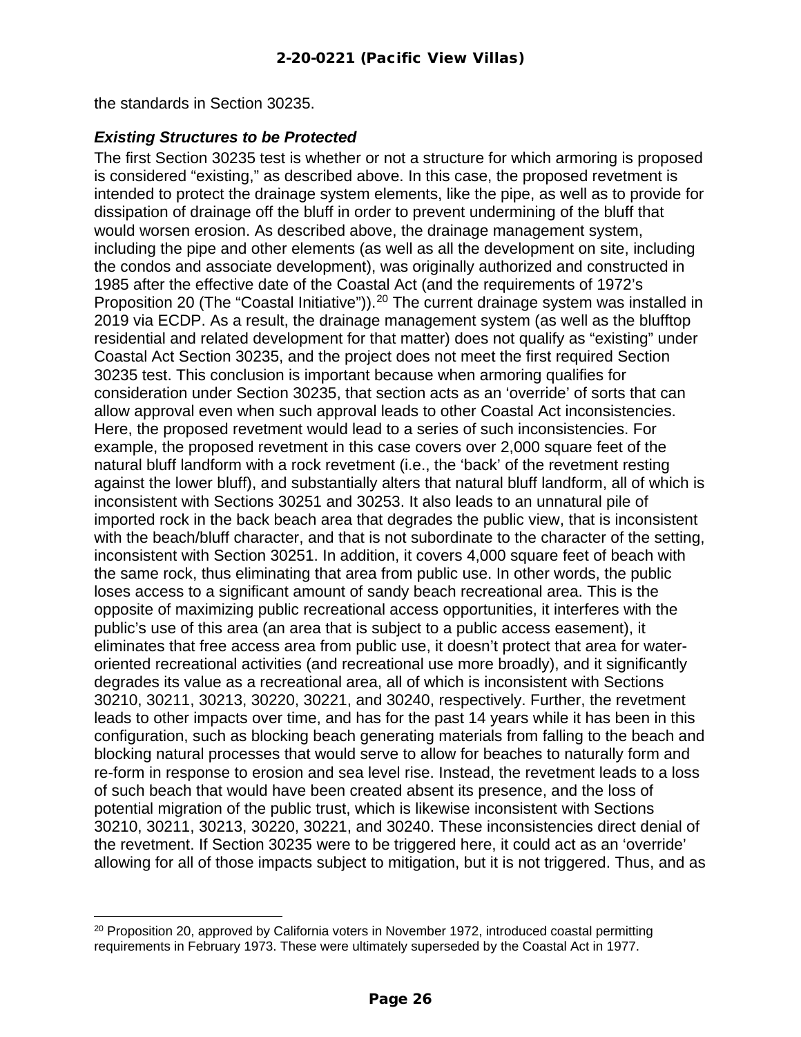the standards in Section 30235.

### *Existing Structures to be Protected*

The first Section 30235 test is whether or not a structure for which armoring is proposed is considered "existing," as described above. In this case, the proposed revetment is intended to protect the drainage system elements, like the pipe, as well as to provide for dissipation of drainage off the bluff in order to prevent undermining of the bluff that would worsen erosion. As described above, the drainage management system, including the pipe and other elements (as well as all the development on site, including the condos and associate development), was originally authorized and constructed in 1985 after the effective date of the Coastal Act (and the requirements of 1972's Proposition 20 (The "Coastal Initiative")).[20] The current drainage system was installed in 2019 via ECDP. As a result, the drainage management system (as well as the blufftop residential and related development for that matter) does not qualify as "existing" under Coastal Act Section 30235, and the project does not meet the first required Section 30235 test. This conclusion is important because when armoring qualifies for consideration under Section 30235, that section acts as an 'override' of sorts that can allow approval even when such approval leads to other Coastal Act inconsistencies. Here, the proposed revetment would lead to a series of such inconsistencies. For example, the proposed revetment in this case covers over 2,000 square feet of the natural bluff landform with a rock revetment (i.e., the 'back' of the revetment resting against the lower bluff), and substantially alters that natural bluff landform, all of which is inconsistent with Sections 30251 and 30253. It also leads to an unnatural pile of imported rock in the back beach area that degrades the public view, that is inconsistent with the beach/bluff character, and that is not subordinate to the character of the setting, inconsistent with Section 30251. In addition, it covers 4,000 square feet of beach with the same rock, thus eliminating that area from public use. In other words, the public loses access to a significant amount of sandy beach recreational area. This is the opposite of maximizing public recreational access opportunities, it interferes with the public's use of this area (an area that is subject to a public access easement), it eliminates that free access area from public use, it doesn't protect that area for water-oriented recreational activities (and recreational use more broadly), and it significantly degrades its value as a recreational area, all of which is inconsistent with Sections 30210, 30211, 30213, 30220, 30221, and 30240, respectively. Further, the revetment leads to other impacts over time, and has for the past 14 years while it has been in this configuration, such as blocking beach generating materials from falling to the beach and blocking natural processes that would serve to allow for beaches to naturally form and re-form in response to erosion and sea level rise. Instead, the revetment leads to a loss of such beach that would have been created absent its presence, and the loss of potential migration of the public trust, which is likewise inconsistent with Sections 30210, 30211, 30213, 30220, 30221, and 30240. These inconsistencies direct denial of the revetment. If Section 30235 were to be triggered here, it could act as an 'override' allowing for all of those impacts subject to mitigation, but it is not triggered. Thus, and as

[20] Proposition 20, approved by California voters in November 1972, introduced coastal permitting requirements in February 1973. These were ultimately superseded by the Coastal Act in 1977.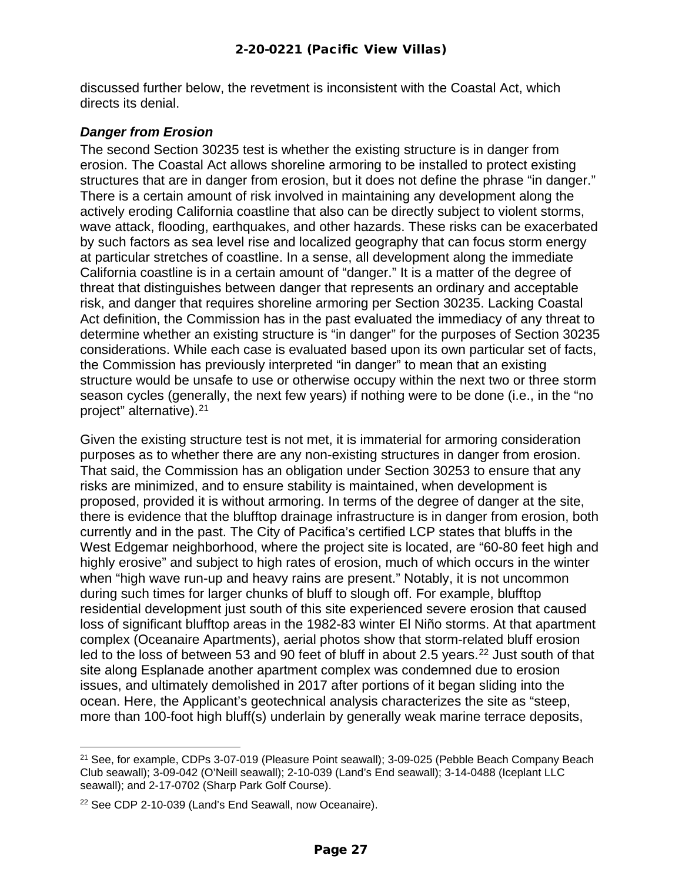discussed further below, the revetment is inconsistent with the Coastal Act, which directs its denial.

### *Danger from Erosion*

The second Section 30235 test is whether the existing structure is in danger from erosion. The Coastal Act allows shoreline armoring to be installed to protect existing structures that are in danger from erosion, but it does not define the phrase "in danger." There is a certain amount of risk involved in maintaining any development along the actively eroding California coastline that also can be directly subject to violent storms, wave attack, flooding, earthquakes, and other hazards. These risks can be exacerbated by such factors as sea level rise and localized geography that can focus storm energy at particular stretches of coastline. In a sense, all development along the immediate California coastline is in a certain amount of "danger." It is a matter of the degree of threat that distinguishes between danger that represents an ordinary and acceptable risk, and danger that requires shoreline armoring per Section 30235. Lacking Coastal Act definition, the Commission has in the past evaluated the immediacy of any threat to determine whether an existing structure is "in danger" for the purposes of Section 30235 considerations. While each case is evaluated based upon its own particular set of facts, the Commission has previously interpreted "in danger" to mean that an existing structure would be unsafe to use or otherwise occupy within the next two or three storm season cycles (generally, the next few years) if nothing were to be done (i.e., in the "no project" alternative).[21]

Given the existing structure test is not met, it is immaterial for armoring consideration purposes as to whether there are any non-existing structures in danger from erosion. That said, the Commission has an obligation under Section 30253 to ensure that any risks are minimized, and to ensure stability is maintained, when development is proposed, provided it is without armoring. In terms of the degree of danger at the site, there is evidence that the blufftop drainage infrastructure is in danger from erosion, both currently and in the past. The City of Pacifica's certified LCP states that bluffs in the West Edgemar neighborhood, where the project site is located, are "60-80 feet high and highly erosive" and subject to high rates of erosion, much of which occurs in the winter when "high wave run-up and heavy rains are present." Notably, it is not uncommon during such times for larger chunks of bluff to slough off. For example, blufftop residential development just south of this site experienced severe erosion that caused loss of significant blufftop areas in the 1982-83 winter El Niño storms. At that apartment complex (Oceanaire Apartments), aerial photos show that storm-related bluff erosion led to the loss of between 53 and 90 feet of bluff in about 2.5 years.[22] Just south of that site along Esplanade another apartment complex was condemned due to erosion issues, and ultimately demolished in 2017 after portions of it began sliding into the ocean. Here, the Applicant's geotechnical analysis characterizes the site as "steep, more than 100-foot high bluff(s) underlain by generally weak marine terrace deposits,

---

[21] See, for example, CDPs 3-07-019 (Pleasure Point seawall); 3-09-025 (Pebble Beach Company Beach Club seawall); 3-09-042 (O'Neill seawall); 2-10-039 (Land's End seawall); 3-14-0488 (Iceplant LLC seawall); and 2-17-0702 (Sharp Park Golf Course).

[22] See CDP 2-10-039 (Land's End Seawall, now Oceanaire).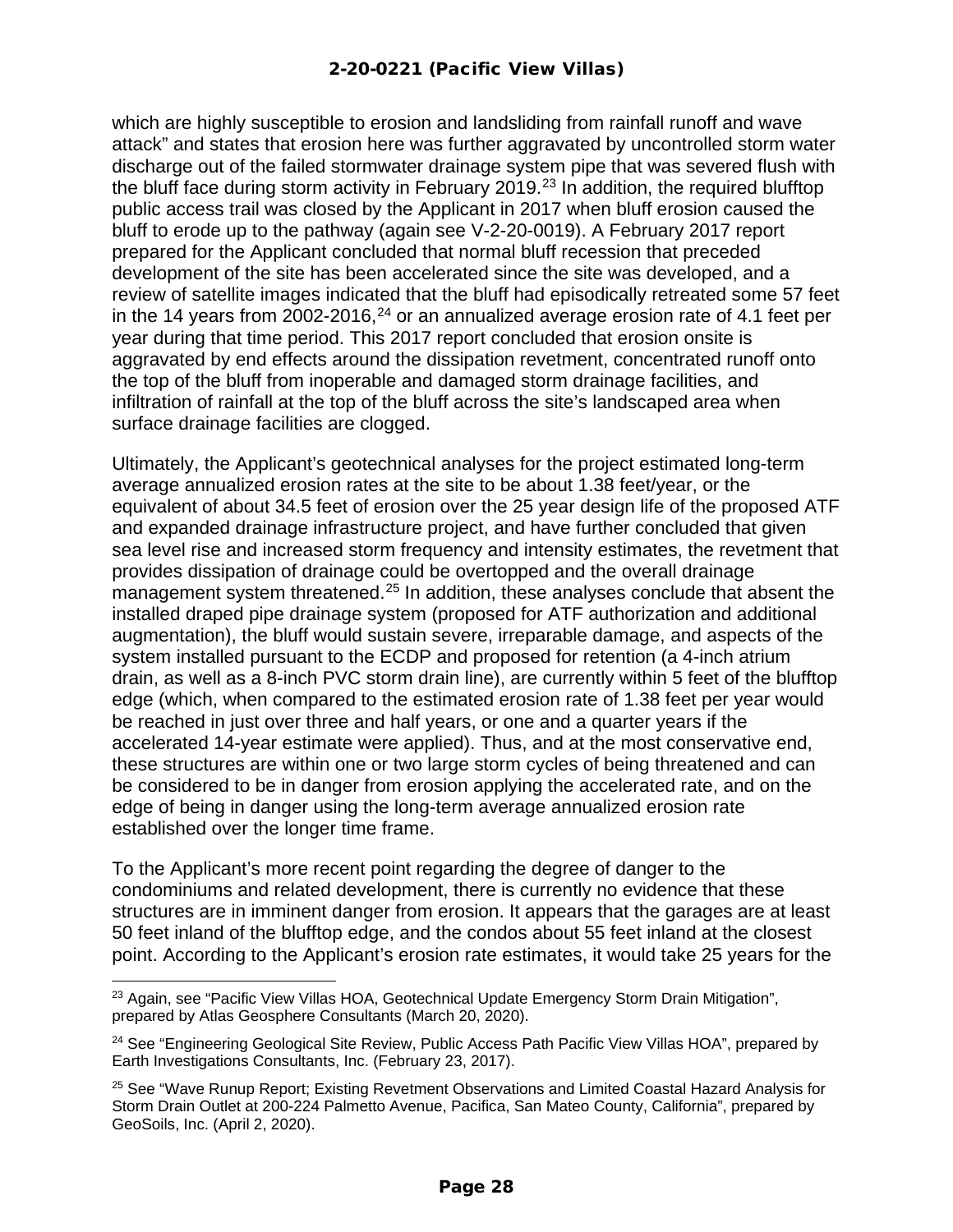which are highly susceptible to erosion and landsliding from rainfall runoff and wave attack" and states that erosion here was further aggravated by uncontrolled storm water discharge out of the failed stormwater drainage system pipe that was severed flush with the bluff face during storm activity in February 2019.[23] In addition, the required blufftop public access trail was closed by the Applicant in 2017 when bluff erosion caused the bluff to erode up to the pathway (again see V-2-20-0019). A February 2017 report prepared for the Applicant concluded that normal bluff recession that preceded development of the site has been accelerated since the site was developed, and a review of satellite images indicated that the bluff had episodically retreated some 57 feet in the 14 years from 2002-2016,[24] or an annualized average erosion rate of 4.1 feet per year during that time period. This 2017 report concluded that erosion onsite is aggravated by end effects around the dissipation revetment, concentrated runoff onto the top of the bluff from inoperable and damaged storm drainage facilities, and infiltration of rainfall at the top of the bluff across the site's landscaped area when surface drainage facilities are clogged.

Ultimately, the Applicant's geotechnical analyses for the project estimated long-term average annualized erosion rates at the site to be about 1.38 feet/year, or the equivalent of about 34.5 feet of erosion over the 25 year design life of the proposed ATF and expanded drainage infrastructure project, and have further concluded that given sea level rise and increased storm frequency and intensity estimates, the revetment that provides dissipation of drainage could be overtopped and the overall drainage management system threatened.[25] In addition, these analyses conclude that absent the installed draped pipe drainage system (proposed for ATF authorization and additional augmentation), the bluff would sustain severe, irreparable damage, and aspects of the system installed pursuant to the ECDP and proposed for retention (a 4-inch atrium drain, as well as a 8-inch PVC storm drain line), are currently within 5 feet of the blufftop edge (which, when compared to the estimated erosion rate of 1.38 feet per year would be reached in just over three and half years, or one and a quarter years if the accelerated 14-year estimate were applied). Thus, and at the most conservative end, these structures are within one or two large storm cycles of being threatened and can be considered to be in danger from erosion applying the accelerated rate, and on the edge of being in danger using the long-term average annualized erosion rate established over the longer time frame.

To the Applicant's more recent point regarding the degree of danger to the condominiums and related development, there is currently no evidence that these structures are in imminent danger from erosion. It appears that the garages are at least 50 feet inland of the blufftop edge, and the condos about 55 feet inland at the closest point. According to the Applicant's erosion rate estimates, it would take 25 years for the

---

[23] Again, see "Pacific View Villas HOA, Geotechnical Update Emergency Storm Drain Mitigation", prepared by Atlas Geosphere Consultants (March 20, 2020).

[24] See "Engineering Geological Site Review, Public Access Path Pacific View Villas HOA", prepared by Earth Investigations Consultants, Inc. (February 23, 2017).

[25] See "Wave Runup Report; Existing Revetment Observations and Limited Coastal Hazard Analysis for Storm Drain Outlet at 200-224 Palmetto Avenue, Pacifica, San Mateo County, California", prepared by GeoSoils, Inc. (April 2, 2020).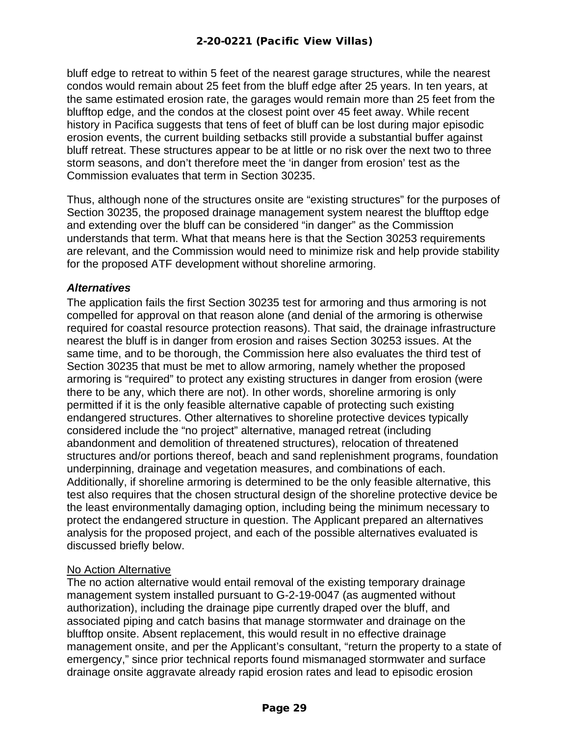bluff edge to retreat to within 5 feet of the nearest garage structures, while the nearest condos would remain about 25 feet from the bluff edge after 25 years. In ten years, at the same estimated erosion rate, the garages would remain more than 25 feet from the blufftop edge, and the condos at the closest point over 45 feet away. While recent history in Pacifica suggests that tens of feet of bluff can be lost during major episodic erosion events, the current building setbacks still provide a substantial buffer against bluff retreat. These structures appear to be at little or no risk over the next two to three storm seasons, and don't therefore meet the 'in danger from erosion' test as the Commission evaluates that term in Section 30235.

Thus, although none of the structures onsite are "existing structures" for the purposes of Section 30235, the proposed drainage management system nearest the blufftop edge and extending over the bluff can be considered "in danger" as the Commission understands that term. What that means here is that the Section 30253 requirements are relevant, and the Commission would need to minimize risk and help provide stability for the proposed ATF development without shoreline armoring.

***Alternatives***

The application fails the first Section 30235 test for armoring and thus armoring is not compelled for approval on that reason alone (and denial of the armoring is otherwise required for coastal resource protection reasons). That said, the drainage infrastructure nearest the bluff is in danger from erosion and raises Section 30253 issues. At the same time, and to be thorough, the Commission here also evaluates the third test of Section 30235 that must be met to allow armoring, namely whether the proposed armoring is "required" to protect any existing structures in danger from erosion (were there to be any, which there are not). In other words, shoreline armoring is only permitted if it is the only feasible alternative capable of protecting such existing endangered structures. Other alternatives to shoreline protective devices typically considered include the "no project" alternative, managed retreat (including abandonment and demolition of threatened structures), relocation of threatened structures and/or portions thereof, beach and sand replenishment programs, foundation underpinning, drainage and vegetation measures, and combinations of each. Additionally, if shoreline armoring is determined to be the only feasible alternative, this test also requires that the chosen structural design of the shoreline protective device be the least environmentally damaging option, including being the minimum necessary to protect the endangered structure in question. The Applicant prepared an alternatives analysis for the proposed project, and each of the possible alternatives evaluated is discussed briefly below.

<u>No Action Alternative</u>

The no action alternative would entail removal of the existing temporary drainage management system installed pursuant to G-2-19-0047 (as augmented without authorization), including the drainage pipe currently draped over the bluff, and associated piping and catch basins that manage stormwater and drainage on the blufftop onsite. Absent replacement, this would result in no effective drainage management onsite, and per the Applicant's consultant, "return the property to a state of emergency," since prior technical reports found mismanaged stormwater and surface drainage onsite aggravate already rapid erosion rates and lead to episodic erosion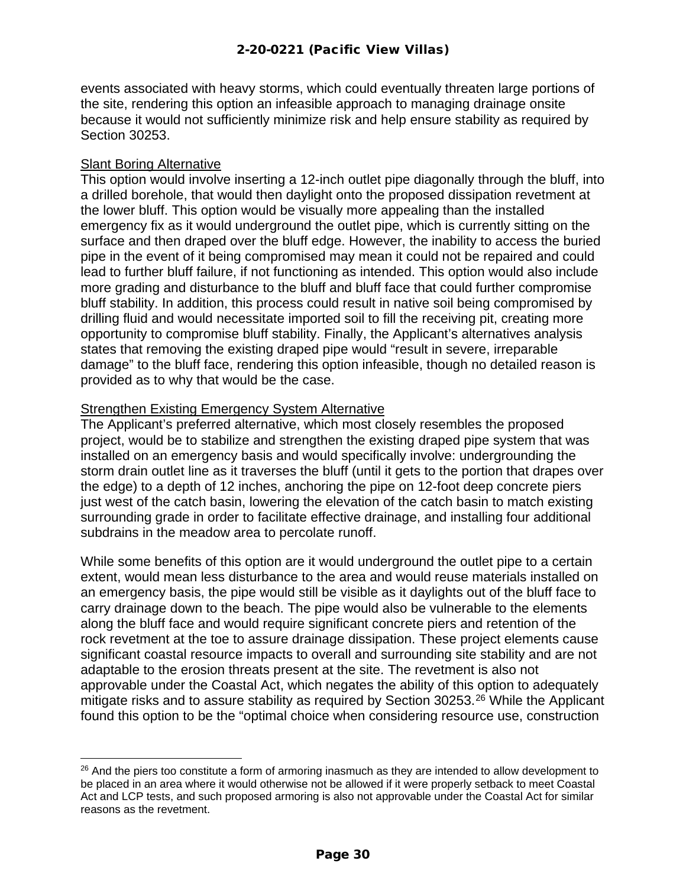events associated with heavy storms, which could eventually threaten large portions of the site, rendering this option an infeasible approach to managing drainage onsite because it would not sufficiently minimize risk and help ensure stability as required by Section 30253.

Slant Boring Alternative

This option would involve inserting a 12-inch outlet pipe diagonally through the bluff, into a drilled borehole, that would then daylight onto the proposed dissipation revetment at the lower bluff. This option would be visually more appealing than the installed emergency fix as it would underground the outlet pipe, which is currently sitting on the surface and then draped over the bluff edge. However, the inability to access the buried pipe in the event of it being compromised may mean it could not be repaired and could lead to further bluff failure, if not functioning as intended. This option would also include more grading and disturbance to the bluff and bluff face that could further compromise bluff stability. In addition, this process could result in native soil being compromised by drilling fluid and would necessitate imported soil to fill the receiving pit, creating more opportunity to compromise bluff stability. Finally, the Applicant's alternatives analysis states that removing the existing draped pipe would "result in severe, irreparable damage" to the bluff face, rendering this option infeasible, though no detailed reason is provided as to why that would be the case.

Strengthen Existing Emergency System Alternative

The Applicant's preferred alternative, which most closely resembles the proposed project, would be to stabilize and strengthen the existing draped pipe system that was installed on an emergency basis and would specifically involve: undergrounding the storm drain outlet line as it traverses the bluff (until it gets to the portion that drapes over the edge) to a depth of 12 inches, anchoring the pipe on 12-foot deep concrete piers just west of the catch basin, lowering the elevation of the catch basin to match existing surrounding grade in order to facilitate effective drainage, and installing four additional subdrains in the meadow area to percolate runoff.

While some benefits of this option are it would underground the outlet pipe to a certain extent, would mean less disturbance to the area and would reuse materials installed on an emergency basis, the pipe would still be visible as it daylights out of the bluff face to carry drainage down to the beach. The pipe would also be vulnerable to the elements along the bluff face and would require significant concrete piers and retention of the rock revetment at the toe to assure drainage dissipation. These project elements cause significant coastal resource impacts to overall and surrounding site stability and are not adaptable to the erosion threats present at the site. The revetment is also not approvable under the Coastal Act, which negates the ability of this option to adequately mitigate risks and to assure stability as required by Section 30253.[26] While the Applicant found this option to be the "optimal choice when considering resource use, construction

[26] And the piers too constitute a form of armoring inasmuch as they are intended to allow development to be placed in an area where it would otherwise not be allowed if it were properly setback to meet Coastal Act and LCP tests, and such proposed armoring is also not approvable under the Coastal Act for similar reasons as the revetment.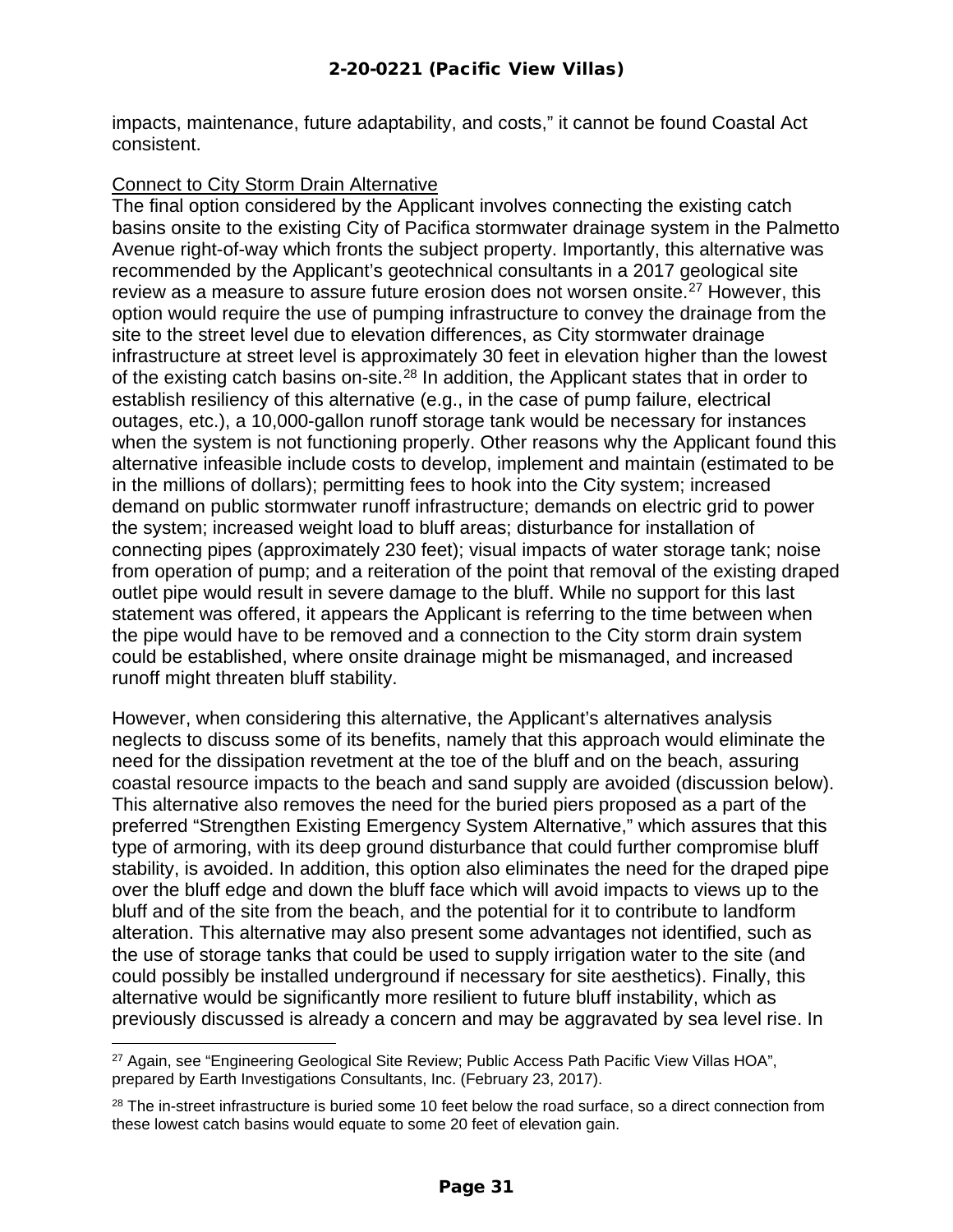impacts, maintenance, future adaptability, and costs," it cannot be found Coastal Act consistent.

Connect to City Storm Drain Alternative

The final option considered by the Applicant involves connecting the existing catch basins onsite to the existing City of Pacifica stormwater drainage system in the Palmetto Avenue right-of-way which fronts the subject property. Importantly, this alternative was recommended by the Applicant's geotechnical consultants in a 2017 geological site review as a measure to assure future erosion does not worsen onsite.[27] However, this option would require the use of pumping infrastructure to convey the drainage from the site to the street level due to elevation differences, as City stormwater drainage infrastructure at street level is approximately 30 feet in elevation higher than the lowest of the existing catch basins on-site.[28] In addition, the Applicant states that in order to establish resiliency of this alternative (e.g., in the case of pump failure, electrical outages, etc.), a 10,000-gallon runoff storage tank would be necessary for instances when the system is not functioning properly. Other reasons why the Applicant found this alternative infeasible include costs to develop, implement and maintain (estimated to be in the millions of dollars); permitting fees to hook into the City system; increased demand on public stormwater runoff infrastructure; demands on electric grid to power the system; increased weight load to bluff areas; disturbance for installation of connecting pipes (approximately 230 feet); visual impacts of water storage tank; noise from operation of pump; and a reiteration of the point that removal of the existing draped outlet pipe would result in severe damage to the bluff. While no support for this last statement was offered, it appears the Applicant is referring to the time between when the pipe would have to be removed and a connection to the City storm drain system could be established, where onsite drainage might be mismanaged, and increased runoff might threaten bluff stability.

However, when considering this alternative, the Applicant's alternatives analysis neglects to discuss some of its benefits, namely that this approach would eliminate the need for the dissipation revetment at the toe of the bluff and on the beach, assuring coastal resource impacts to the beach and sand supply are avoided (discussion below). This alternative also removes the need for the buried piers proposed as a part of the preferred "Strengthen Existing Emergency System Alternative," which assures that this type of armoring, with its deep ground disturbance that could further compromise bluff stability, is avoided. In addition, this option also eliminates the need for the draped pipe over the bluff edge and down the bluff face which will avoid impacts to views up to the bluff and of the site from the beach, and the potential for it to contribute to landform alteration. This alternative may also present some advantages not identified, such as the use of storage tanks that could be used to supply irrigation water to the site (and could possibly be installed underground if necessary for site aesthetics). Finally, this alternative would be significantly more resilient to future bluff instability, which as previously discussed is already a concern and may be aggravated by sea level rise. In

[27] Again, see "Engineering Geological Site Review; Public Access Path Pacific View Villas HOA", prepared by Earth Investigations Consultants, Inc. (February 23, 2017).

[28] The in-street infrastructure is buried some 10 feet below the road surface, so a direct connection from these lowest catch basins would equate to some 20 feet of elevation gain.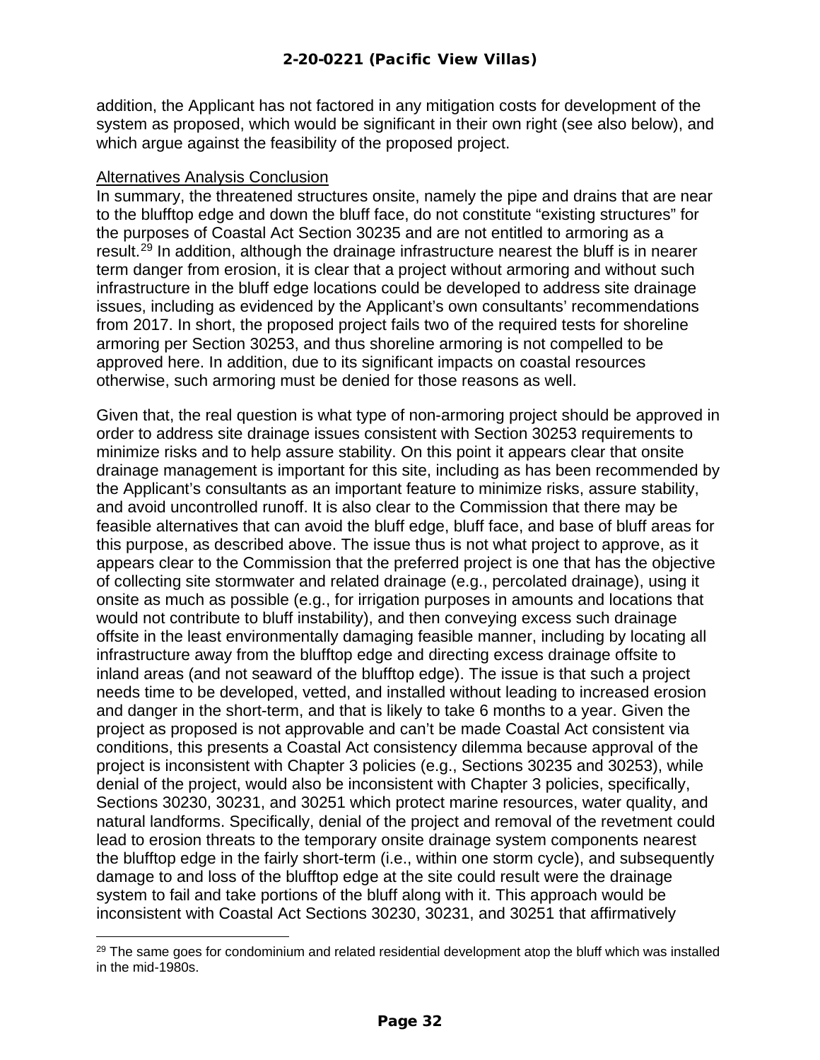addition, the Applicant has not factored in any mitigation costs for development of the system as proposed, which would be significant in their own right (see also below), and which argue against the feasibility of the proposed project.

<u>Alternatives Analysis Conclusion</u>

In summary, the threatened structures onsite, namely the pipe and drains that are near to the blufftop edge and down the bluff face, do not constitute "existing structures" for the purposes of Coastal Act Section 30235 and are not entitled to armoring as a result.[29] In addition, although the drainage infrastructure nearest the bluff is in nearer term danger from erosion, it is clear that a project without armoring and without such infrastructure in the bluff edge locations could be developed to address site drainage issues, including as evidenced by the Applicant's own consultants' recommendations from 2017. In short, the proposed project fails two of the required tests for shoreline armoring per Section 30253, and thus shoreline armoring is not compelled to be approved here. In addition, due to its significant impacts on coastal resources otherwise, such armoring must be denied for those reasons as well.

Given that, the real question is what type of non-armoring project should be approved in order to address site drainage issues consistent with Section 30253 requirements to minimize risks and to help assure stability. On this point it appears clear that onsite drainage management is important for this site, including as has been recommended by the Applicant's consultants as an important feature to minimize risks, assure stability, and avoid uncontrolled runoff. It is also clear to the Commission that there may be feasible alternatives that can avoid the bluff edge, bluff face, and base of bluff areas for this purpose, as described above. The issue thus is not what project to approve, as it appears clear to the Commission that the preferred project is one that has the objective of collecting site stormwater and related drainage (e.g., percolated drainage), using it onsite as much as possible (e.g., for irrigation purposes in amounts and locations that would not contribute to bluff instability), and then conveying excess such drainage offsite in the least environmentally damaging feasible manner, including by locating all infrastructure away from the blufftop edge and directing excess drainage offsite to inland areas (and not seaward of the blufftop edge). The issue is that such a project needs time to be developed, vetted, and installed without leading to increased erosion and danger in the short-term, and that is likely to take 6 months to a year. Given the project as proposed is not approvable and can't be made Coastal Act consistent via conditions, this presents a Coastal Act consistency dilemma because approval of the project is inconsistent with Chapter 3 policies (e.g., Sections 30235 and 30253), while denial of the project, would also be inconsistent with Chapter 3 policies, specifically, Sections 30230, 30231, and 30251 which protect marine resources, water quality, and natural landforms. Specifically, denial of the project and removal of the revetment could lead to erosion threats to the temporary onsite drainage system components nearest the blufftop edge in the fairly short-term (i.e., within one storm cycle), and subsequently damage to and loss of the blufftop edge at the site could result were the drainage system to fail and take portions of the bluff along with it. This approach would be inconsistent with Coastal Act Sections 30230, 30231, and 30251 that affirmatively

---

[29] The same goes for condominium and related residential development atop the bluff which was installed in the mid-1980s.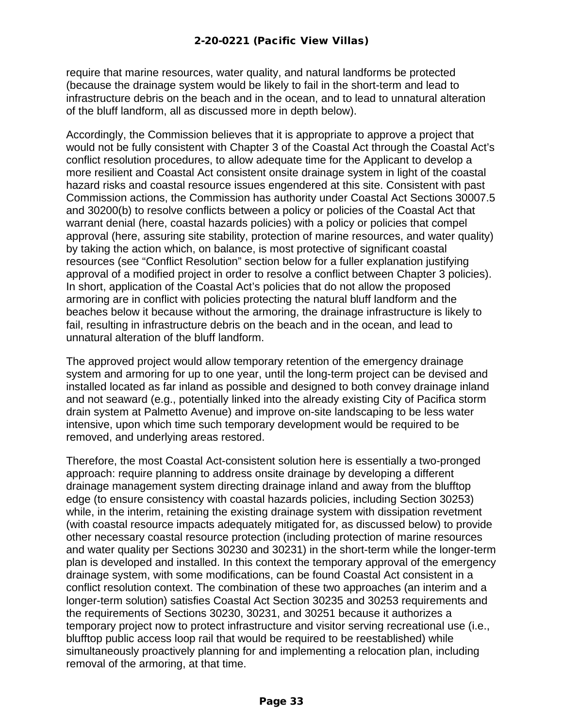require that marine resources, water quality, and natural landforms be protected (because the drainage system would be likely to fail in the short-term and lead to infrastructure debris on the beach and in the ocean, and to lead to unnatural alteration of the bluff landform, all as discussed more in depth below).

Accordingly, the Commission believes that it is appropriate to approve a project that would not be fully consistent with Chapter 3 of the Coastal Act through the Coastal Act's conflict resolution procedures, to allow adequate time for the Applicant to develop a more resilient and Coastal Act consistent onsite drainage system in light of the coastal hazard risks and coastal resource issues engendered at this site. Consistent with past Commission actions, the Commission has authority under Coastal Act Sections 30007.5 and 30200(b) to resolve conflicts between a policy or policies of the Coastal Act that warrant denial (here, coastal hazards policies) with a policy or policies that compel approval (here, assuring site stability, protection of marine resources, and water quality) by taking the action which, on balance, is most protective of significant coastal resources (see "Conflict Resolution" section below for a fuller explanation justifying approval of a modified project in order to resolve a conflict between Chapter 3 policies). In short, application of the Coastal Act's policies that do not allow the proposed armoring are in conflict with policies protecting the natural bluff landform and the beaches below it because without the armoring, the drainage infrastructure is likely to fail, resulting in infrastructure debris on the beach and in the ocean, and lead to unnatural alteration of the bluff landform.

The approved project would allow temporary retention of the emergency drainage system and armoring for up to one year, until the long-term project can be devised and installed located as far inland as possible and designed to both convey drainage inland and not seaward (e.g., potentially linked into the already existing City of Pacifica storm drain system at Palmetto Avenue) and improve on-site landscaping to be less water intensive, upon which time such temporary development would be required to be removed, and underlying areas restored.

Therefore, the most Coastal Act-consistent solution here is essentially a two-pronged approach: require planning to address onsite drainage by developing a different drainage management system directing drainage inland and away from the blufftop edge (to ensure consistency with coastal hazards policies, including Section 30253) while, in the interim, retaining the existing drainage system with dissipation revetment (with coastal resource impacts adequately mitigated for, as discussed below) to provide other necessary coastal resource protection (including protection of marine resources and water quality per Sections 30230 and 30231) in the short-term while the longer-term plan is developed and installed. In this context the temporary approval of the emergency drainage system, with some modifications, can be found Coastal Act consistent in a conflict resolution context. The combination of these two approaches (an interim and a longer-term solution) satisfies Coastal Act Section 30235 and 30253 requirements and the requirements of Sections 30230, 30231, and 30251 because it authorizes a temporary project now to protect infrastructure and visitor serving recreational use (i.e., blufftop public access loop rail that would be required to be reestablished) while simultaneously proactively planning for and implementing a relocation plan, including removal of the armoring, at that time.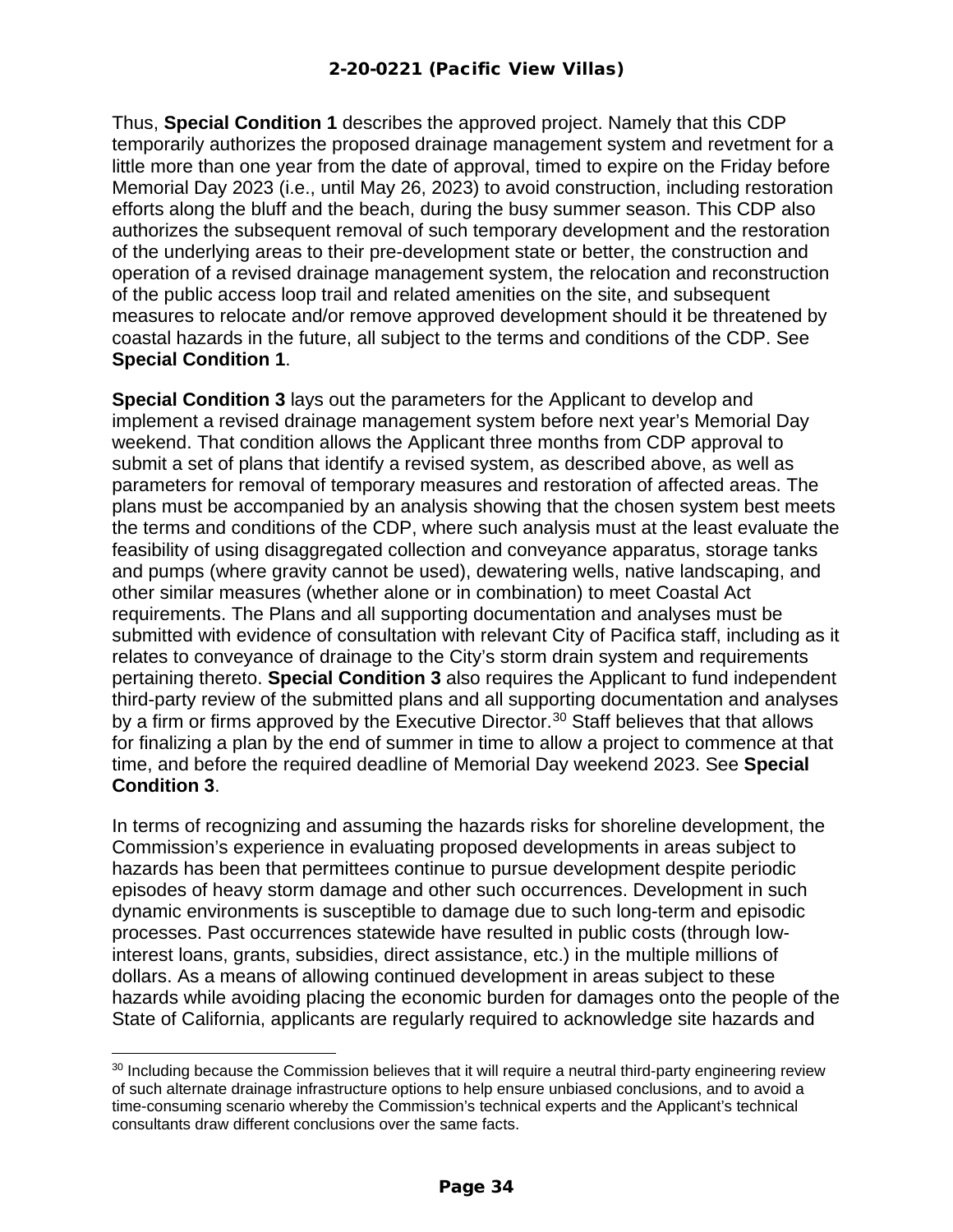Thus, **Special Condition 1** describes the approved project. Namely that this CDP temporarily authorizes the proposed drainage management system and revetment for a little more than one year from the date of approval, timed to expire on the Friday before Memorial Day 2023 (i.e., until May 26, 2023) to avoid construction, including restoration efforts along the bluff and the beach, during the busy summer season. This CDP also authorizes the subsequent removal of such temporary development and the restoration of the underlying areas to their pre-development state or better, the construction and operation of a revised drainage management system, the relocation and reconstruction of the public access loop trail and related amenities on the site, and subsequent measures to relocate and/or remove approved development should it be threatened by coastal hazards in the future, all subject to the terms and conditions of the CDP. See **Special Condition 1**.

**Special Condition 3** lays out the parameters for the Applicant to develop and implement a revised drainage management system before next year's Memorial Day weekend. That condition allows the Applicant three months from CDP approval to submit a set of plans that identify a revised system, as described above, as well as parameters for removal of temporary measures and restoration of affected areas. The plans must be accompanied by an analysis showing that the chosen system best meets the terms and conditions of the CDP, where such analysis must at the least evaluate the feasibility of using disaggregated collection and conveyance apparatus, storage tanks and pumps (where gravity cannot be used), dewatering wells, native landscaping, and other similar measures (whether alone or in combination) to meet Coastal Act requirements. The Plans and all supporting documentation and analyses must be submitted with evidence of consultation with relevant City of Pacifica staff, including as it relates to conveyance of drainage to the City's storm drain system and requirements pertaining thereto. **Special Condition 3** also requires the Applicant to fund independent third-party review of the submitted plans and all supporting documentation and analyses by a firm or firms approved by the Executive Director.[30] Staff believes that that allows for finalizing a plan by the end of summer in time to allow a project to commence at that time, and before the required deadline of Memorial Day weekend 2023. See **Special Condition 3**.

In terms of recognizing and assuming the hazards risks for shoreline development, the Commission's experience in evaluating proposed developments in areas subject to hazards has been that permittees continue to pursue development despite periodic episodes of heavy storm damage and other such occurrences. Development in such dynamic environments is susceptible to damage due to such long-term and episodic processes. Past occurrences statewide have resulted in public costs (through low-interest loans, grants, subsidies, direct assistance, etc.) in the multiple millions of dollars. As a means of allowing continued development in areas subject to these hazards while avoiding placing the economic burden for damages onto the people of the State of California, applicants are regularly required to acknowledge site hazards and

---

[30] Including because the Commission believes that it will require a neutral third-party engineering review of such alternate drainage infrastructure options to help ensure unbiased conclusions, and to avoid a time-consuming scenario whereby the Commission's technical experts and the Applicant's technical consultants draw different conclusions over the same facts.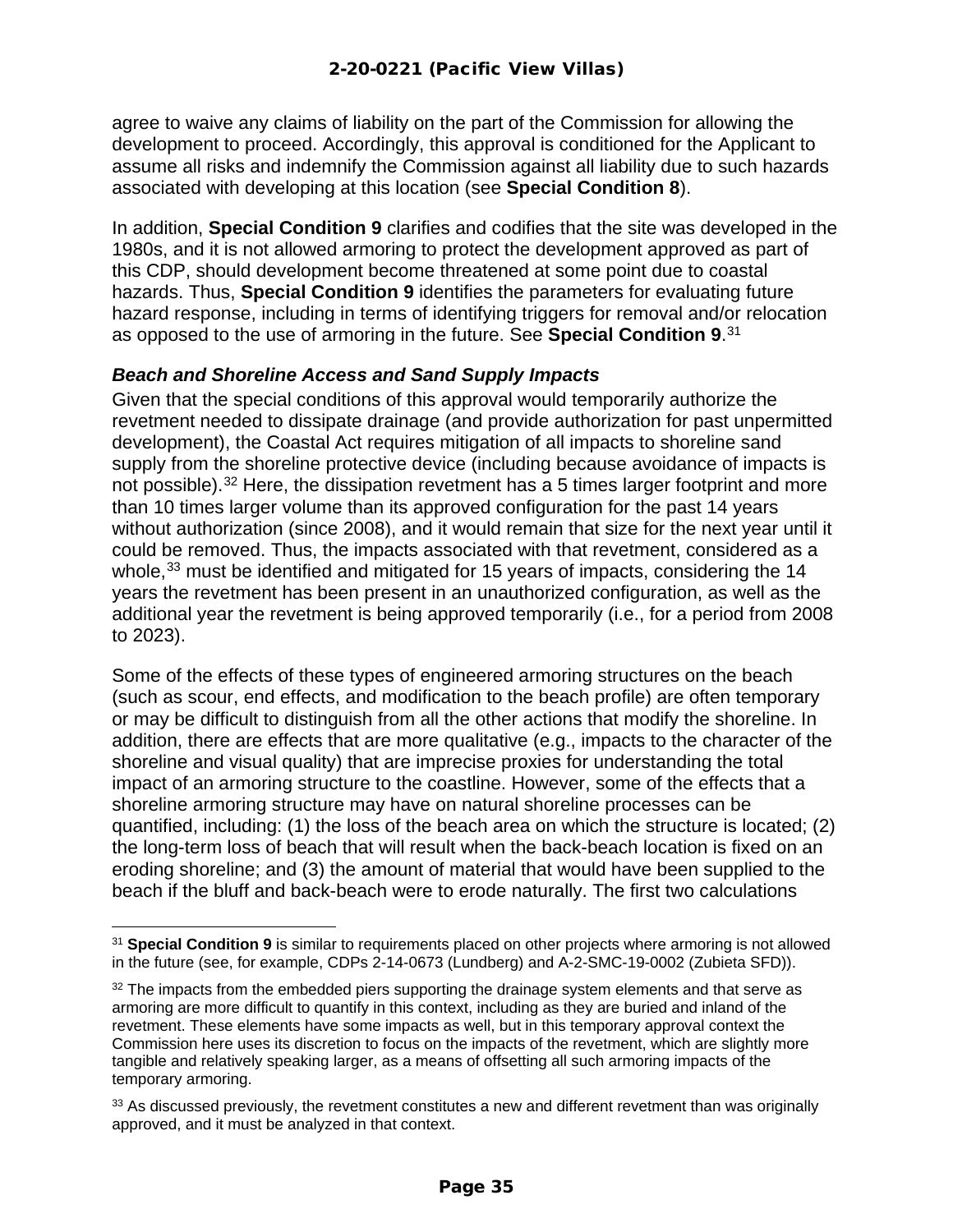agree to waive any claims of liability on the part of the Commission for allowing the development to proceed. Accordingly, this approval is conditioned for the Applicant to assume all risks and indemnify the Commission against all liability due to such hazards associated with developing at this location (see **Special Condition 8**).

In addition, **Special Condition 9** clarifies and codifies that the site was developed in the 1980s, and it is not allowed armoring to protect the development approved as part of this CDP, should development become threatened at some point due to coastal hazards. Thus, **Special Condition 9** identifies the parameters for evaluating future hazard response, including in terms of identifying triggers for removal and/or relocation as opposed to the use of armoring in the future. See **Special Condition 9**.[31]

### *Beach and Shoreline Access and Sand Supply Impacts*

Given that the special conditions of this approval would temporarily authorize the revetment needed to dissipate drainage (and provide authorization for past unpermitted development), the Coastal Act requires mitigation of all impacts to shoreline sand supply from the shoreline protective device (including because avoidance of impacts is not possible).[32] Here, the dissipation revetment has a 5 times larger footprint and more than 10 times larger volume than its approved configuration for the past 14 years without authorization (since 2008), and it would remain that size for the next year until it could be removed. Thus, the impacts associated with that revetment, considered as a whole,[33] must be identified and mitigated for 15 years of impacts, considering the 14 years the revetment has been present in an unauthorized configuration, as well as the additional year the revetment is being approved temporarily (i.e., for a period from 2008 to 2023).

Some of the effects of these types of engineered armoring structures on the beach (such as scour, end effects, and modification to the beach profile) are often temporary or may be difficult to distinguish from all the other actions that modify the shoreline. In addition, there are effects that are more qualitative (e.g., impacts to the character of the shoreline and visual quality) that are imprecise proxies for understanding the total impact of an armoring structure to the coastline. However, some of the effects that a shoreline armoring structure may have on natural shoreline processes can be quantified, including: (1) the loss of the beach area on which the structure is located; (2) the long-term loss of beach that will result when the back-beach location is fixed on an eroding shoreline; and (3) the amount of material that would have been supplied to the beach if the bluff and back-beach were to erode naturally. The first two calculations

---

[31] **Special Condition 9** is similar to requirements placed on other projects where armoring is not allowed in the future (see, for example, CDPs 2-14-0673 (Lundberg) and A-2-SMC-19-0002 (Zubieta SFD)).

[32] The impacts from the embedded piers supporting the drainage system elements and that serve as armoring are more difficult to quantify in this context, including as they are buried and inland of the revetment. These elements have some impacts as well, but in this temporary approval context the Commission here uses its discretion to focus on the impacts of the revetment, which are slightly more tangible and relatively speaking larger, as a means of offsetting all such armoring impacts of the temporary armoring.

[33] As discussed previously, the revetment constitutes a new and different revetment than was originally approved, and it must be analyzed in that context.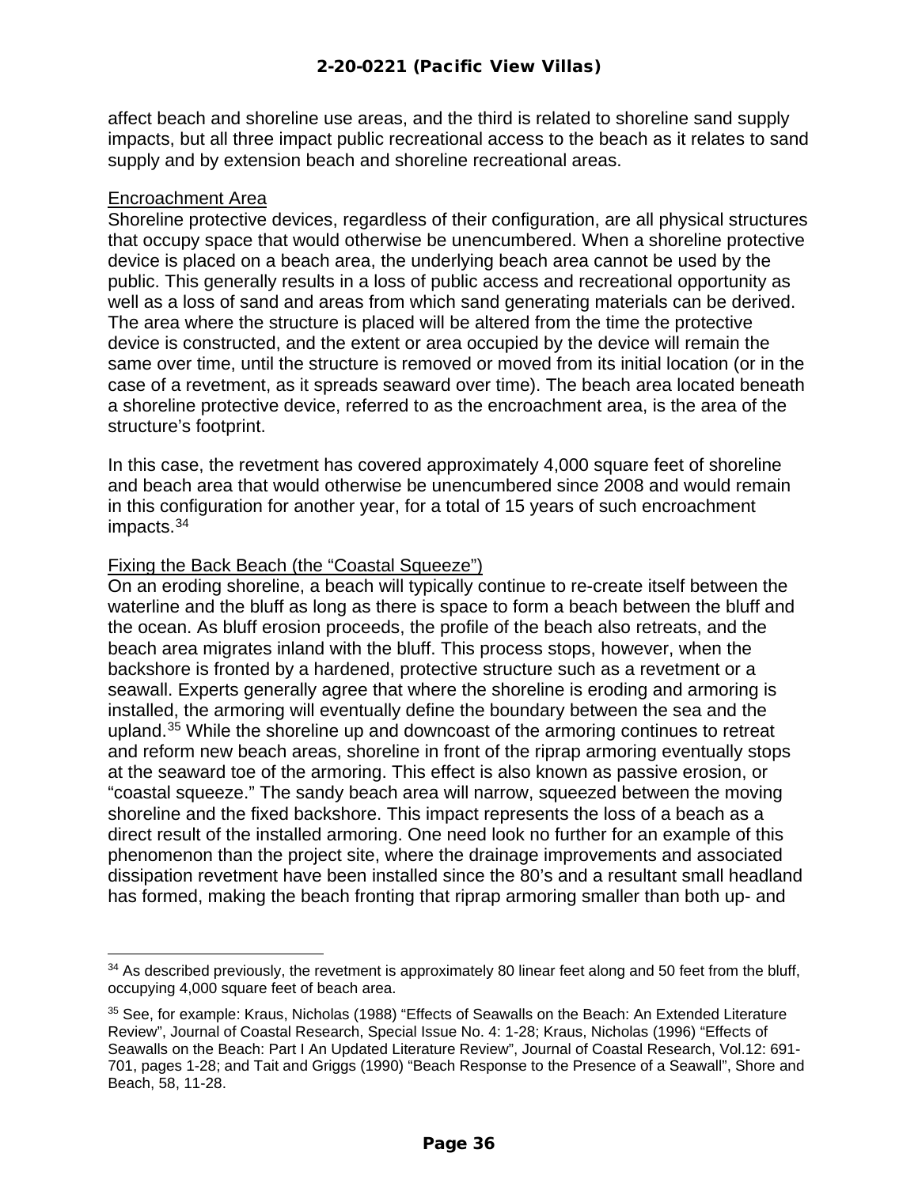affect beach and shoreline use areas, and the third is related to shoreline sand supply impacts, but all three impact public recreational access to the beach as it relates to sand supply and by extension beach and shoreline recreational areas.

<u>Encroachment Area</u>

Shoreline protective devices, regardless of their configuration, are all physical structures that occupy space that would otherwise be unencumbered. When a shoreline protective device is placed on a beach area, the underlying beach area cannot be used by the public. This generally results in a loss of public access and recreational opportunity as well as a loss of sand and areas from which sand generating materials can be derived. The area where the structure is placed will be altered from the time the protective device is constructed, and the extent or area occupied by the device will remain the same over time, until the structure is removed or moved from its initial location (or in the case of a revetment, as it spreads seaward over time). The beach area located beneath a shoreline protective device, referred to as the encroachment area, is the area of the structure's footprint.

In this case, the revetment has covered approximately 4,000 square feet of shoreline and beach area that would otherwise be unencumbered since 2008 and would remain in this configuration for another year, for a total of 15 years of such encroachment impacts.[34]

<u>Fixing the Back Beach (the "Coastal Squeeze")</u>

On an eroding shoreline, a beach will typically continue to re-create itself between the waterline and the bluff as long as there is space to form a beach between the bluff and the ocean. As bluff erosion proceeds, the profile of the beach also retreats, and the beach area migrates inland with the bluff. This process stops, however, when the backshore is fronted by a hardened, protective structure such as a revetment or a seawall. Experts generally agree that where the shoreline is eroding and armoring is installed, the armoring will eventually define the boundary between the sea and the upland.[35] While the shoreline up and downcoast of the armoring continues to retreat and reform new beach areas, shoreline in front of the riprap armoring eventually stops at the seaward toe of the armoring. This effect is also known as passive erosion, or "coastal squeeze." The sandy beach area will narrow, squeezed between the moving shoreline and the fixed backshore. This impact represents the loss of a beach as a direct result of the installed armoring. One need look no further for an example of this phenomenon than the project site, where the drainage improvements and associated dissipation revetment have been installed since the 80's and a resultant small headland has formed, making the beach fronting that riprap armoring smaller than both up- and

---

[34] As described previously, the revetment is approximately 80 linear feet along and 50 feet from the bluff, occupying 4,000 square feet of beach area.

[35] See, for example: Kraus, Nicholas (1988) "Effects of Seawalls on the Beach: An Extended Literature Review", Journal of Coastal Research, Special Issue No. 4: 1-28; Kraus, Nicholas (1996) "Effects of Seawalls on the Beach: Part I An Updated Literature Review", Journal of Coastal Research, Vol.12: 691-701, pages 1-28; and Tait and Griggs (1990) "Beach Response to the Presence of a Seawall", Shore and Beach, 58, 11-28.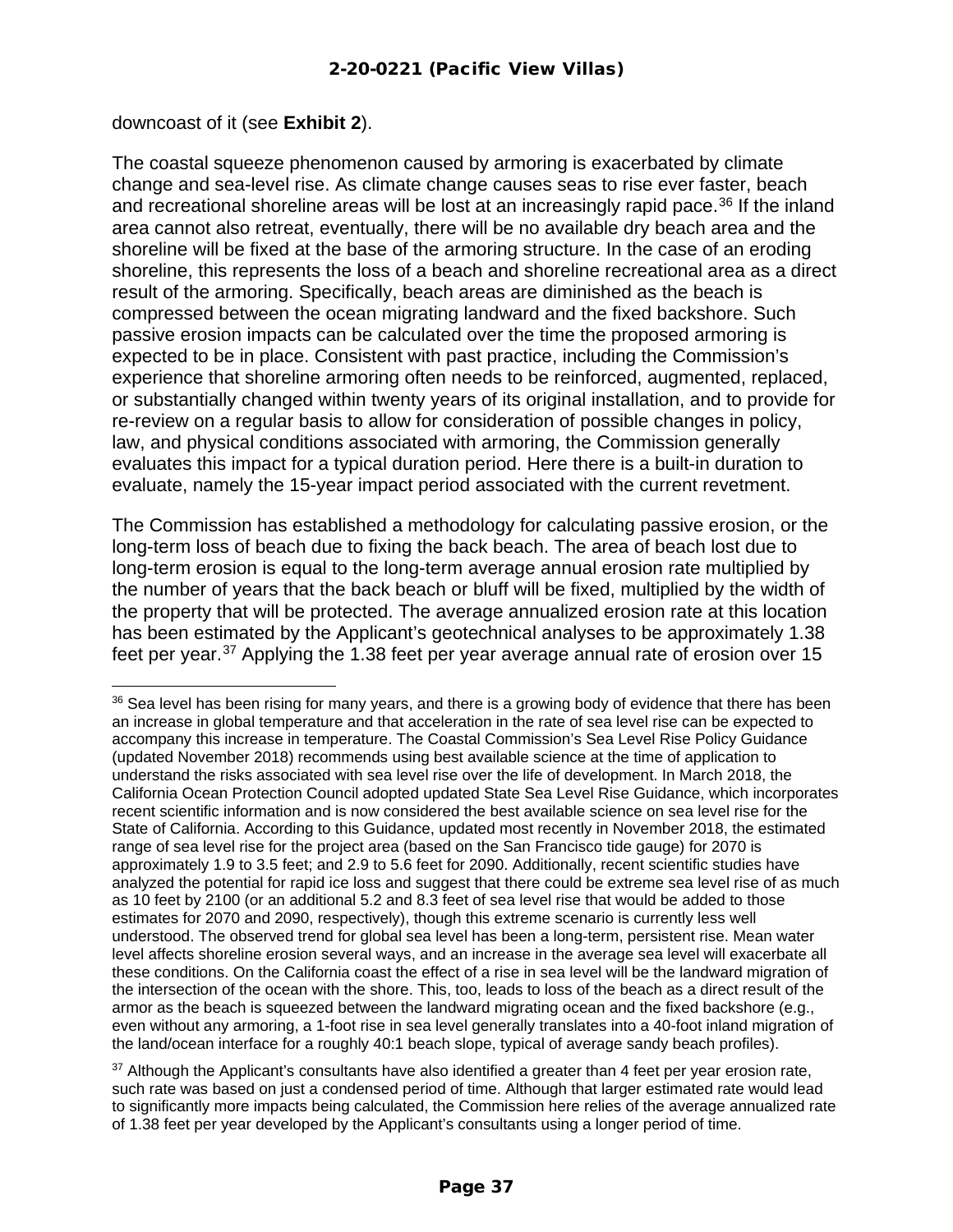downcoast of it (see **Exhibit 2**).

The coastal squeeze phenomenon caused by armoring is exacerbated by climate change and sea-level rise. As climate change causes seas to rise ever faster, beach and recreational shoreline areas will be lost at an increasingly rapid pace.[36] If the inland area cannot also retreat, eventually, there will be no available dry beach area and the shoreline will be fixed at the base of the armoring structure. In the case of an eroding shoreline, this represents the loss of a beach and shoreline recreational area as a direct result of the armoring. Specifically, beach areas are diminished as the beach is compressed between the ocean migrating landward and the fixed backshore. Such passive erosion impacts can be calculated over the time the proposed armoring is expected to be in place. Consistent with past practice, including the Commission's experience that shoreline armoring often needs to be reinforced, augmented, replaced, or substantially changed within twenty years of its original installation, and to provide for re-review on a regular basis to allow for consideration of possible changes in policy, law, and physical conditions associated with armoring, the Commission generally evaluates this impact for a typical duration period. Here there is a built-in duration to evaluate, namely the 15-year impact period associated with the current revetment.

The Commission has established a methodology for calculating passive erosion, or the long-term loss of beach due to fixing the back beach. The area of beach lost due to long-term erosion is equal to the long-term average annual erosion rate multiplied by the number of years that the back beach or bluff will be fixed, multiplied by the width of the property that will be protected. The average annualized erosion rate at this location has been estimated by the Applicant's geotechnical analyses to be approximately 1.38 feet per year.[37] Applying the 1.38 feet per year average annual rate of erosion over 15

---

[36] Sea level has been rising for many years, and there is a growing body of evidence that there has been an increase in global temperature and that acceleration in the rate of sea level rise can be expected to accompany this increase in temperature. The Coastal Commission's Sea Level Rise Policy Guidance (updated November 2018) recommends using best available science at the time of application to understand the risks associated with sea level rise over the life of development. In March 2018, the California Ocean Protection Council adopted updated State Sea Level Rise Guidance, which incorporates recent scientific information and is now considered the best available science on sea level rise for the State of California. According to this Guidance, updated most recently in November 2018, the estimated range of sea level rise for the project area (based on the San Francisco tide gauge) for 2070 is approximately 1.9 to 3.5 feet; and 2.9 to 5.6 feet for 2090. Additionally, recent scientific studies have analyzed the potential for rapid ice loss and suggest that there could be extreme sea level rise of as much as 10 feet by 2100 (or an additional 5.2 and 8.3 feet of sea level rise that would be added to those estimates for 2070 and 2090, respectively), though this extreme scenario is currently less well understood. The observed trend for global sea level has been a long-term, persistent rise. Mean water level affects shoreline erosion several ways, and an increase in the average sea level will exacerbate all these conditions. On the California coast the effect of a rise in sea level will be the landward migration of the intersection of the ocean with the shore. This, too, leads to loss of the beach as a direct result of the armor as the beach is squeezed between the landward migrating ocean and the fixed backshore (e.g., even without any armoring, a 1-foot rise in sea level generally translates into a 40-foot inland migration of the land/ocean interface for a roughly 40:1 beach slope, typical of average sandy beach profiles).

[37] Although the Applicant's consultants have also identified a greater than 4 feet per year erosion rate, such rate was based on just a condensed period of time. Although that larger estimated rate would lead to significantly more impacts being calculated, the Commission here relies of the average annualized rate of 1.38 feet per year developed by the Applicant's consultants using a longer period of time.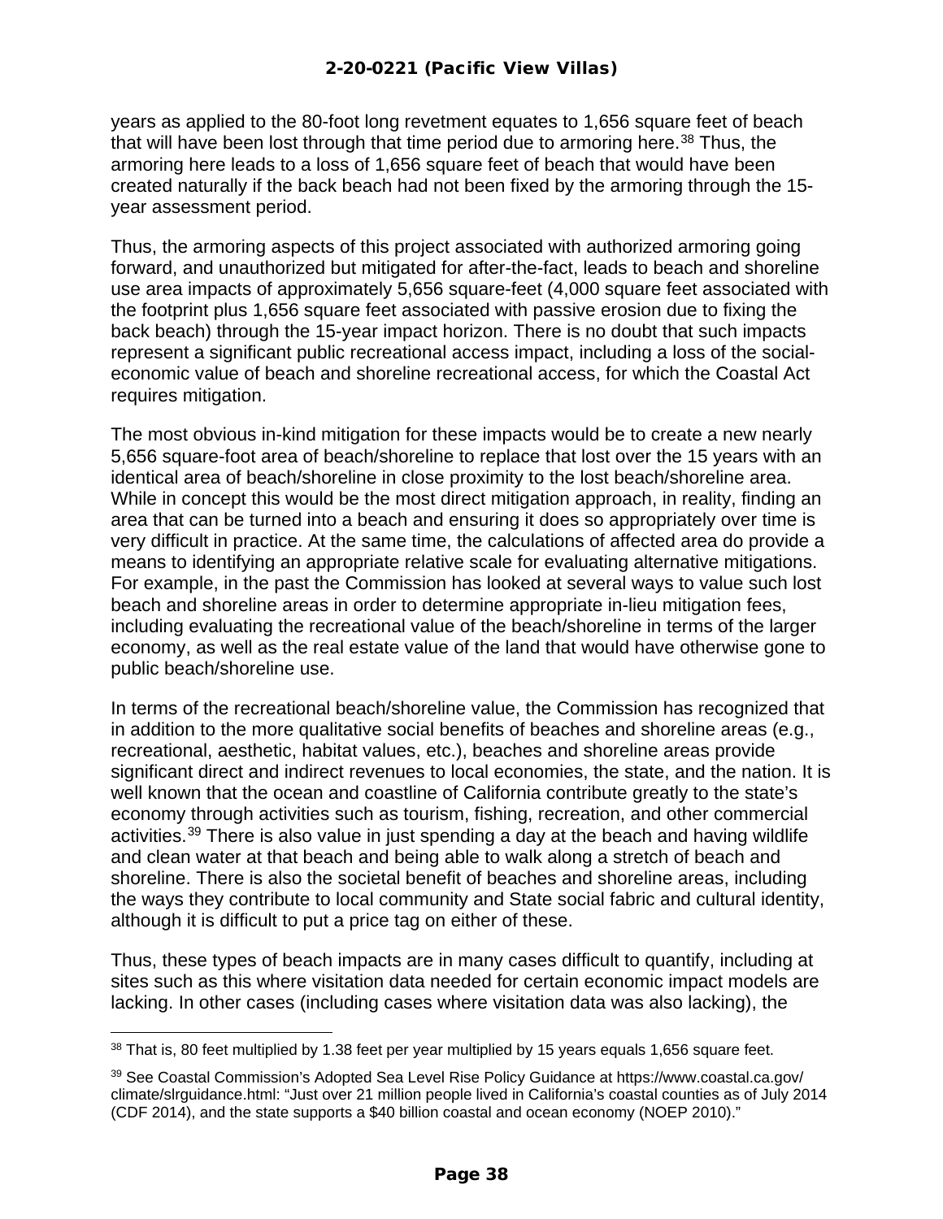years as applied to the 80-foot long revetment equates to 1,656 square feet of beach that will have been lost through that time period due to armoring here.[38] Thus, the armoring here leads to a loss of 1,656 square feet of beach that would have been created naturally if the back beach had not been fixed by the armoring through the 15-year assessment period.

Thus, the armoring aspects of this project associated with authorized armoring going forward, and unauthorized but mitigated for after-the-fact, leads to beach and shoreline use area impacts of approximately 5,656 square-feet (4,000 square feet associated with the footprint plus 1,656 square feet associated with passive erosion due to fixing the back beach) through the 15-year impact horizon. There is no doubt that such impacts represent a significant public recreational access impact, including a loss of the social-economic value of beach and shoreline recreational access, for which the Coastal Act requires mitigation.

The most obvious in-kind mitigation for these impacts would be to create a new nearly 5,656 square-foot area of beach/shoreline to replace that lost over the 15 years with an identical area of beach/shoreline in close proximity to the lost beach/shoreline area. While in concept this would be the most direct mitigation approach, in reality, finding an area that can be turned into a beach and ensuring it does so appropriately over time is very difficult in practice. At the same time, the calculations of affected area do provide a means to identifying an appropriate relative scale for evaluating alternative mitigations. For example, in the past the Commission has looked at several ways to value such lost beach and shoreline areas in order to determine appropriate in-lieu mitigation fees, including evaluating the recreational value of the beach/shoreline in terms of the larger economy, as well as the real estate value of the land that would have otherwise gone to public beach/shoreline use.

In terms of the recreational beach/shoreline value, the Commission has recognized that in addition to the more qualitative social benefits of beaches and shoreline areas (e.g., recreational, aesthetic, habitat values, etc.), beaches and shoreline areas provide significant direct and indirect revenues to local economies, the state, and the nation. It is well known that the ocean and coastline of California contribute greatly to the state's economy through activities such as tourism, fishing, recreation, and other commercial activities.[39] There is also value in just spending a day at the beach and having wildlife and clean water at that beach and being able to walk along a stretch of beach and shoreline. There is also the societal benefit of beaches and shoreline areas, including the ways they contribute to local community and State social fabric and cultural identity, although it is difficult to put a price tag on either of these.

Thus, these types of beach impacts are in many cases difficult to quantify, including at sites such as this where visitation data needed for certain economic impact models are lacking. In other cases (including cases where visitation data was also lacking), the

---

[38] That is, 80 feet multiplied by 1.38 feet per year multiplied by 15 years equals 1,656 square feet.

[39] See Coastal Commission's Adopted Sea Level Rise Policy Guidance at https://www.coastal.ca.gov/climate/slrguidance.html: "Just over 21 million people lived in California's coastal counties as of July 2014 (CDF 2014), and the state supports a $40 billion coastal and ocean economy (NOEP 2010)."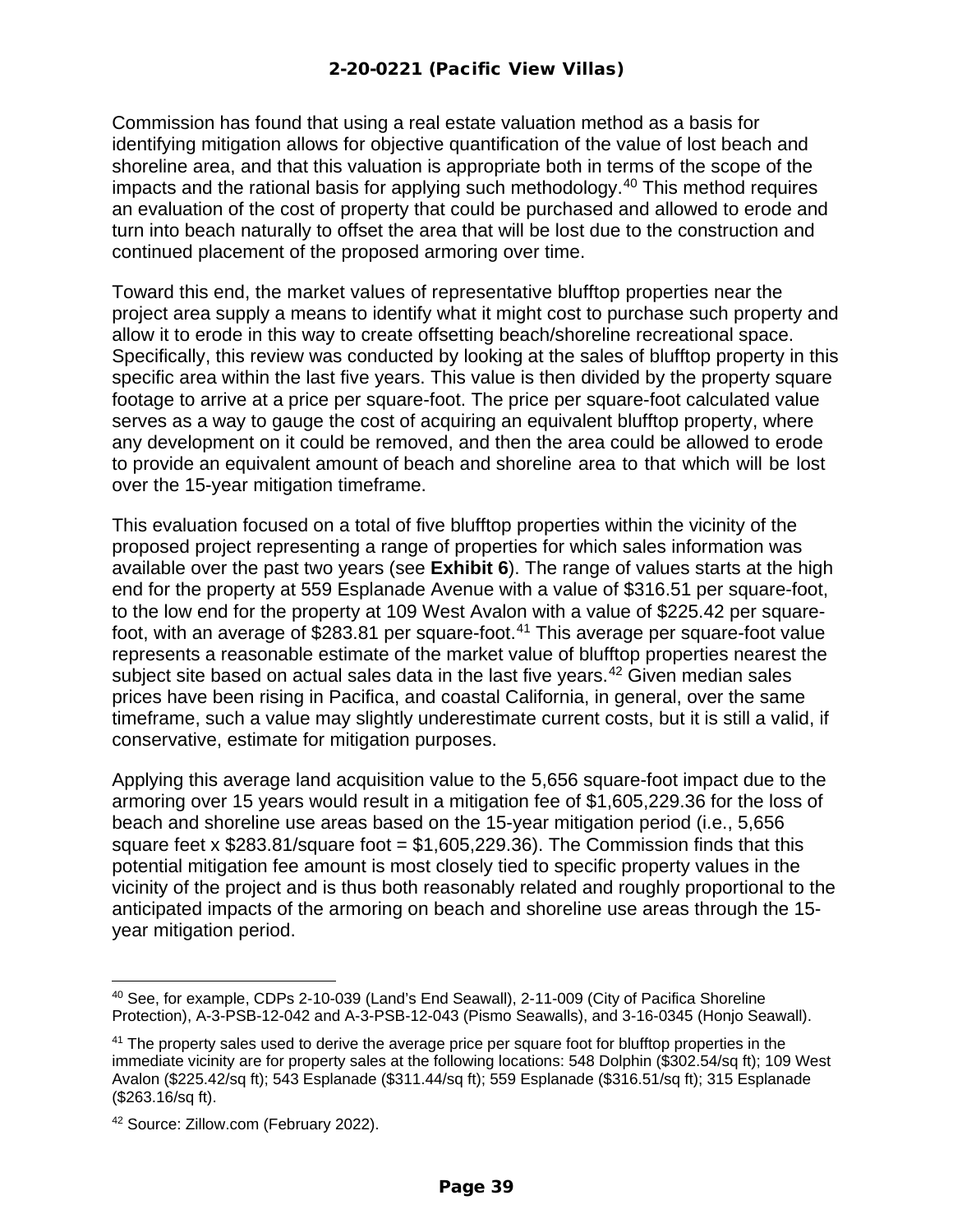Commission has found that using a real estate valuation method as a basis for identifying mitigation allows for objective quantification of the value of lost beach and shoreline area, and that this valuation is appropriate both in terms of the scope of the impacts and the rational basis for applying such methodology.[40] This method requires an evaluation of the cost of property that could be purchased and allowed to erode and turn into beach naturally to offset the area that will be lost due to the construction and continued placement of the proposed armoring over time.

Toward this end, the market values of representative blufftop properties near the project area supply a means to identify what it might cost to purchase such property and allow it to erode in this way to create offsetting beach/shoreline recreational space. Specifically, this review was conducted by looking at the sales of blufftop property in this specific area within the last five years. This value is then divided by the property square footage to arrive at a price per square-foot. The price per square-foot calculated value serves as a way to gauge the cost of acquiring an equivalent blufftop property, where any development on it could be removed, and then the area could be allowed to erode to provide an equivalent amount of beach and shoreline area to that which will be lost over the 15-year mitigation timeframe.

This evaluation focused on a total of five blufftop properties within the vicinity of the proposed project representing a range of properties for which sales information was available over the past two years (see **Exhibit 6**). The range of values starts at the high end for the property at 559 Esplanade Avenue with a value of $316.51 per square-foot, to the low end for the property at 109 West Avalon with a value of $225.42 per square-foot, with an average of $283.81 per square-foot.[41] This average per square-foot value represents a reasonable estimate of the market value of blufftop properties nearest the subject site based on actual sales data in the last five years.[42] Given median sales prices have been rising in Pacifica, and coastal California, in general, over the same timeframe, such a value may slightly underestimate current costs, but it is still a valid, if conservative, estimate for mitigation purposes.

Applying this average land acquisition value to the 5,656 square-foot impact due to the armoring over 15 years would result in a mitigation fee of $1,605,229.36 for the loss of beach and shoreline use areas based on the 15-year mitigation period (i.e., 5,656 square feet x $283.81/square foot = $1,605,229.36). The Commission finds that this potential mitigation fee amount is most closely tied to specific property values in the vicinity of the project and is thus both reasonably related and roughly proportional to the anticipated impacts of the armoring on beach and shoreline use areas through the 15-year mitigation period.

---

[40] See, for example, CDPs 2-10-039 (Land's End Seawall), 2-11-009 (City of Pacifica Shoreline Protection), A-3-PSB-12-042 and A-3-PSB-12-043 (Pismo Seawalls), and 3-16-0345 (Honjo Seawall).

[41] The property sales used to derive the average price per square foot for blufftop properties in the immediate vicinity are for property sales at the following locations: 548 Dolphin ($302.54/sq ft); 109 West Avalon ($225.42/sq ft); 543 Esplanade ($311.44/sq ft); 559 Esplanade ($316.51/sq ft); 315 Esplanade ($263.16/sq ft).

[42] Source: Zillow.com (February 2022).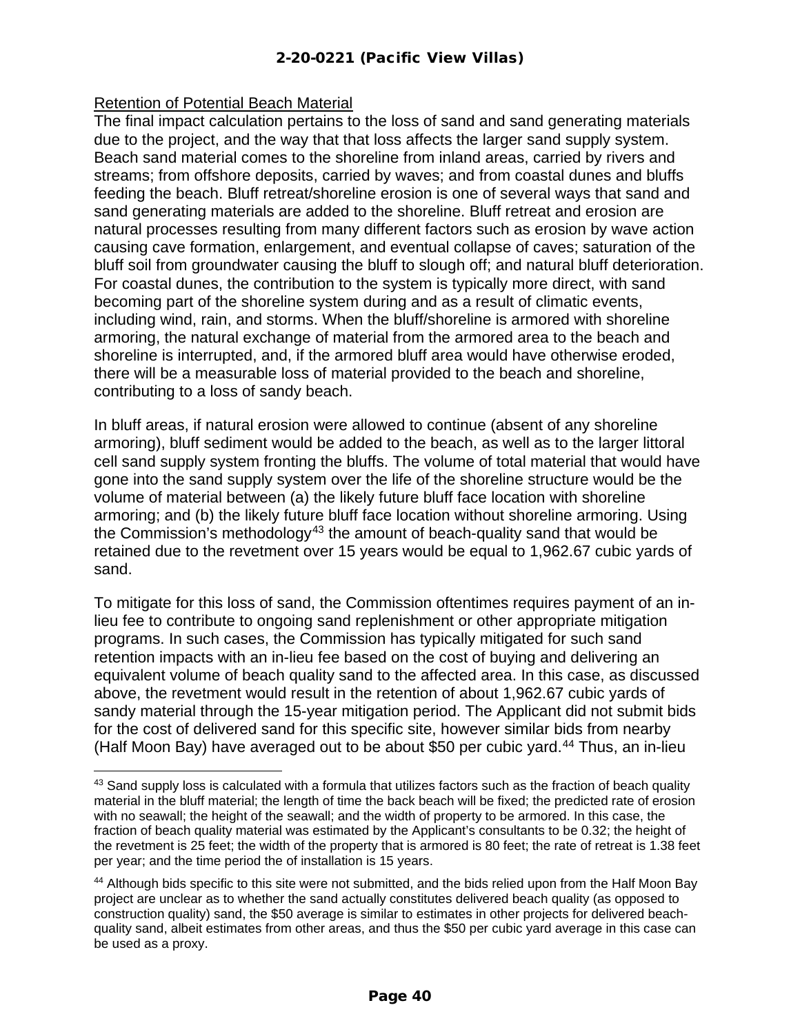Retention of Potential Beach Material

The final impact calculation pertains to the loss of sand and sand generating materials due to the project, and the way that that loss affects the larger sand supply system. Beach sand material comes to the shoreline from inland areas, carried by rivers and streams; from offshore deposits, carried by waves; and from coastal dunes and bluffs feeding the beach. Bluff retreat/shoreline erosion is one of several ways that sand and sand generating materials are added to the shoreline. Bluff retreat and erosion are natural processes resulting from many different factors such as erosion by wave action causing cave formation, enlargement, and eventual collapse of caves; saturation of the bluff soil from groundwater causing the bluff to slough off; and natural bluff deterioration. For coastal dunes, the contribution to the system is typically more direct, with sand becoming part of the shoreline system during and as a result of climatic events, including wind, rain, and storms. When the bluff/shoreline is armored with shoreline armoring, the natural exchange of material from the armored area to the beach and shoreline is interrupted, and, if the armored bluff area would have otherwise eroded, there will be a measurable loss of material provided to the beach and shoreline, contributing to a loss of sandy beach.

In bluff areas, if natural erosion were allowed to continue (absent of any shoreline armoring), bluff sediment would be added to the beach, as well as to the larger littoral cell sand supply system fronting the bluffs. The volume of total material that would have gone into the sand supply system over the life of the shoreline structure would be the volume of material between (a) the likely future bluff face location with shoreline armoring; and (b) the likely future bluff face location without shoreline armoring. Using the Commission's methodology[43] the amount of beach-quality sand that would be retained due to the revetment over 15 years would be equal to 1,962.67 cubic yards of sand.

To mitigate for this loss of sand, the Commission oftentimes requires payment of an in-lieu fee to contribute to ongoing sand replenishment or other appropriate mitigation programs. In such cases, the Commission has typically mitigated for such sand retention impacts with an in-lieu fee based on the cost of buying and delivering an equivalent volume of beach quality sand to the affected area. In this case, as discussed above, the revetment would result in the retention of about 1,962.67 cubic yards of sandy material through the 15-year mitigation period. The Applicant did not submit bids for the cost of delivered sand for this specific site, however similar bids from nearby (Half Moon Bay) have averaged out to be about $50 per cubic yard.[44] Thus, an in-lieu

---

[43] Sand supply loss is calculated with a formula that utilizes factors such as the fraction of beach quality material in the bluff material; the length of time the back beach will be fixed; the predicted rate of erosion with no seawall; the height of the seawall; and the width of property to be armored. In this case, the fraction of beach quality material was estimated by the Applicant's consultants to be 0.32; the height of the revetment is 25 feet; the width of the property that is armored is 80 feet; the rate of retreat is 1.38 feet per year; and the time period the of installation is 15 years.

[44] Although bids specific to this site were not submitted, and the bids relied upon from the Half Moon Bay project are unclear as to whether the sand actually constitutes delivered beach quality (as opposed to construction quality) sand, the $50 average is similar to estimates in other projects for delivered beach-quality sand, albeit estimates from other areas, and thus the $50 per cubic yard average in this case can be used as a proxy.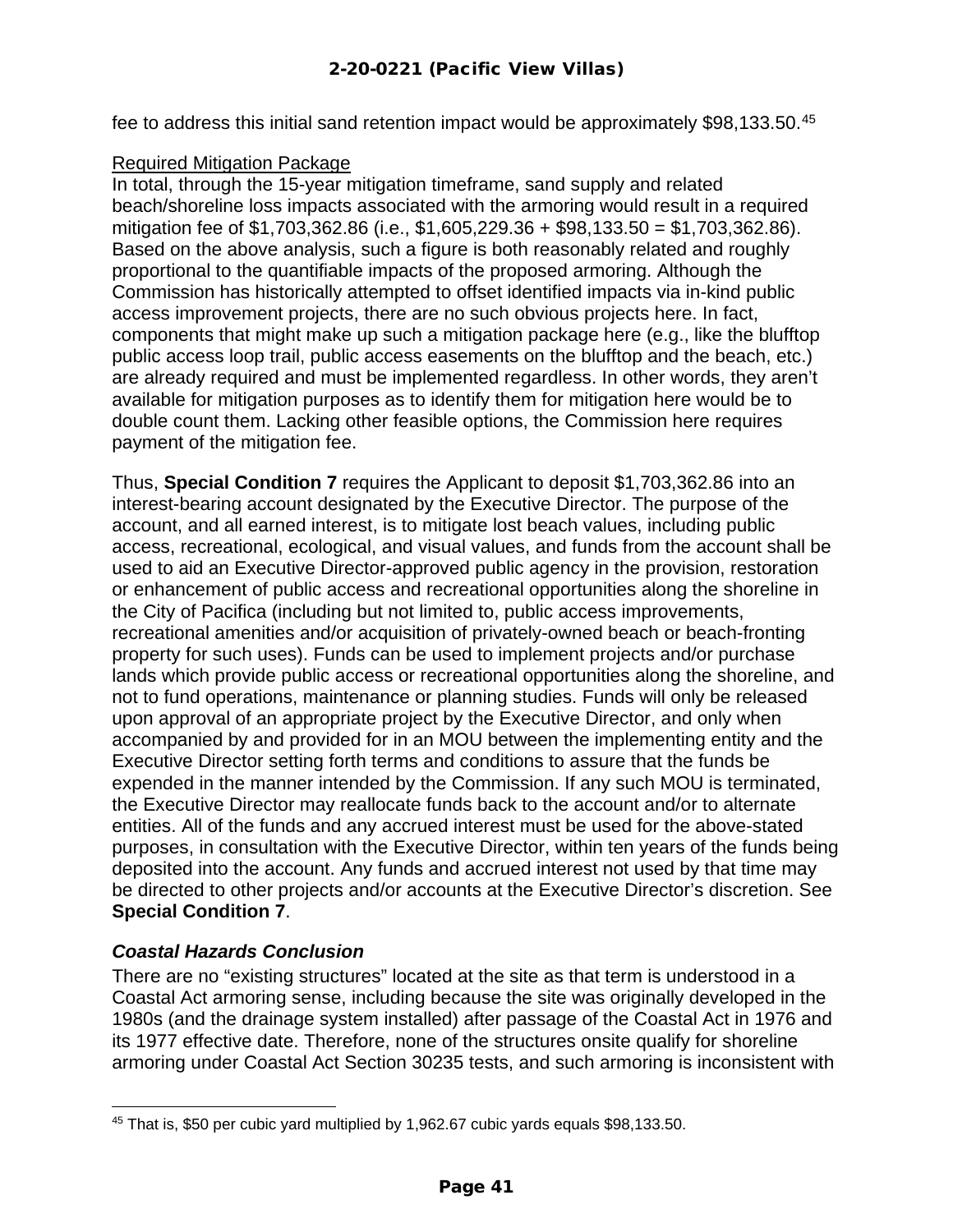fee to address this initial sand retention impact would be approximately $98,133.50.[45]

Required Mitigation Package

In total, through the 15-year mitigation timeframe, sand supply and related beach/shoreline loss impacts associated with the armoring would result in a required mitigation fee of $1,703,362.86 (i.e., $1,605,229.36 + $98,133.50 = $1,703,362.86). Based on the above analysis, such a figure is both reasonably related and roughly proportional to the quantifiable impacts of the proposed armoring. Although the Commission has historically attempted to offset identified impacts via in-kind public access improvement projects, there are no such obvious projects here. In fact, components that might make up such a mitigation package here (e.g., like the blufftop public access loop trail, public access easements on the blufftop and the beach, etc.) are already required and must be implemented regardless. In other words, they aren't available for mitigation purposes as to identify them for mitigation here would be to double count them. Lacking other feasible options, the Commission here requires payment of the mitigation fee.

Thus, **Special Condition 7** requires the Applicant to deposit $1,703,362.86 into an interest-bearing account designated by the Executive Director. The purpose of the account, and all earned interest, is to mitigate lost beach values, including public access, recreational, ecological, and visual values, and funds from the account shall be used to aid an Executive Director-approved public agency in the provision, restoration or enhancement of public access and recreational opportunities along the shoreline in the City of Pacifica (including but not limited to, public access improvements, recreational amenities and/or acquisition of privately-owned beach or beach-fronting property for such uses). Funds can be used to implement projects and/or purchase lands which provide public access or recreational opportunities along the shoreline, and not to fund operations, maintenance or planning studies. Funds will only be released upon approval of an appropriate project by the Executive Director, and only when accompanied by and provided for in an MOU between the implementing entity and the Executive Director setting forth terms and conditions to assure that the funds be expended in the manner intended by the Commission. If any such MOU is terminated, the Executive Director may reallocate funds back to the account and/or to alternate entities. All of the funds and any accrued interest must be used for the above-stated purposes, in consultation with the Executive Director, within ten years of the funds being deposited into the account. Any funds and accrued interest not used by that time may be directed to other projects and/or accounts at the Executive Director's discretion. See **Special Condition 7**.

### *Coastal Hazards Conclusion*

There are no "existing structures" located at the site as that term is understood in a Coastal Act armoring sense, including because the site was originally developed in the 1980s (and the drainage system installed) after passage of the Coastal Act in 1976 and its 1977 effective date. Therefore, none of the structures onsite qualify for shoreline armoring under Coastal Act Section 30235 tests, and such armoring is inconsistent with

[45] That is, $50 per cubic yard multiplied by 1,962.67 cubic yards equals $98,133.50.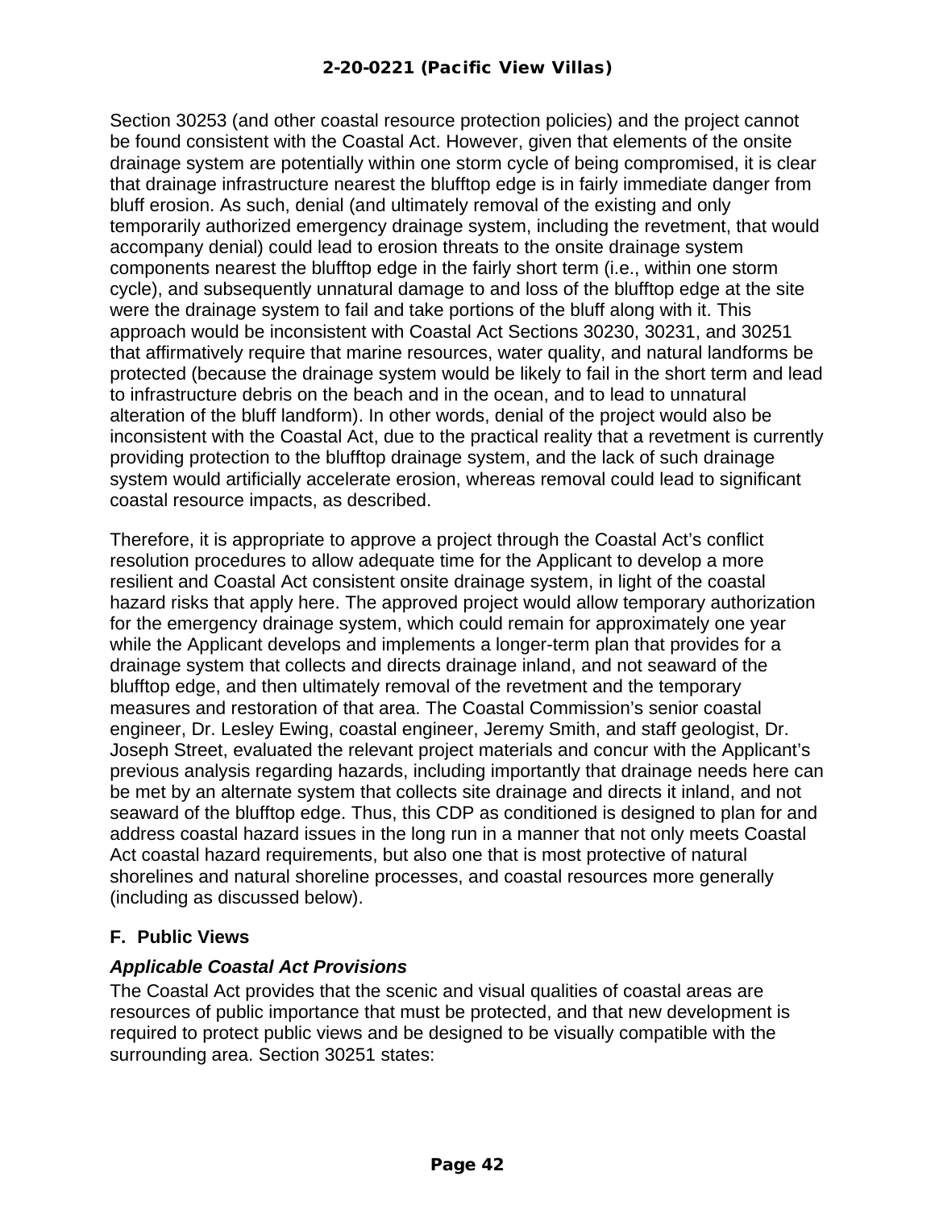Section 30253 (and other coastal resource protection policies) and the project cannot be found consistent with the Coastal Act. However, given that elements of the onsite drainage system are potentially within one storm cycle of being compromised, it is clear that drainage infrastructure nearest the blufftop edge is in fairly immediate danger from bluff erosion. As such, denial (and ultimately removal of the existing and only temporarily authorized emergency drainage system, including the revetment, that would accompany denial) could lead to erosion threats to the onsite drainage system components nearest the blufftop edge in the fairly short term (i.e., within one storm cycle), and subsequently unnatural damage to and loss of the blufftop edge at the site were the drainage system to fail and take portions of the bluff along with it. This approach would be inconsistent with Coastal Act Sections 30230, 30231, and 30251 that affirmatively require that marine resources, water quality, and natural landforms be protected (because the drainage system would be likely to fail in the short term and lead to infrastructure debris on the beach and in the ocean, and to lead to unnatural alteration of the bluff landform). In other words, denial of the project would also be inconsistent with the Coastal Act, due to the practical reality that a revetment is currently providing protection to the blufftop drainage system, and the lack of such drainage system would artificially accelerate erosion, whereas removal could lead to significant coastal resource impacts, as described.

Therefore, it is appropriate to approve a project through the Coastal Act's conflict resolution procedures to allow adequate time for the Applicant to develop a more resilient and Coastal Act consistent onsite drainage system, in light of the coastal hazard risks that apply here. The approved project would allow temporary authorization for the emergency drainage system, which could remain for approximately one year while the Applicant develops and implements a longer-term plan that provides for a drainage system that collects and directs drainage inland, and not seaward of the blufftop edge, and then ultimately removal of the revetment and the temporary measures and restoration of that area. The Coastal Commission's senior coastal engineer, Dr. Lesley Ewing, coastal engineer, Jeremy Smith, and staff geologist, Dr. Joseph Street, evaluated the relevant project materials and concur with the Applicant's previous analysis regarding hazards, including importantly that drainage needs here can be met by an alternate system that collects site drainage and directs it inland, and not seaward of the blufftop edge. Thus, this CDP as conditioned is designed to plan for and address coastal hazard issues in the long run in a manner that not only meets Coastal Act coastal hazard requirements, but also one that is most protective of natural shorelines and natural shoreline processes, and coastal resources more generally (including as discussed below).

## F. Public Views

### *Applicable Coastal Act Provisions*

The Coastal Act provides that the scenic and visual qualities of coastal areas are resources of public importance that must be protected, and that new development is required to protect public views and be designed to be visually compatible with the surrounding area. Section 30251 states: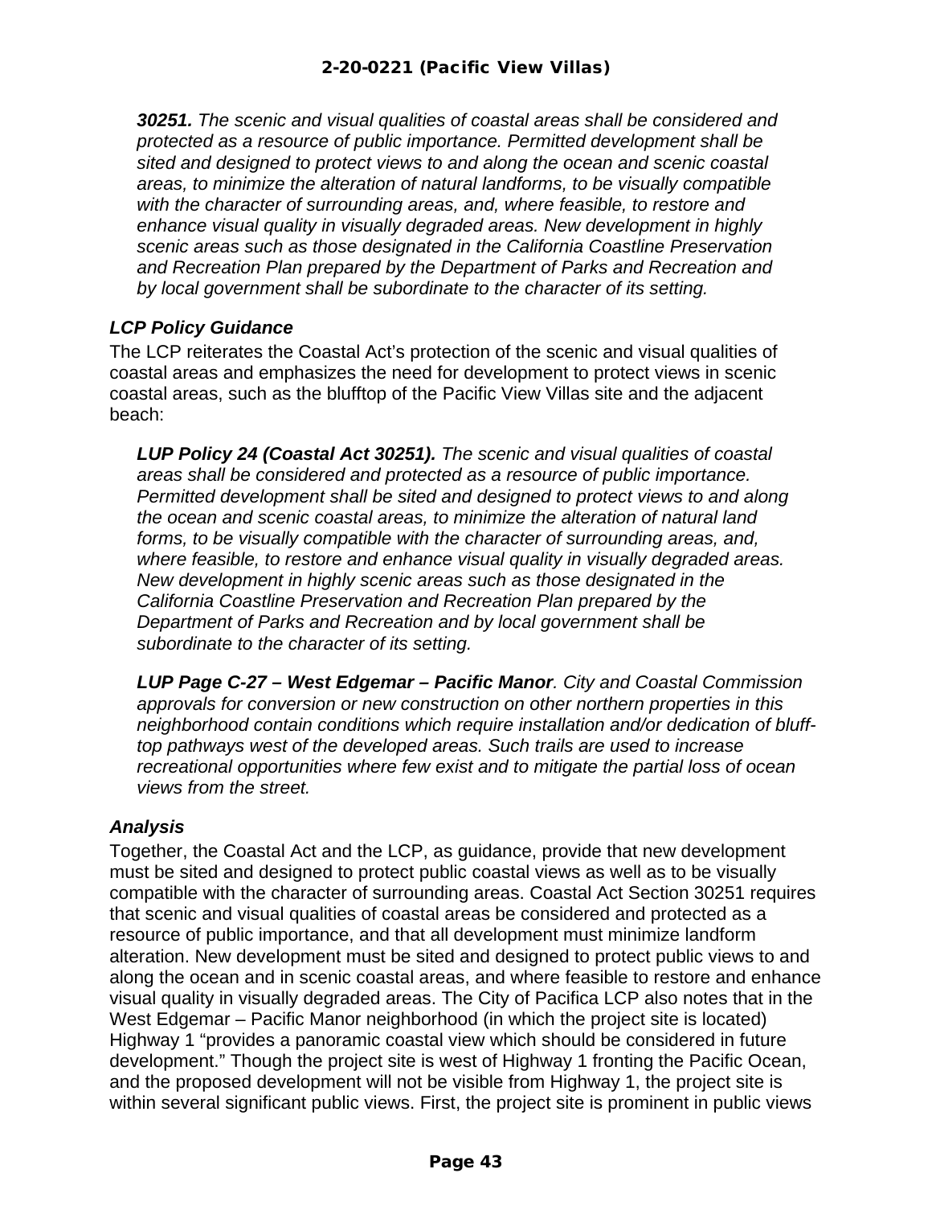***30251.*** *The scenic and visual qualities of coastal areas shall be considered and protected as a resource of public importance. Permitted development shall be sited and designed to protect views to and along the ocean and scenic coastal areas, to minimize the alteration of natural landforms, to be visually compatible with the character of surrounding areas, and, where feasible, to restore and enhance visual quality in visually degraded areas. New development in highly scenic areas such as those designated in the California Coastline Preservation and Recreation Plan prepared by the Department of Parks and Recreation and by local government shall be subordinate to the character of its setting.*

### *LCP Policy Guidance*

The LCP reiterates the Coastal Act's protection of the scenic and visual qualities of coastal areas and emphasizes the need for development to protect views in scenic coastal areas, such as the blufftop of the Pacific View Villas site and the adjacent beach:

***LUP Policy 24 (Coastal Act 30251).*** *The scenic and visual qualities of coastal areas shall be considered and protected as a resource of public importance. Permitted development shall be sited and designed to protect views to and along the ocean and scenic coastal areas, to minimize the alteration of natural land forms, to be visually compatible with the character of surrounding areas, and, where feasible, to restore and enhance visual quality in visually degraded areas. New development in highly scenic areas such as those designated in the California Coastline Preservation and Recreation Plan prepared by the Department of Parks and Recreation and by local government shall be subordinate to the character of its setting.*

***LUP Page C-27 – West Edgemar – Pacific Manor****. City and Coastal Commission approvals for conversion or new construction on other northern properties in this neighborhood contain conditions which require installation and/or dedication of bluff-top pathways west of the developed areas. Such trails are used to increase recreational opportunities where few exist and to mitigate the partial loss of ocean views from the street.*

### *Analysis*

Together, the Coastal Act and the LCP, as guidance, provide that new development must be sited and designed to protect public coastal views as well as to be visually compatible with the character of surrounding areas. Coastal Act Section 30251 requires that scenic and visual qualities of coastal areas be considered and protected as a resource of public importance, and that all development must minimize landform alteration. New development must be sited and designed to protect public views to and along the ocean and in scenic coastal areas, and where feasible to restore and enhance visual quality in visually degraded areas. The City of Pacifica LCP also notes that in the West Edgemar – Pacific Manor neighborhood (in which the project site is located) Highway 1 "provides a panoramic coastal view which should be considered in future development." Though the project site is west of Highway 1 fronting the Pacific Ocean, and the proposed development will not be visible from Highway 1, the project site is within several significant public views. First, the project site is prominent in public views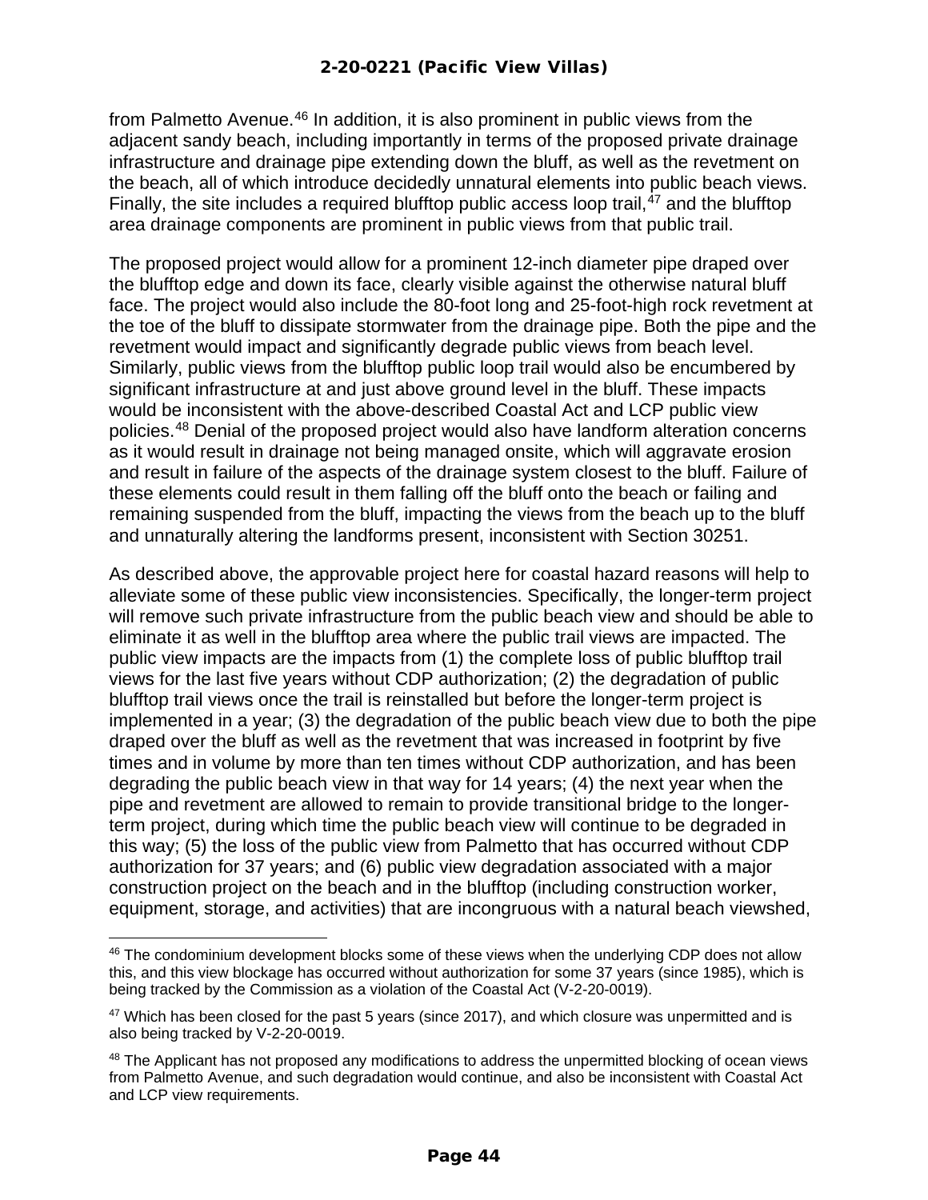from Palmetto Avenue.[46] In addition, it is also prominent in public views from the adjacent sandy beach, including importantly in terms of the proposed private drainage infrastructure and drainage pipe extending down the bluff, as well as the revetment on the beach, all of which introduce decidedly unnatural elements into public beach views. Finally, the site includes a required blufftop public access loop trail,[47] and the blufftop area drainage components are prominent in public views from that public trail.

The proposed project would allow for a prominent 12-inch diameter pipe draped over the blufftop edge and down its face, clearly visible against the otherwise natural bluff face. The project would also include the 80-foot long and 25-foot-high rock revetment at the toe of the bluff to dissipate stormwater from the drainage pipe. Both the pipe and the revetment would impact and significantly degrade public views from beach level. Similarly, public views from the blufftop public loop trail would also be encumbered by significant infrastructure at and just above ground level in the bluff. These impacts would be inconsistent with the above-described Coastal Act and LCP public view policies.[48] Denial of the proposed project would also have landform alteration concerns as it would result in drainage not being managed onsite, which will aggravate erosion and result in failure of the aspects of the drainage system closest to the bluff. Failure of these elements could result in them falling off the bluff onto the beach or failing and remaining suspended from the bluff, impacting the views from the beach up to the bluff and unnaturally altering the landforms present, inconsistent with Section 30251.

As described above, the approvable project here for coastal hazard reasons will help to alleviate some of these public view inconsistencies. Specifically, the longer-term project will remove such private infrastructure from the public beach view and should be able to eliminate it as well in the blufftop area where the public trail views are impacted. The public view impacts are the impacts from (1) the complete loss of public blufftop trail views for the last five years without CDP authorization; (2) the degradation of public blufftop trail views once the trail is reinstalled but before the longer-term project is implemented in a year; (3) the degradation of the public beach view due to both the pipe draped over the bluff as well as the revetment that was increased in footprint by five times and in volume by more than ten times without CDP authorization, and has been degrading the public beach view in that way for 14 years; (4) the next year when the pipe and revetment are allowed to remain to provide transitional bridge to the longer-term project, during which time the public beach view will continue to be degraded in this way; (5) the loss of the public view from Palmetto that has occurred without CDP authorization for 37 years; and (6) public view degradation associated with a major construction project on the beach and in the blufftop (including construction worker, equipment, storage, and activities) that are incongruous with a natural beach viewshed,

---

[46] The condominium development blocks some of these views when the underlying CDP does not allow this, and this view blockage has occurred without authorization for some 37 years (since 1985), which is being tracked by the Commission as a violation of the Coastal Act (V-2-20-0019).

[47] Which has been closed for the past 5 years (since 2017), and which closure was unpermitted and is also being tracked by V-2-20-0019.

[48] The Applicant has not proposed any modifications to address the unpermitted blocking of ocean views from Palmetto Avenue, and such degradation would continue, and also be inconsistent with Coastal Act and LCP view requirements.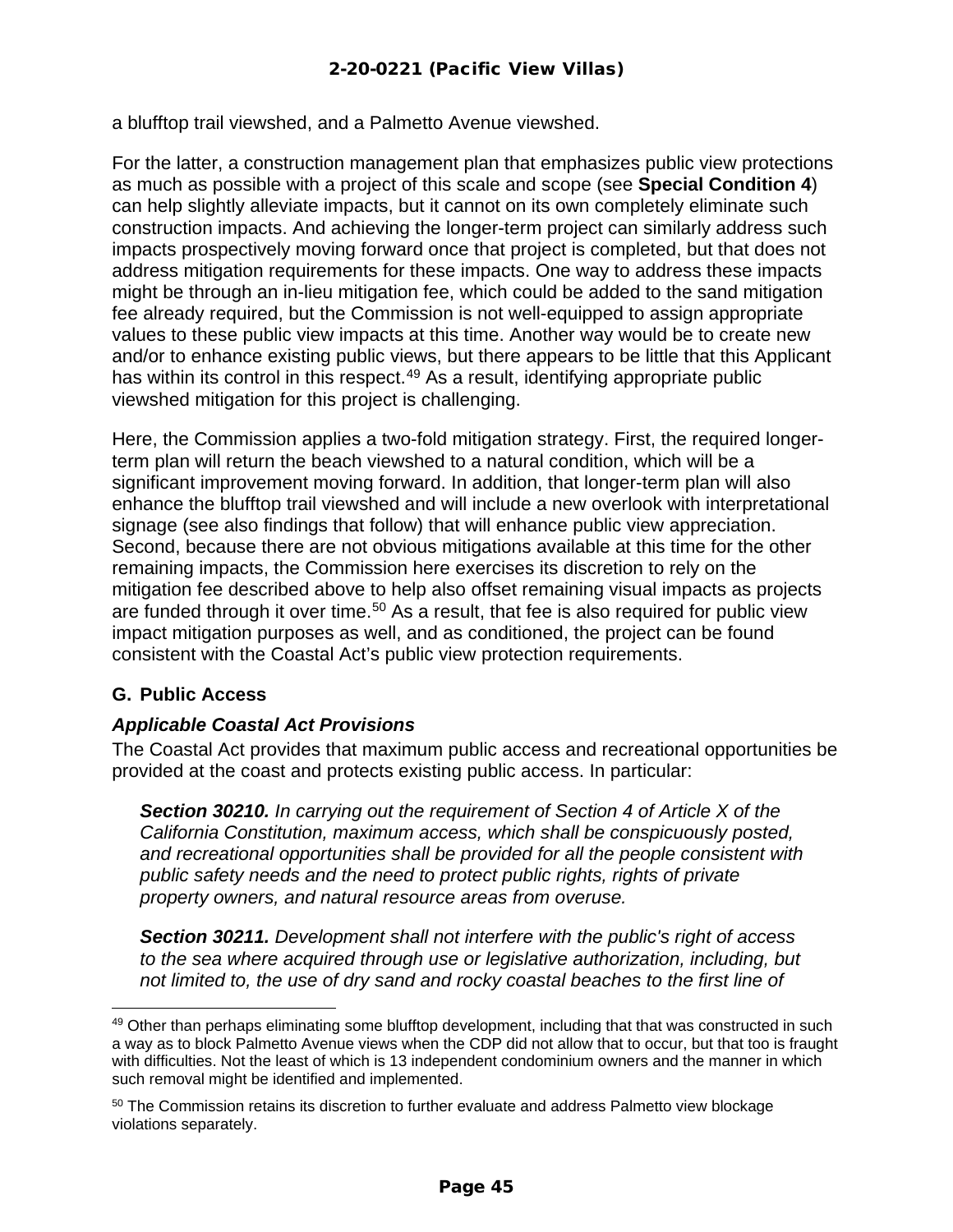a blufftop trail viewshed, and a Palmetto Avenue viewshed.

For the latter, a construction management plan that emphasizes public view protections as much as possible with a project of this scale and scope (see **Special Condition 4**) can help slightly alleviate impacts, but it cannot on its own completely eliminate such construction impacts. And achieving the longer-term project can similarly address such impacts prospectively moving forward once that project is completed, but that does not address mitigation requirements for these impacts. One way to address these impacts might be through an in-lieu mitigation fee, which could be added to the sand mitigation fee already required, but the Commission is not well-equipped to assign appropriate values to these public view impacts at this time. Another way would be to create new and/or to enhance existing public views, but there appears to be little that this Applicant has within its control in this respect.[49] As a result, identifying appropriate public viewshed mitigation for this project is challenging.

Here, the Commission applies a two-fold mitigation strategy. First, the required longer-term plan will return the beach viewshed to a natural condition, which will be a significant improvement moving forward. In addition, that longer-term plan will also enhance the blufftop trail viewshed and will include a new overlook with interpretational signage (see also findings that follow) that will enhance public view appreciation. Second, because there are not obvious mitigations available at this time for the other remaining impacts, the Commission here exercises its discretion to rely on the mitigation fee described above to help also offset remaining visual impacts as projects are funded through it over time.[50] As a result, that fee is also required for public view impact mitigation purposes as well, and as conditioned, the project can be found consistent with the Coastal Act's public view protection requirements.

### G. Public Access

#### *Applicable Coastal Act Provisions*

The Coastal Act provides that maximum public access and recreational opportunities be provided at the coast and protects existing public access. In particular:

> ***Section 30210.*** *In carrying out the requirement of Section 4 of Article X of the California Constitution, maximum access, which shall be conspicuously posted, and recreational opportunities shall be provided for all the people consistent with public safety needs and the need to protect public rights, rights of private property owners, and natural resource areas from overuse.*
>
> ***Section 30211.*** *Development shall not interfere with the public's right of access to the sea where acquired through use or legislative authorization, including, but not limited to, the use of dry sand and rocky coastal beaches to the first line of*

---

[49] Other than perhaps eliminating some blufftop development, including that that was constructed in such a way as to block Palmetto Avenue views when the CDP did not allow that to occur, but that too is fraught with difficulties. Not the least of which is 13 independent condominium owners and the manner in which such removal might be identified and implemented.

[50] The Commission retains its discretion to further evaluate and address Palmetto view blockage violations separately.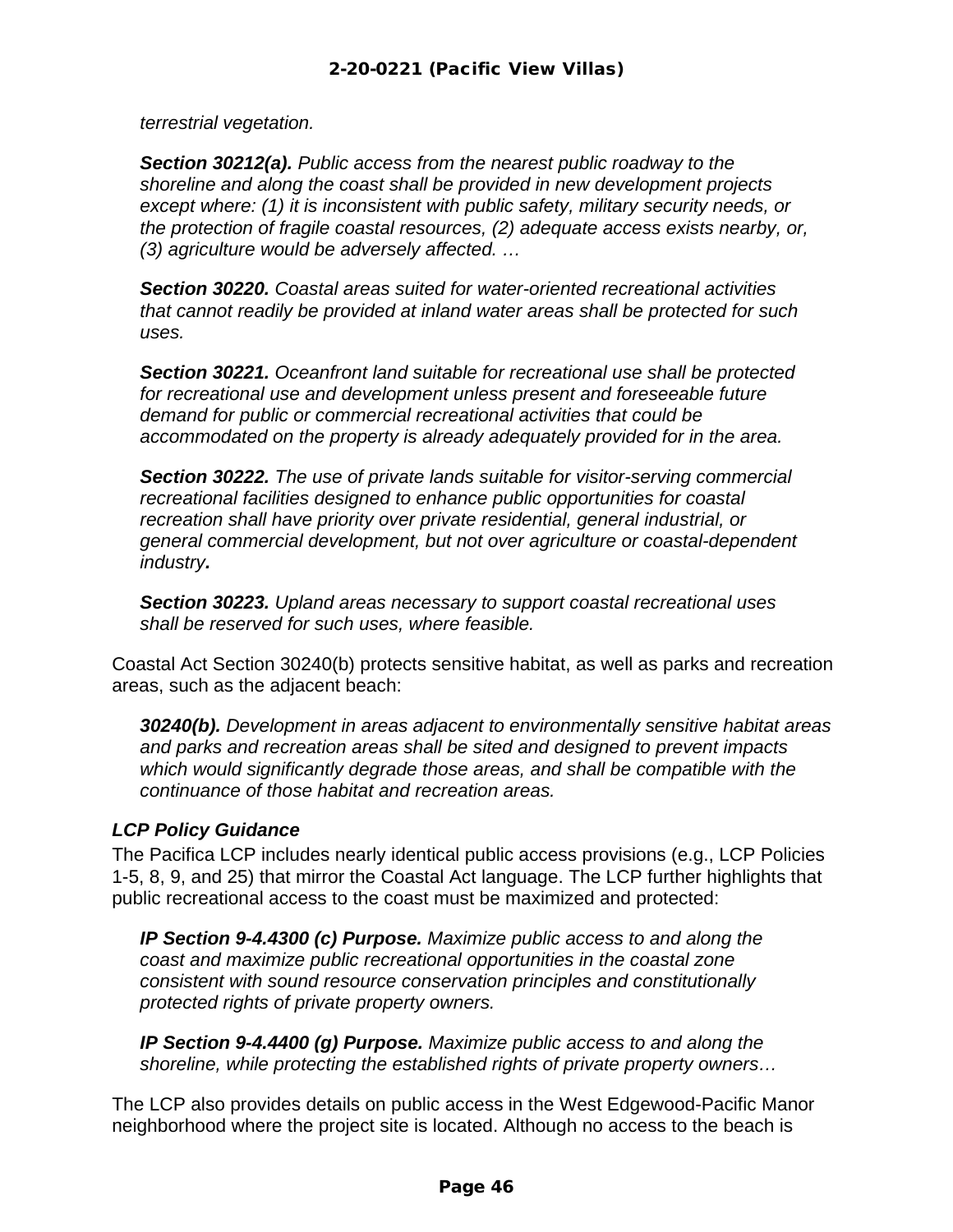*terrestrial vegetation.*

***Section 30212(a).*** *Public access from the nearest public roadway to the shoreline and along the coast shall be provided in new development projects except where: (1) it is inconsistent with public safety, military security needs, or the protection of fragile coastal resources, (2) adequate access exists nearby, or, (3) agriculture would be adversely affected. …*

***Section 30220.*** *Coastal areas suited for water-oriented recreational activities that cannot readily be provided at inland water areas shall be protected for such uses.*

***Section 30221.*** *Oceanfront land suitable for recreational use shall be protected for recreational use and development unless present and foreseeable future demand for public or commercial recreational activities that could be accommodated on the property is already adequately provided for in the area.*

***Section 30222.*** *The use of private lands suitable for visitor-serving commercial recreational facilities designed to enhance public opportunities for coastal recreation shall have priority over private residential, general industrial, or general commercial development, but not over agriculture or coastal-dependent industry**.***

***Section 30223.*** *Upland areas necessary to support coastal recreational uses shall be reserved for such uses, where feasible.*

Coastal Act Section 30240(b) protects sensitive habitat, as well as parks and recreation areas, such as the adjacent beach:

***30240(b).*** *Development in areas adjacent to environmentally sensitive habitat areas and parks and recreation areas shall be sited and designed to prevent impacts which would significantly degrade those areas, and shall be compatible with the continuance of those habitat and recreation areas.*

### *LCP Policy Guidance*

The Pacifica LCP includes nearly identical public access provisions (e.g., LCP Policies 1-5, 8, 9, and 25) that mirror the Coastal Act language. The LCP further highlights that public recreational access to the coast must be maximized and protected:

***IP Section 9-4.4300 (c) Purpose.*** *Maximize public access to and along the coast and maximize public recreational opportunities in the coastal zone consistent with sound resource conservation principles and constitutionally protected rights of private property owners.*

***IP Section 9-4.4400 (g) Purpose.*** *Maximize public access to and along the shoreline, while protecting the established rights of private property owners…*

The LCP also provides details on public access in the West Edgewood-Pacific Manor neighborhood where the project site is located. Although no access to the beach is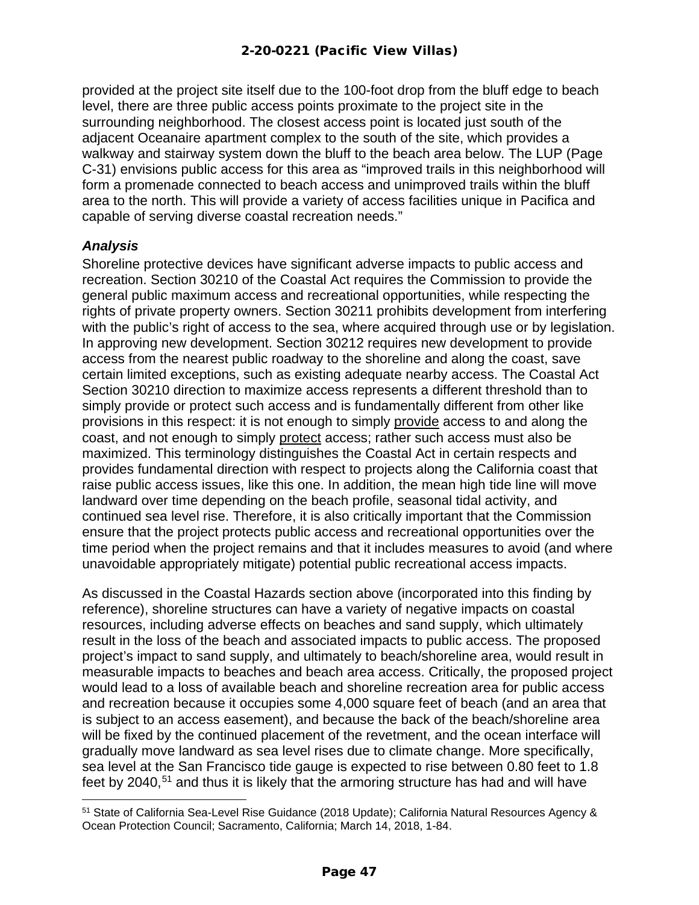provided at the project site itself due to the 100-foot drop from the bluff edge to beach level, there are three public access points proximate to the project site in the surrounding neighborhood. The closest access point is located just south of the adjacent Oceanaire apartment complex to the south of the site, which provides a walkway and stairway system down the bluff to the beach area below. The LUP (Page C-31) envisions public access for this area as "improved trails in this neighborhood will form a promenade connected to beach access and unimproved trails within the bluff area to the north. This will provide a variety of access facilities unique in Pacifica and capable of serving diverse coastal recreation needs."

***Analysis***

Shoreline protective devices have significant adverse impacts to public access and recreation. Section 30210 of the Coastal Act requires the Commission to provide the general public maximum access and recreational opportunities, while respecting the rights of private property owners. Section 30211 prohibits development from interfering with the public's right of access to the sea, where acquired through use or by legislation. In approving new development. Section 30212 requires new development to provide access from the nearest public roadway to the shoreline and along the coast, save certain limited exceptions, such as existing adequate nearby access. The Coastal Act Section 30210 direction to maximize access represents a different threshold than to simply provide or protect such access and is fundamentally different from other like provisions in this respect: it is not enough to simply <u>provide</u> access to and along the coast, and not enough to simply <u>protect</u> access; rather such access must also be maximized. This terminology distinguishes the Coastal Act in certain respects and provides fundamental direction with respect to projects along the California coast that raise public access issues, like this one. In addition, the mean high tide line will move landward over time depending on the beach profile, seasonal tidal activity, and continued sea level rise. Therefore, it is also critically important that the Commission ensure that the project protects public access and recreational opportunities over the time period when the project remains and that it includes measures to avoid (and where unavoidable appropriately mitigate) potential public recreational access impacts.

As discussed in the Coastal Hazards section above (incorporated into this finding by reference), shoreline structures can have a variety of negative impacts on coastal resources, including adverse effects on beaches and sand supply, which ultimately result in the loss of the beach and associated impacts to public access. The proposed project's impact to sand supply, and ultimately to beach/shoreline area, would result in measurable impacts to beaches and beach area access. Critically, the proposed project would lead to a loss of available beach and shoreline recreation area for public access and recreation because it occupies some 4,000 square feet of beach (and an area that is subject to an access easement), and because the back of the beach/shoreline area will be fixed by the continued placement of the revetment, and the ocean interface will gradually move landward as sea level rises due to climate change. More specifically, sea level at the San Francisco tide gauge is expected to rise between 0.80 feet to 1.8 feet by 2040,[51] and thus it is likely that the armoring structure has had and will have

[51] State of California Sea-Level Rise Guidance (2018 Update); California Natural Resources Agency & Ocean Protection Council; Sacramento, California; March 14, 2018, 1-84.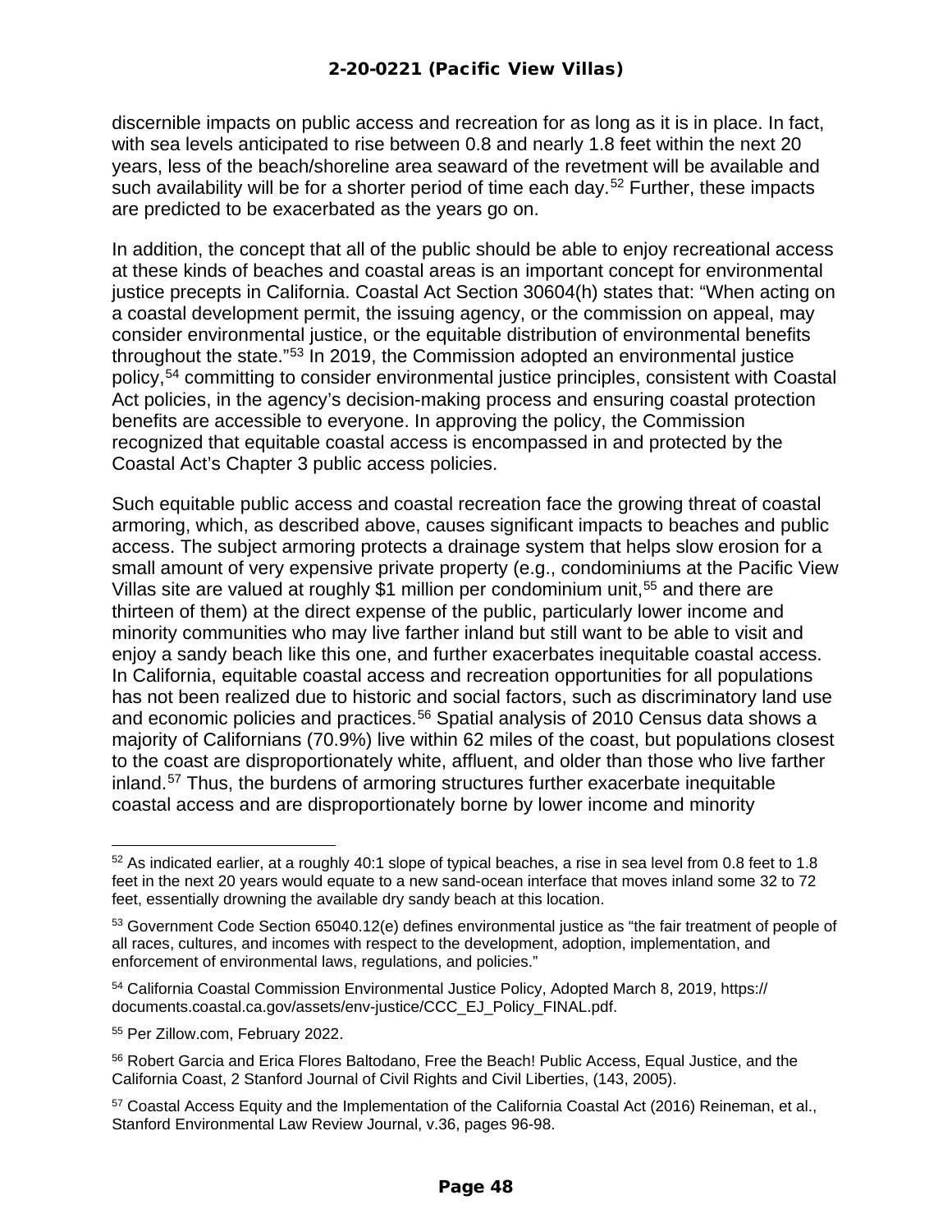discernible impacts on public access and recreation for as long as it is in place. In fact, with sea levels anticipated to rise between 0.8 and nearly 1.8 feet within the next 20 years, less of the beach/shoreline area seaward of the revetment will be available and such availability will be for a shorter period of time each day.[52] Further, these impacts are predicted to be exacerbated as the years go on.

In addition, the concept that all of the public should be able to enjoy recreational access at these kinds of beaches and coastal areas is an important concept for environmental justice precepts in California. Coastal Act Section 30604(h) states that: "When acting on a coastal development permit, the issuing agency, or the commission on appeal, may consider environmental justice, or the equitable distribution of environmental benefits throughout the state."[53] In 2019, the Commission adopted an environmental justice policy,[54] committing to consider environmental justice principles, consistent with Coastal Act policies, in the agency's decision-making process and ensuring coastal protection benefits are accessible to everyone. In approving the policy, the Commission recognized that equitable coastal access is encompassed in and protected by the Coastal Act's Chapter 3 public access policies.

Such equitable public access and coastal recreation face the growing threat of coastal armoring, which, as described above, causes significant impacts to beaches and public access. The subject armoring protects a drainage system that helps slow erosion for a small amount of very expensive private property (e.g., condominiums at the Pacific View Villas site are valued at roughly $1 million per condominium unit,[55] and there are thirteen of them) at the direct expense of the public, particularly lower income and minority communities who may live farther inland but still want to be able to visit and enjoy a sandy beach like this one, and further exacerbates inequitable coastal access. In California, equitable coastal access and recreation opportunities for all populations has not been realized due to historic and social factors, such as discriminatory land use and economic policies and practices.[56] Spatial analysis of 2010 Census data shows a majority of Californians (70.9%) live within 62 miles of the coast, but populations closest to the coast are disproportionately white, affluent, and older than those who live farther inland.[57] Thus, the burdens of armoring structures further exacerbate inequitable coastal access and are disproportionately borne by lower income and minority

---

[52] As indicated earlier, at a roughly 40:1 slope of typical beaches, a rise in sea level from 0.8 feet to 1.8 feet in the next 20 years would equate to a new sand-ocean interface that moves inland some 32 to 72 feet, essentially drowning the available dry sandy beach at this location.

[53] Government Code Section 65040.12(e) defines environmental justice as "the fair treatment of people of all races, cultures, and incomes with respect to the development, adoption, implementation, and enforcement of environmental laws, regulations, and policies."

[54] California Coastal Commission Environmental Justice Policy, Adopted March 8, 2019, https://documents.coastal.ca.gov/assets/env-justice/CCC_EJ_Policy_FINAL.pdf.

[55] Per Zillow.com, February 2022.

[56] Robert Garcia and Erica Flores Baltodano, Free the Beach! Public Access, Equal Justice, and the California Coast, 2 Stanford Journal of Civil Rights and Civil Liberties, (143, 2005).

[57] Coastal Access Equity and the Implementation of the California Coastal Act (2016) Reineman, et al., Stanford Environmental Law Review Journal, v.36, pages 96-98.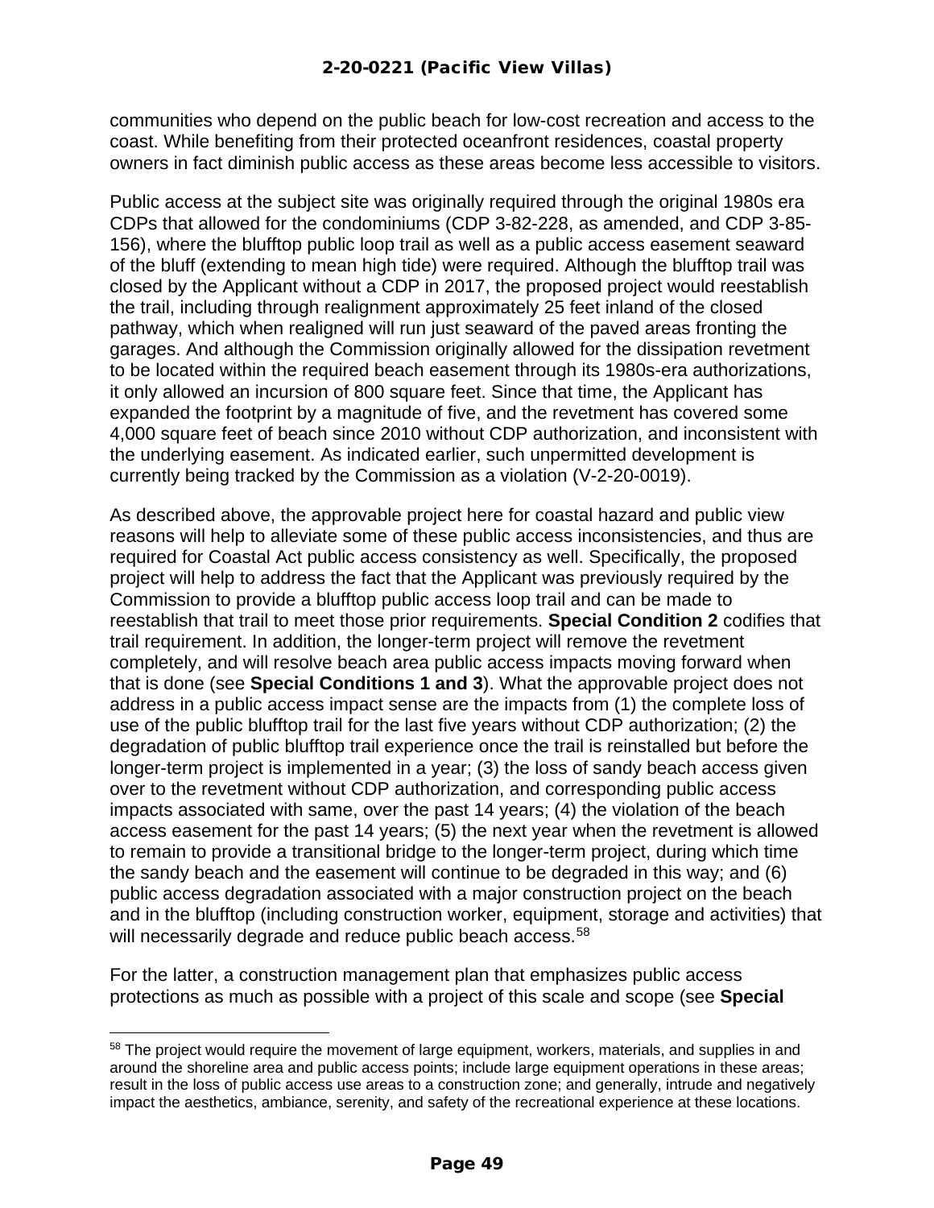communities who depend on the public beach for low-cost recreation and access to the coast. While benefiting from their protected oceanfront residences, coastal property owners in fact diminish public access as these areas become less accessible to visitors.

Public access at the subject site was originally required through the original 1980s era CDPs that allowed for the condominiums (CDP 3-82-228, as amended, and CDP 3-85-156), where the blufftop public loop trail as well as a public access easement seaward of the bluff (extending to mean high tide) were required. Although the blufftop trail was closed by the Applicant without a CDP in 2017, the proposed project would reestablish the trail, including through realignment approximately 25 feet inland of the closed pathway, which when realigned will run just seaward of the paved areas fronting the garages. And although the Commission originally allowed for the dissipation revetment to be located within the required beach easement through its 1980s-era authorizations, it only allowed an incursion of 800 square feet. Since that time, the Applicant has expanded the footprint by a magnitude of five, and the revetment has covered some 4,000 square feet of beach since 2010 without CDP authorization, and inconsistent with the underlying easement. As indicated earlier, such unpermitted development is currently being tracked by the Commission as a violation (V-2-20-0019).

As described above, the approvable project here for coastal hazard and public view reasons will help to alleviate some of these public access inconsistencies, and thus are required for Coastal Act public access consistency as well. Specifically, the proposed project will help to address the fact that the Applicant was previously required by the Commission to provide a blufftop public access loop trail and can be made to reestablish that trail to meet those prior requirements. **Special Condition 2** codifies that trail requirement. In addition, the longer-term project will remove the revetment completely, and will resolve beach area public access impacts moving forward when that is done (see **Special Conditions 1 and 3**). What the approvable project does not address in a public access impact sense are the impacts from (1) the complete loss of use of the public blufftop trail for the last five years without CDP authorization; (2) the degradation of public blufftop trail experience once the trail is reinstalled but before the longer-term project is implemented in a year; (3) the loss of sandy beach access given over to the revetment without CDP authorization, and corresponding public access impacts associated with same, over the past 14 years; (4) the violation of the beach access easement for the past 14 years; (5) the next year when the revetment is allowed to remain to provide a transitional bridge to the longer-term project, during which time the sandy beach and the easement will continue to be degraded in this way; and (6) public access degradation associated with a major construction project on the beach and in the blufftop (including construction worker, equipment, storage and activities) that will necessarily degrade and reduce public beach access.[58]

For the latter, a construction management plan that emphasizes public access protections as much as possible with a project of this scale and scope (see **Special**

---

[58] The project would require the movement of large equipment, workers, materials, and supplies in and around the shoreline area and public access points; include large equipment operations in these areas; result in the loss of public access use areas to a construction zone; and generally, intrude and negatively impact the aesthetics, ambiance, serenity, and safety of the recreational experience at these locations.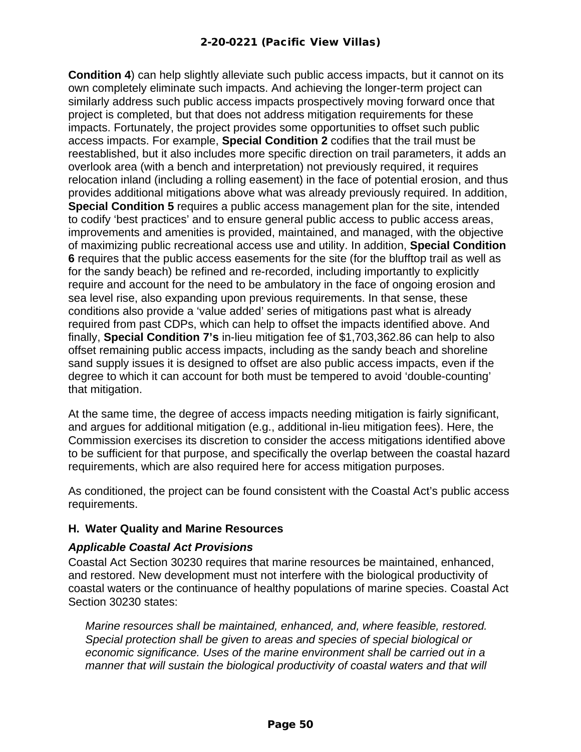**Condition 4**) can help slightly alleviate such public access impacts, but it cannot on its own completely eliminate such impacts. And achieving the longer-term project can similarly address such public access impacts prospectively moving forward once that project is completed, but that does not address mitigation requirements for these impacts. Fortunately, the project provides some opportunities to offset such public access impacts. For example, **Special Condition 2** codifies that the trail must be reestablished, but it also includes more specific direction on trail parameters, it adds an overlook area (with a bench and interpretation) not previously required, it requires relocation inland (including a rolling easement) in the face of potential erosion, and thus provides additional mitigations above what was already previously required. In addition, **Special Condition 5** requires a public access management plan for the site, intended to codify 'best practices' and to ensure general public access to public access areas, improvements and amenities is provided, maintained, and managed, with the objective of maximizing public recreational access use and utility. In addition, **Special Condition 6** requires that the public access easements for the site (for the blufftop trail as well as for the sandy beach) be refined and re-recorded, including importantly to explicitly require and account for the need to be ambulatory in the face of ongoing erosion and sea level rise, also expanding upon previous requirements. In that sense, these conditions also provide a 'value added' series of mitigations past what is already required from past CDPs, which can help to offset the impacts identified above. And finally, **Special Condition 7's** in-lieu mitigation fee of $1,703,362.86 can help to also offset remaining public access impacts, including as the sandy beach and shoreline sand supply issues it is designed to offset are also public access impacts, even if the degree to which it can account for both must be tempered to avoid 'double-counting' that mitigation.

At the same time, the degree of access impacts needing mitigation is fairly significant, and argues for additional mitigation (e.g., additional in-lieu mitigation fees). Here, the Commission exercises its discretion to consider the access mitigations identified above to be sufficient for that purpose, and specifically the overlap between the coastal hazard requirements, which are also required here for access mitigation purposes.

As conditioned, the project can be found consistent with the Coastal Act's public access requirements.

### H. Water Quality and Marine Resources

#### *Applicable Coastal Act Provisions*

Coastal Act Section 30230 requires that marine resources be maintained, enhanced, and restored. New development must not interfere with the biological productivity of coastal waters or the continuance of healthy populations of marine species. Coastal Act Section 30230 states:

> *Marine resources shall be maintained, enhanced, and, where feasible, restored. Special protection shall be given to areas and species of special biological or economic significance. Uses of the marine environment shall be carried out in a manner that will sustain the biological productivity of coastal waters and that will*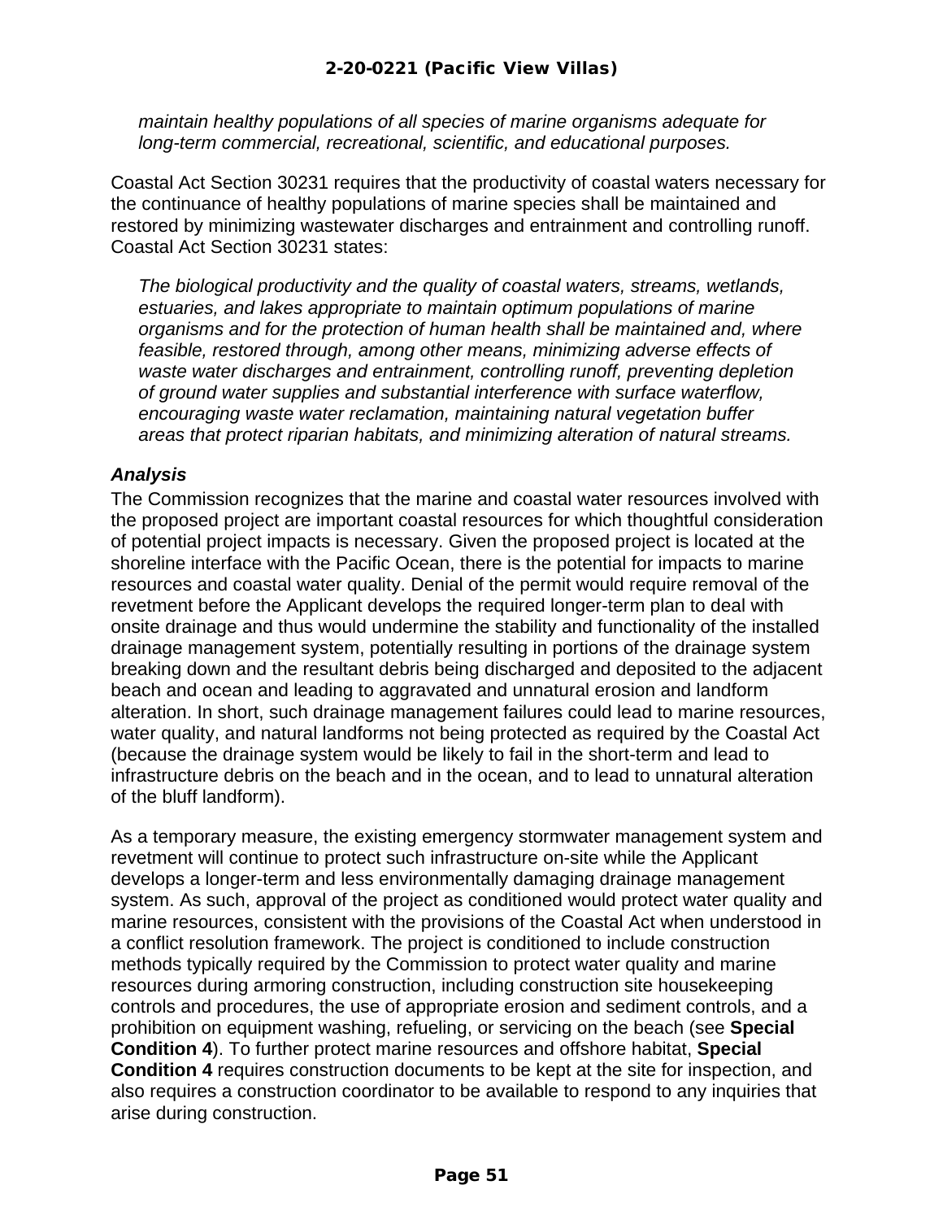*maintain healthy populations of all species of marine organisms adequate for long-term commercial, recreational, scientific, and educational purposes.*

Coastal Act Section 30231 requires that the productivity of coastal waters necessary for the continuance of healthy populations of marine species shall be maintained and restored by minimizing wastewater discharges and entrainment and controlling runoff. Coastal Act Section 30231 states:

*The biological productivity and the quality of coastal waters, streams, wetlands, estuaries, and lakes appropriate to maintain optimum populations of marine organisms and for the protection of human health shall be maintained and, where feasible, restored through, among other means, minimizing adverse effects of waste water discharges and entrainment, controlling runoff, preventing depletion of ground water supplies and substantial interference with surface waterflow, encouraging waste water reclamation, maintaining natural vegetation buffer areas that protect riparian habitats, and minimizing alteration of natural streams.*

***Analysis***

The Commission recognizes that the marine and coastal water resources involved with the proposed project are important coastal resources for which thoughtful consideration of potential project impacts is necessary. Given the proposed project is located at the shoreline interface with the Pacific Ocean, there is the potential for impacts to marine resources and coastal water quality. Denial of the permit would require removal of the revetment before the Applicant develops the required longer-term plan to deal with onsite drainage and thus would undermine the stability and functionality of the installed drainage management system, potentially resulting in portions of the drainage system breaking down and the resultant debris being discharged and deposited to the adjacent beach and ocean and leading to aggravated and unnatural erosion and landform alteration. In short, such drainage management failures could lead to marine resources, water quality, and natural landforms not being protected as required by the Coastal Act (because the drainage system would be likely to fail in the short-term and lead to infrastructure debris on the beach and in the ocean, and to lead to unnatural alteration of the bluff landform).

As a temporary measure, the existing emergency stormwater management system and revetment will continue to protect such infrastructure on-site while the Applicant develops a longer-term and less environmentally damaging drainage management system. As such, approval of the project as conditioned would protect water quality and marine resources, consistent with the provisions of the Coastal Act when understood in a conflict resolution framework. The project is conditioned to include construction methods typically required by the Commission to protect water quality and marine resources during armoring construction, including construction site housekeeping controls and procedures, the use of appropriate erosion and sediment controls, and a prohibition on equipment washing, refueling, or servicing on the beach (see **Special Condition 4**). To further protect marine resources and offshore habitat, **Special Condition 4** requires construction documents to be kept at the site for inspection, and also requires a construction coordinator to be available to respond to any inquiries that arise during construction.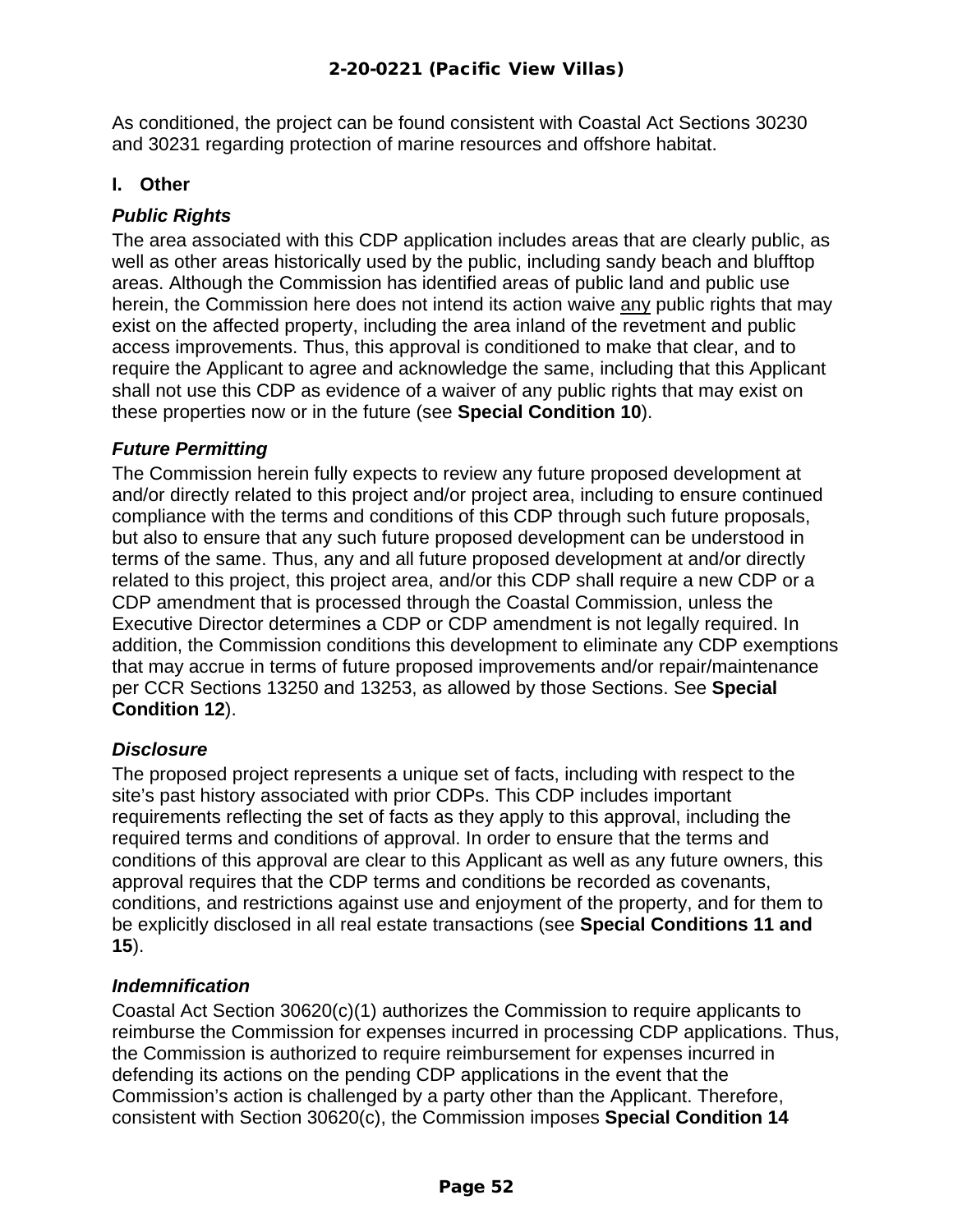As conditioned, the project can be found consistent with Coastal Act Sections 30230 and 30231 regarding protection of marine resources and offshore habitat.

## I. Other

### *Public Rights*

The area associated with this CDP application includes areas that are clearly public, as well as other areas historically used by the public, including sandy beach and blufftop areas. Although the Commission has identified areas of public land and public use herein, the Commission here does not intend its action waive any public rights that may exist on the affected property, including the area inland of the revetment and public access improvements. Thus, this approval is conditioned to make that clear, and to require the Applicant to agree and acknowledge the same, including that this Applicant shall not use this CDP as evidence of a waiver of any public rights that may exist on these properties now or in the future (see **Special Condition 10**).

### *Future Permitting*

The Commission herein fully expects to review any future proposed development at and/or directly related to this project and/or project area, including to ensure continued compliance with the terms and conditions of this CDP through such future proposals, but also to ensure that any such future proposed development can be understood in terms of the same. Thus, any and all future proposed development at and/or directly related to this project, this project area, and/or this CDP shall require a new CDP or a CDP amendment that is processed through the Coastal Commission, unless the Executive Director determines a CDP or CDP amendment is not legally required. In addition, the Commission conditions this development to eliminate any CDP exemptions that may accrue in terms of future proposed improvements and/or repair/maintenance per CCR Sections 13250 and 13253, as allowed by those Sections. See **Special Condition 12**).

### *Disclosure*

The proposed project represents a unique set of facts, including with respect to the site's past history associated with prior CDPs. This CDP includes important requirements reflecting the set of facts as they apply to this approval, including the required terms and conditions of approval. In order to ensure that the terms and conditions of this approval are clear to this Applicant as well as any future owners, this approval requires that the CDP terms and conditions be recorded as covenants, conditions, and restrictions against use and enjoyment of the property, and for them to be explicitly disclosed in all real estate transactions (see **Special Conditions 11 and 15**).

### *Indemnification*

Coastal Act Section 30620(c)(1) authorizes the Commission to require applicants to reimburse the Commission for expenses incurred in processing CDP applications. Thus, the Commission is authorized to require reimbursement for expenses incurred in defending its actions on the pending CDP applications in the event that the Commission's action is challenged by a party other than the Applicant. Therefore, consistent with Section 30620(c), the Commission imposes **Special Condition 14**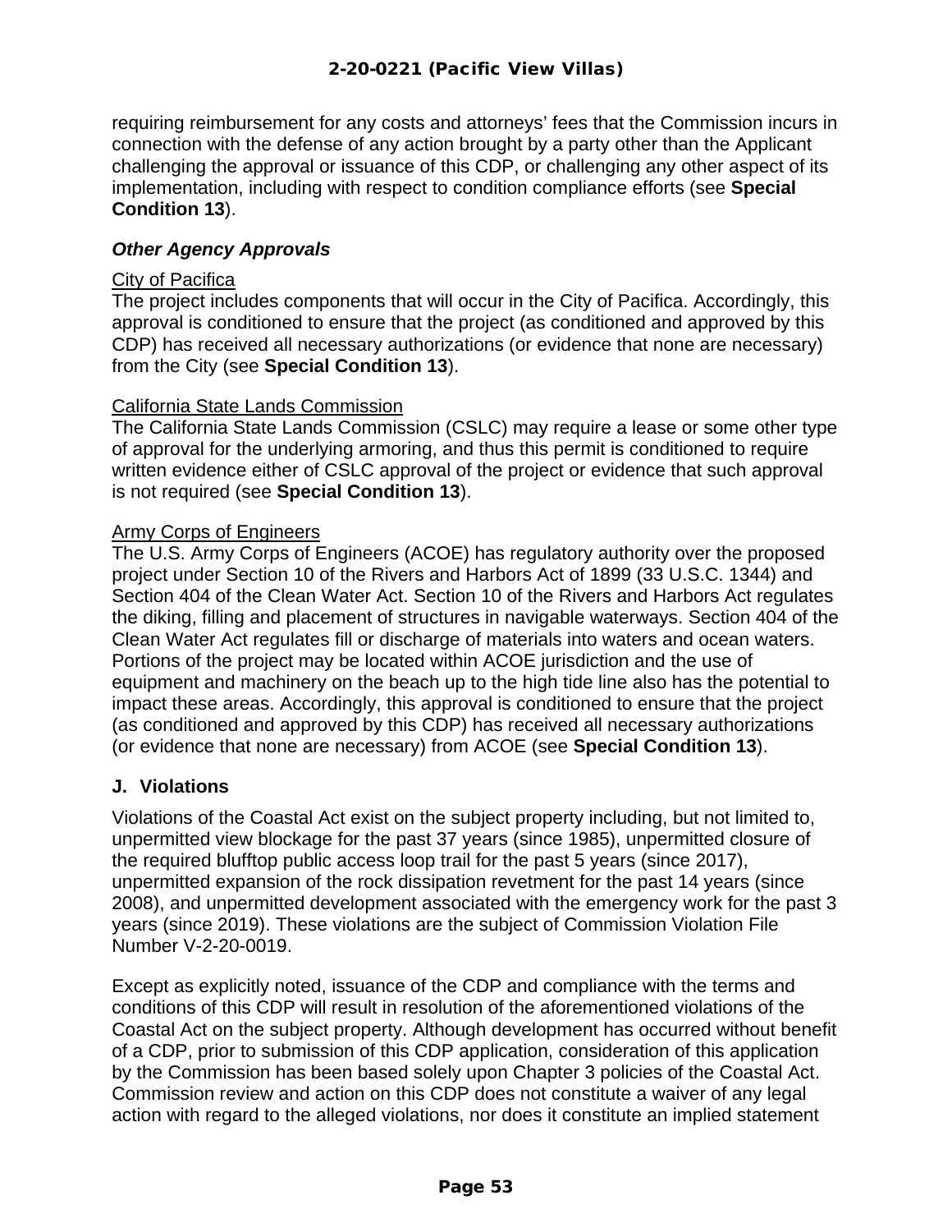requiring reimbursement for any costs and attorneys' fees that the Commission incurs in connection with the defense of any action brought by a party other than the Applicant challenging the approval or issuance of this CDP, or challenging any other aspect of its implementation, including with respect to condition compliance efforts (see **Special Condition 13**).

### *Other Agency Approvals*

<u>City of Pacifica</u>

The project includes components that will occur in the City of Pacifica. Accordingly, this approval is conditioned to ensure that the project (as conditioned and approved by this CDP) has received all necessary authorizations (or evidence that none are necessary) from the City (see **Special Condition 13**).

<u>California State Lands Commission</u>

The California State Lands Commission (CSLC) may require a lease or some other type of approval for the underlying armoring, and thus this permit is conditioned to require written evidence either of CSLC approval of the project or evidence that such approval is not required (see **Special Condition 13**).

<u>Army Corps of Engineers</u>

The U.S. Army Corps of Engineers (ACOE) has regulatory authority over the proposed project under Section 10 of the Rivers and Harbors Act of 1899 (33 U.S.C. 1344) and Section 404 of the Clean Water Act. Section 10 of the Rivers and Harbors Act regulates the diking, filling and placement of structures in navigable waterways. Section 404 of the Clean Water Act regulates fill or discharge of materials into waters and ocean waters. Portions of the project may be located within ACOE jurisdiction and the use of equipment and machinery on the beach up to the high tide line also has the potential to impact these areas. Accordingly, this approval is conditioned to ensure that the project (as conditioned and approved by this CDP) has received all necessary authorizations (or evidence that none are necessary) from ACOE (see **Special Condition 13**).

## J. Violations

Violations of the Coastal Act exist on the subject property including, but not limited to, unpermitted view blockage for the past 37 years (since 1985), unpermitted closure of the required blufftop public access loop trail for the past 5 years (since 2017), unpermitted expansion of the rock dissipation revetment for the past 14 years (since 2008), and unpermitted development associated with the emergency work for the past 3 years (since 2019). These violations are the subject of Commission Violation File Number V-2-20-0019.

Except as explicitly noted, issuance of the CDP and compliance with the terms and conditions of this CDP will result in resolution of the aforementioned violations of the Coastal Act on the subject property. Although development has occurred without benefit of a CDP, prior to submission of this CDP application, consideration of this application by the Commission has been based solely upon Chapter 3 policies of the Coastal Act. Commission review and action on this CDP does not constitute a waiver of any legal action with regard to the alleged violations, nor does it constitute an implied statement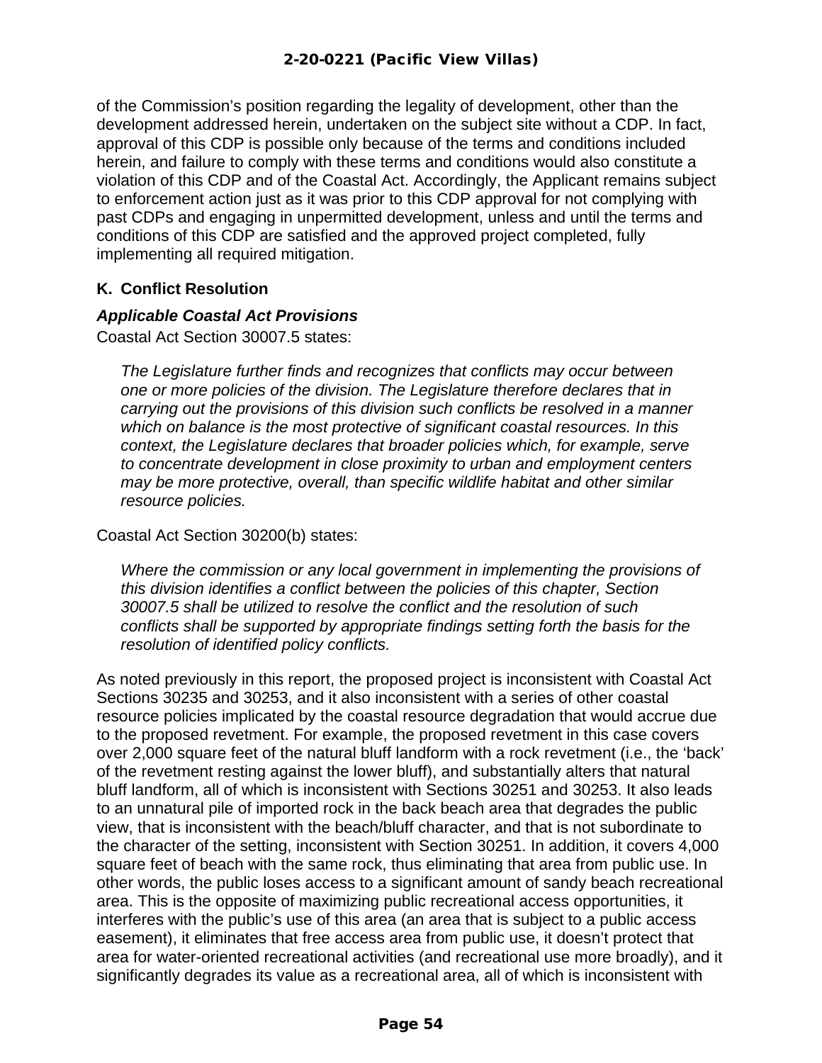of the Commission's position regarding the legality of development, other than the development addressed herein, undertaken on the subject site without a CDP. In fact, approval of this CDP is possible only because of the terms and conditions included herein, and failure to comply with these terms and conditions would also constitute a violation of this CDP and of the Coastal Act. Accordingly, the Applicant remains subject to enforcement action just as it was prior to this CDP approval for not complying with past CDPs and engaging in unpermitted development, unless and until the terms and conditions of this CDP are satisfied and the approved project completed, fully implementing all required mitigation.

### K. Conflict Resolution

***Applicable Coastal Act Provisions***

Coastal Act Section 30007.5 states:

> *The Legislature further finds and recognizes that conflicts may occur between one or more policies of the division. The Legislature therefore declares that in carrying out the provisions of this division such conflicts be resolved in a manner which on balance is the most protective of significant coastal resources. In this context, the Legislature declares that broader policies which, for example, serve to concentrate development in close proximity to urban and employment centers may be more protective, overall, than specific wildlife habitat and other similar resource policies.*

Coastal Act Section 30200(b) states:

> *Where the commission or any local government in implementing the provisions of this division identifies a conflict between the policies of this chapter, Section 30007.5 shall be utilized to resolve the conflict and the resolution of such conflicts shall be supported by appropriate findings setting forth the basis for the resolution of identified policy conflicts.*

As noted previously in this report, the proposed project is inconsistent with Coastal Act Sections 30235 and 30253, and it also inconsistent with a series of other coastal resource policies implicated by the coastal resource degradation that would accrue due to the proposed revetment. For example, the proposed revetment in this case covers over 2,000 square feet of the natural bluff landform with a rock revetment (i.e., the 'back' of the revetment resting against the lower bluff), and substantially alters that natural bluff landform, all of which is inconsistent with Sections 30251 and 30253. It also leads to an unnatural pile of imported rock in the back beach area that degrades the public view, that is inconsistent with the beach/bluff character, and that is not subordinate to the character of the setting, inconsistent with Section 30251. In addition, it covers 4,000 square feet of beach with the same rock, thus eliminating that area from public use. In other words, the public loses access to a significant amount of sandy beach recreational area. This is the opposite of maximizing public recreational access opportunities, it interferes with the public's use of this area (an area that is subject to a public access easement), it eliminates that free access area from public use, it doesn't protect that area for water-oriented recreational activities (and recreational use more broadly), and it significantly degrades its value as a recreational area, all of which is inconsistent with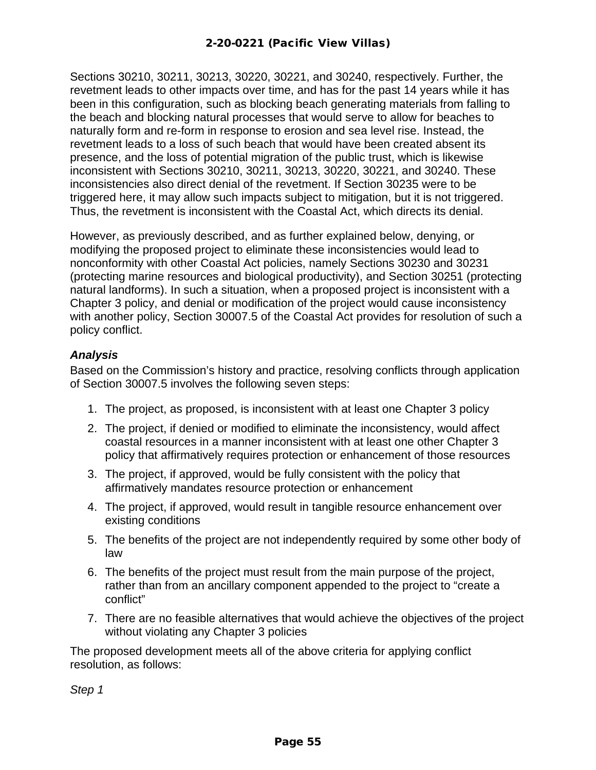Sections 30210, 30211, 30213, 30220, 30221, and 30240, respectively. Further, the revetment leads to other impacts over time, and has for the past 14 years while it has been in this configuration, such as blocking beach generating materials from falling to the beach and blocking natural processes that would serve to allow for beaches to naturally form and re-form in response to erosion and sea level rise. Instead, the revetment leads to a loss of such beach that would have been created absent its presence, and the loss of potential migration of the public trust, which is likewise inconsistent with Sections 30210, 30211, 30213, 30220, 30221, and 30240. These inconsistencies also direct denial of the revetment. If Section 30235 were to be triggered here, it may allow such impacts subject to mitigation, but it is not triggered. Thus, the revetment is inconsistent with the Coastal Act, which directs its denial.

However, as previously described, and as further explained below, denying, or modifying the proposed project to eliminate these inconsistencies would lead to nonconformity with other Coastal Act policies, namely Sections 30230 and 30231 (protecting marine resources and biological productivity), and Section 30251 (protecting natural landforms). In such a situation, when a proposed project is inconsistent with a Chapter 3 policy, and denial or modification of the project would cause inconsistency with another policy, Section 30007.5 of the Coastal Act provides for resolution of such a policy conflict.

***Analysis***

Based on the Commission's history and practice, resolving conflicts through application of Section 30007.5 involves the following seven steps:

1. The project, as proposed, is inconsistent with at least one Chapter 3 policy
2. The project, if denied or modified to eliminate the inconsistency, would affect coastal resources in a manner inconsistent with at least one other Chapter 3 policy that affirmatively requires protection or enhancement of those resources
3. The project, if approved, would be fully consistent with the policy that affirmatively mandates resource protection or enhancement
4. The project, if approved, would result in tangible resource enhancement over existing conditions
5. The benefits of the project are not independently required by some other body of law
6. The benefits of the project must result from the main purpose of the project, rather than from an ancillary component appended to the project to "create a conflict"
7. There are no feasible alternatives that would achieve the objectives of the project without violating any Chapter 3 policies

The proposed development meets all of the above criteria for applying conflict resolution, as follows:

*Step 1*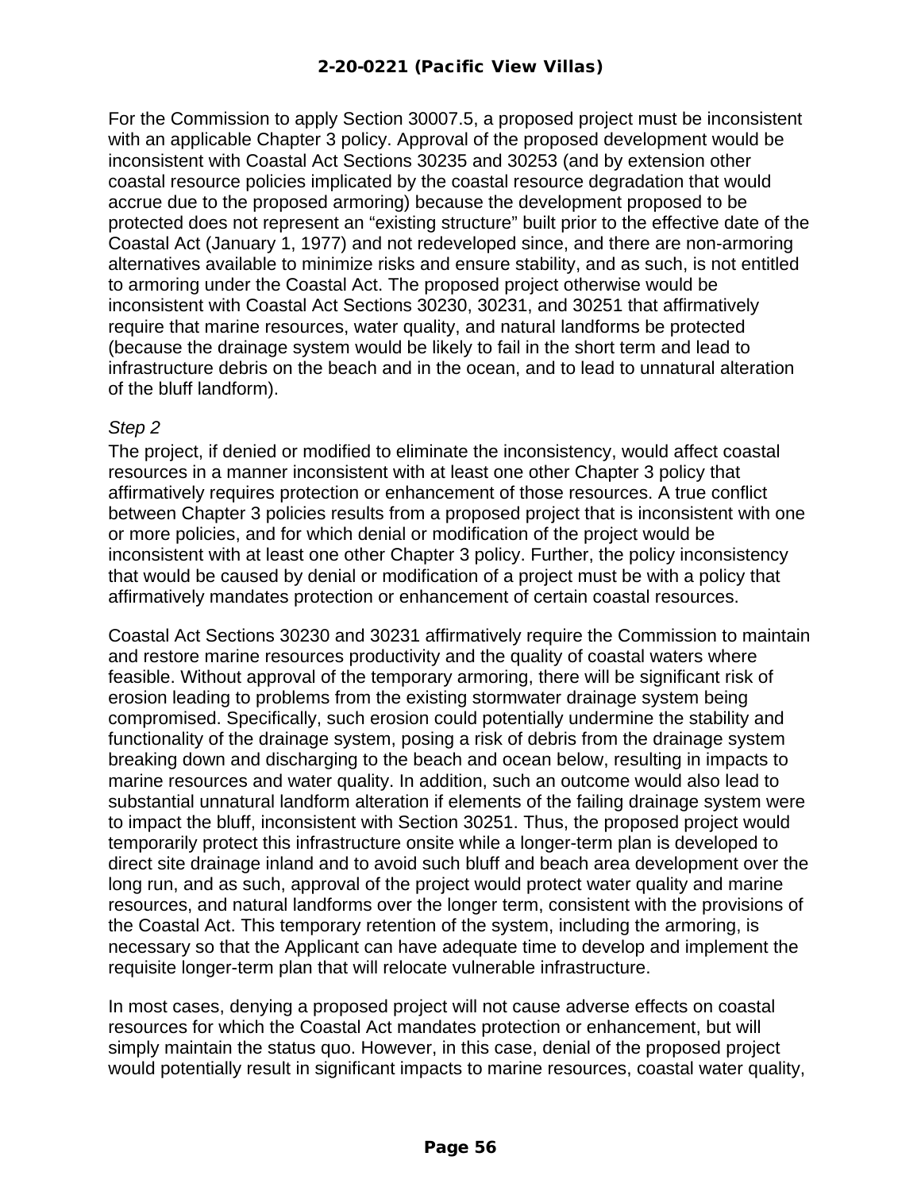For the Commission to apply Section 30007.5, a proposed project must be inconsistent with an applicable Chapter 3 policy. Approval of the proposed development would be inconsistent with Coastal Act Sections 30235 and 30253 (and by extension other coastal resource policies implicated by the coastal resource degradation that would accrue due to the proposed armoring) because the development proposed to be protected does not represent an "existing structure" built prior to the effective date of the Coastal Act (January 1, 1977) and not redeveloped since, and there are non-armoring alternatives available to minimize risks and ensure stability, and as such, is not entitled to armoring under the Coastal Act. The proposed project otherwise would be inconsistent with Coastal Act Sections 30230, 30231, and 30251 that affirmatively require that marine resources, water quality, and natural landforms be protected (because the drainage system would be likely to fail in the short term and lead to infrastructure debris on the beach and in the ocean, and to lead to unnatural alteration of the bluff landform).

*Step 2*

The project, if denied or modified to eliminate the inconsistency, would affect coastal resources in a manner inconsistent with at least one other Chapter 3 policy that affirmatively requires protection or enhancement of those resources. A true conflict between Chapter 3 policies results from a proposed project that is inconsistent with one or more policies, and for which denial or modification of the project would be inconsistent with at least one other Chapter 3 policy. Further, the policy inconsistency that would be caused by denial or modification of a project must be with a policy that affirmatively mandates protection or enhancement of certain coastal resources.

Coastal Act Sections 30230 and 30231 affirmatively require the Commission to maintain and restore marine resources productivity and the quality of coastal waters where feasible. Without approval of the temporary armoring, there will be significant risk of erosion leading to problems from the existing stormwater drainage system being compromised. Specifically, such erosion could potentially undermine the stability and functionality of the drainage system, posing a risk of debris from the drainage system breaking down and discharging to the beach and ocean below, resulting in impacts to marine resources and water quality. In addition, such an outcome would also lead to substantial unnatural landform alteration if elements of the failing drainage system were to impact the bluff, inconsistent with Section 30251. Thus, the proposed project would temporarily protect this infrastructure onsite while a longer-term plan is developed to direct site drainage inland and to avoid such bluff and beach area development over the long run, and as such, approval of the project would protect water quality and marine resources, and natural landforms over the longer term, consistent with the provisions of the Coastal Act. This temporary retention of the system, including the armoring, is necessary so that the Applicant can have adequate time to develop and implement the requisite longer-term plan that will relocate vulnerable infrastructure.

In most cases, denying a proposed project will not cause adverse effects on coastal resources for which the Coastal Act mandates protection or enhancement, but will simply maintain the status quo. However, in this case, denial of the proposed project would potentially result in significant impacts to marine resources, coastal water quality,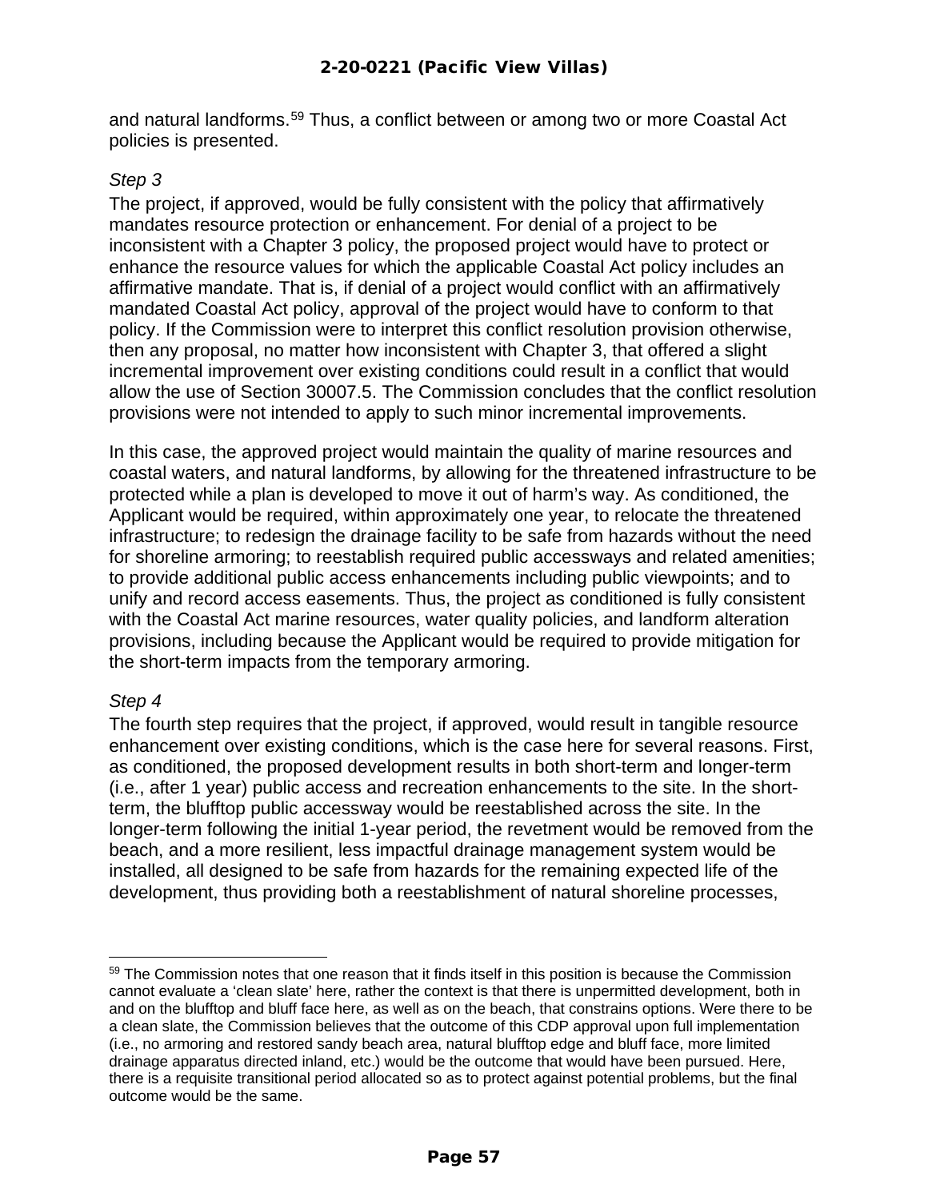and natural landforms.[59] Thus, a conflict between or among two or more Coastal Act policies is presented.

*Step 3*

The project, if approved, would be fully consistent with the policy that affirmatively mandates resource protection or enhancement. For denial of a project to be inconsistent with a Chapter 3 policy, the proposed project would have to protect or enhance the resource values for which the applicable Coastal Act policy includes an affirmative mandate. That is, if denial of a project would conflict with an affirmatively mandated Coastal Act policy, approval of the project would have to conform to that policy. If the Commission were to interpret this conflict resolution provision otherwise, then any proposal, no matter how inconsistent with Chapter 3, that offered a slight incremental improvement over existing conditions could result in a conflict that would allow the use of Section 30007.5. The Commission concludes that the conflict resolution provisions were not intended to apply to such minor incremental improvements.

In this case, the approved project would maintain the quality of marine resources and coastal waters, and natural landforms, by allowing for the threatened infrastructure to be protected while a plan is developed to move it out of harm's way. As conditioned, the Applicant would be required, within approximately one year, to relocate the threatened infrastructure; to redesign the drainage facility to be safe from hazards without the need for shoreline armoring; to reestablish required public accessways and related amenities; to provide additional public access enhancements including public viewpoints; and to unify and record access easements. Thus, the project as conditioned is fully consistent with the Coastal Act marine resources, water quality policies, and landform alteration provisions, including because the Applicant would be required to provide mitigation for the short-term impacts from the temporary armoring.

*Step 4*

The fourth step requires that the project, if approved, would result in tangible resource enhancement over existing conditions, which is the case here for several reasons. First, as conditioned, the proposed development results in both short-term and longer-term (i.e., after 1 year) public access and recreation enhancements to the site. In the short-term, the blufftop public accessway would be reestablished across the site. In the longer-term following the initial 1-year period, the revetment would be removed from the beach, and a more resilient, less impactful drainage management system would be installed, all designed to be safe from hazards for the remaining expected life of the development, thus providing both a reestablishment of natural shoreline processes,

---

[59] The Commission notes that one reason that it finds itself in this position is because the Commission cannot evaluate a 'clean slate' here, rather the context is that there is unpermitted development, both in and on the blufftop and bluff face here, as well as on the beach, that constrains options. Were there to be a clean slate, the Commission believes that the outcome of this CDP approval upon full implementation (i.e., no armoring and restored sandy beach area, natural blufftop edge and bluff face, more limited drainage apparatus directed inland, etc.) would be the outcome that would have been pursued. Here, there is a requisite transitional period allocated so as to protect against potential problems, but the final outcome would be the same.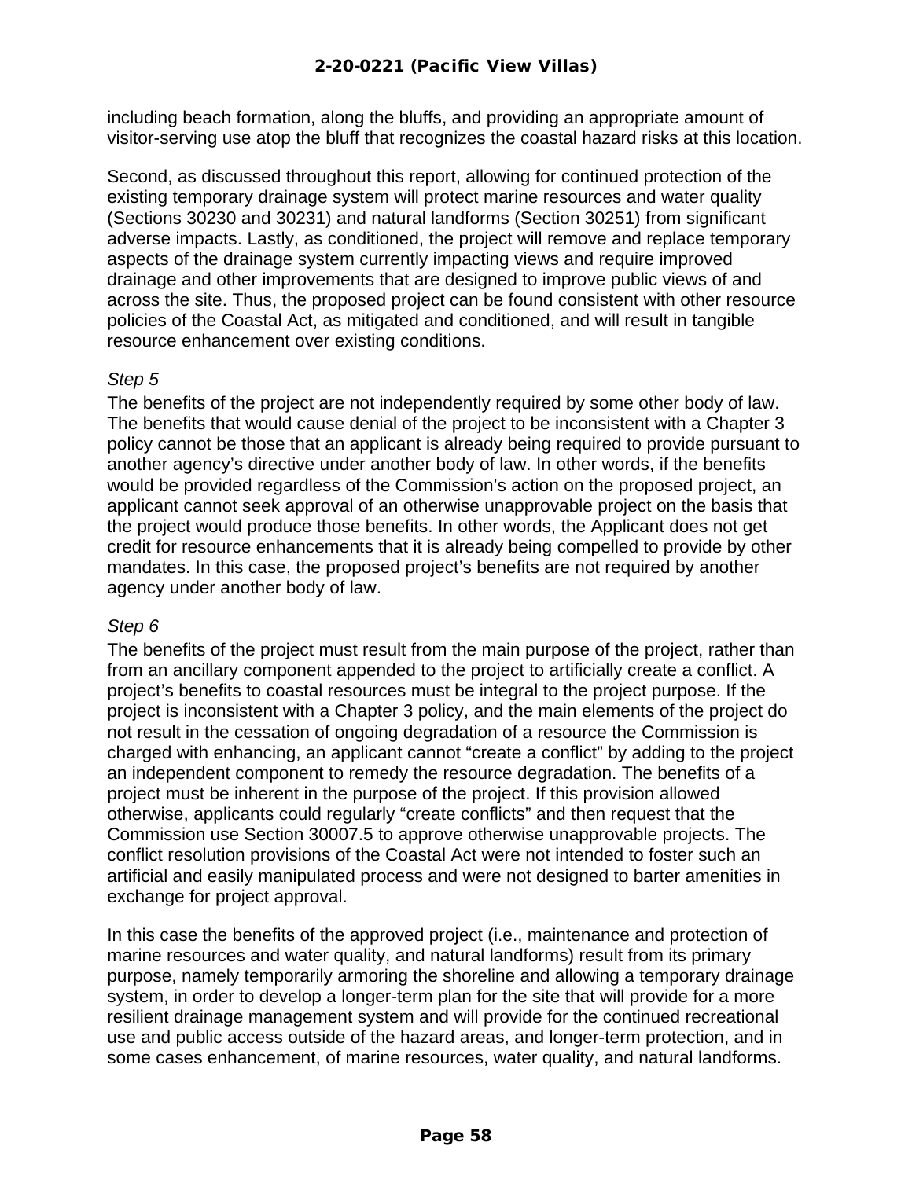including beach formation, along the bluffs, and providing an appropriate amount of visitor-serving use atop the bluff that recognizes the coastal hazard risks at this location.

Second, as discussed throughout this report, allowing for continued protection of the existing temporary drainage system will protect marine resources and water quality (Sections 30230 and 30231) and natural landforms (Section 30251) from significant adverse impacts. Lastly, as conditioned, the project will remove and replace temporary aspects of the drainage system currently impacting views and require improved drainage and other improvements that are designed to improve public views of and across the site. Thus, the proposed project can be found consistent with other resource policies of the Coastal Act, as mitigated and conditioned, and will result in tangible resource enhancement over existing conditions.

*Step 5*

The benefits of the project are not independently required by some other body of law. The benefits that would cause denial of the project to be inconsistent with a Chapter 3 policy cannot be those that an applicant is already being required to provide pursuant to another agency's directive under another body of law. In other words, if the benefits would be provided regardless of the Commission's action on the proposed project, an applicant cannot seek approval of an otherwise unapprovable project on the basis that the project would produce those benefits. In other words, the Applicant does not get credit for resource enhancements that it is already being compelled to provide by other mandates. In this case, the proposed project's benefits are not required by another agency under another body of law.

*Step 6*

The benefits of the project must result from the main purpose of the project, rather than from an ancillary component appended to the project to artificially create a conflict. A project's benefits to coastal resources must be integral to the project purpose. If the project is inconsistent with a Chapter 3 policy, and the main elements of the project do not result in the cessation of ongoing degradation of a resource the Commission is charged with enhancing, an applicant cannot "create a conflict" by adding to the project an independent component to remedy the resource degradation. The benefits of a project must be inherent in the purpose of the project. If this provision allowed otherwise, applicants could regularly "create conflicts" and then request that the Commission use Section 30007.5 to approve otherwise unapprovable projects. The conflict resolution provisions of the Coastal Act were not intended to foster such an artificial and easily manipulated process and were not designed to barter amenities in exchange for project approval.

In this case the benefits of the approved project (i.e., maintenance and protection of marine resources and water quality, and natural landforms) result from its primary purpose, namely temporarily armoring the shoreline and allowing a temporary drainage system, in order to develop a longer-term plan for the site that will provide for a more resilient drainage management system and will provide for the continued recreational use and public access outside of the hazard areas, and longer-term protection, and in some cases enhancement, of marine resources, water quality, and natural landforms.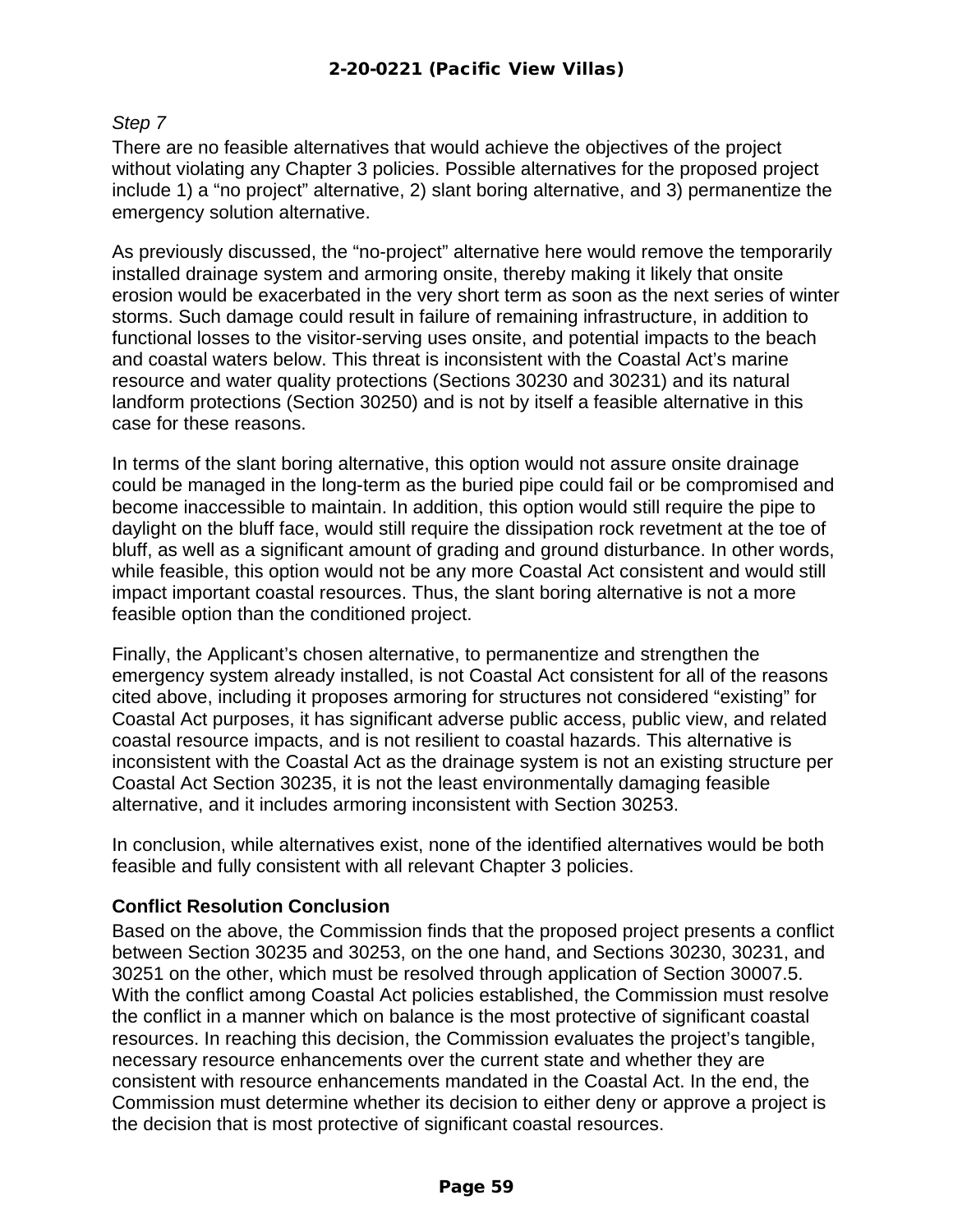*Step 7*

There are no feasible alternatives that would achieve the objectives of the project without violating any Chapter 3 policies. Possible alternatives for the proposed project include 1) a "no project" alternative, 2) slant boring alternative, and 3) permanentize the emergency solution alternative.

As previously discussed, the "no-project" alternative here would remove the temporarily installed drainage system and armoring onsite, thereby making it likely that onsite erosion would be exacerbated in the very short term as soon as the next series of winter storms. Such damage could result in failure of remaining infrastructure, in addition to functional losses to the visitor-serving uses onsite, and potential impacts to the beach and coastal waters below. This threat is inconsistent with the Coastal Act's marine resource and water quality protections (Sections 30230 and 30231) and its natural landform protections (Section 30250) and is not by itself a feasible alternative in this case for these reasons.

In terms of the slant boring alternative, this option would not assure onsite drainage could be managed in the long-term as the buried pipe could fail or be compromised and become inaccessible to maintain. In addition, this option would still require the pipe to daylight on the bluff face, would still require the dissipation rock revetment at the toe of bluff, as well as a significant amount of grading and ground disturbance. In other words, while feasible, this option would not be any more Coastal Act consistent and would still impact important coastal resources. Thus, the slant boring alternative is not a more feasible option than the conditioned project.

Finally, the Applicant's chosen alternative, to permanentize and strengthen the emergency system already installed, is not Coastal Act consistent for all of the reasons cited above, including it proposes armoring for structures not considered "existing" for Coastal Act purposes, it has significant adverse public access, public view, and related coastal resource impacts, and is not resilient to coastal hazards. This alternative is inconsistent with the Coastal Act as the drainage system is not an existing structure per Coastal Act Section 30235, it is not the least environmentally damaging feasible alternative, and it includes armoring inconsistent with Section 30253.

In conclusion, while alternatives exist, none of the identified alternatives would be both feasible and fully consistent with all relevant Chapter 3 policies.

**Conflict Resolution Conclusion**

Based on the above, the Commission finds that the proposed project presents a conflict between Section 30235 and 30253, on the one hand, and Sections 30230, 30231, and 30251 on the other, which must be resolved through application of Section 30007.5. With the conflict among Coastal Act policies established, the Commission must resolve the conflict in a manner which on balance is the most protective of significant coastal resources. In reaching this decision, the Commission evaluates the project's tangible, necessary resource enhancements over the current state and whether they are consistent with resource enhancements mandated in the Coastal Act. In the end, the Commission must determine whether its decision to either deny or approve a project is the decision that is most protective of significant coastal resources.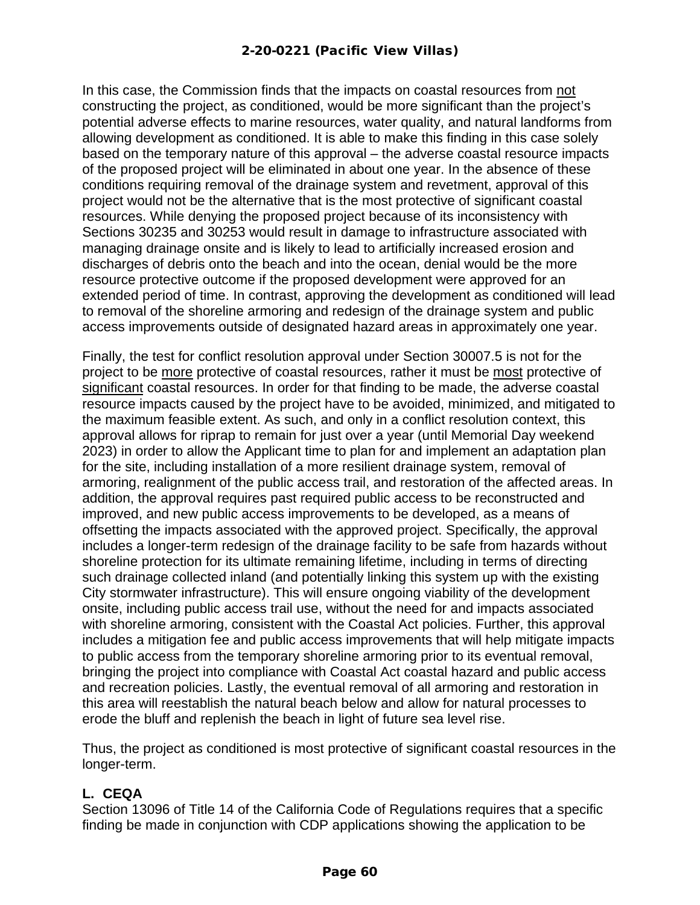In this case, the Commission finds that the impacts on coastal resources from <u>not</u> constructing the project, as conditioned, would be more significant than the project's potential adverse effects to marine resources, water quality, and natural landforms from allowing development as conditioned. It is able to make this finding in this case solely based on the temporary nature of this approval – the adverse coastal resource impacts of the proposed project will be eliminated in about one year. In the absence of these conditions requiring removal of the drainage system and revetment, approval of this project would not be the alternative that is the most protective of significant coastal resources. While denying the proposed project because of its inconsistency with Sections 30235 and 30253 would result in damage to infrastructure associated with managing drainage onsite and is likely to lead to artificially increased erosion and discharges of debris onto the beach and into the ocean, denial would be the more resource protective outcome if the proposed development were approved for an extended period of time. In contrast, approving the development as conditioned will lead to removal of the shoreline armoring and redesign of the drainage system and public access improvements outside of designated hazard areas in approximately one year.

Finally, the test for conflict resolution approval under Section 30007.5 is not for the project to be <u>more</u> protective of coastal resources, rather it must be <u>most</u> protective of <u>significant</u> coastal resources. In order for that finding to be made, the adverse coastal resource impacts caused by the project have to be avoided, minimized, and mitigated to the maximum feasible extent. As such, and only in a conflict resolution context, this approval allows for riprap to remain for just over a year (until Memorial Day weekend 2023) in order to allow the Applicant time to plan for and implement an adaptation plan for the site, including installation of a more resilient drainage system, removal of armoring, realignment of the public access trail, and restoration of the affected areas. In addition, the approval requires past required public access to be reconstructed and improved, and new public access improvements to be developed, as a means of offsetting the impacts associated with the approved project. Specifically, the approval includes a longer-term redesign of the drainage facility to be safe from hazards without shoreline protection for its ultimate remaining lifetime, including in terms of directing such drainage collected inland (and potentially linking this system up with the existing City stormwater infrastructure). This will ensure ongoing viability of the development onsite, including public access trail use, without the need for and impacts associated with shoreline armoring, consistent with the Coastal Act policies. Further, this approval includes a mitigation fee and public access improvements that will help mitigate impacts to public access from the temporary shoreline armoring prior to its eventual removal, bringing the project into compliance with Coastal Act coastal hazard and public access and recreation policies. Lastly, the eventual removal of all armoring and restoration in this area will reestablish the natural beach below and allow for natural processes to erode the bluff and replenish the beach in light of future sea level rise.

Thus, the project as conditioned is most protective of significant coastal resources in the longer-term.

## L. CEQA

Section 13096 of Title 14 of the California Code of Regulations requires that a specific finding be made in conjunction with CDP applications showing the application to be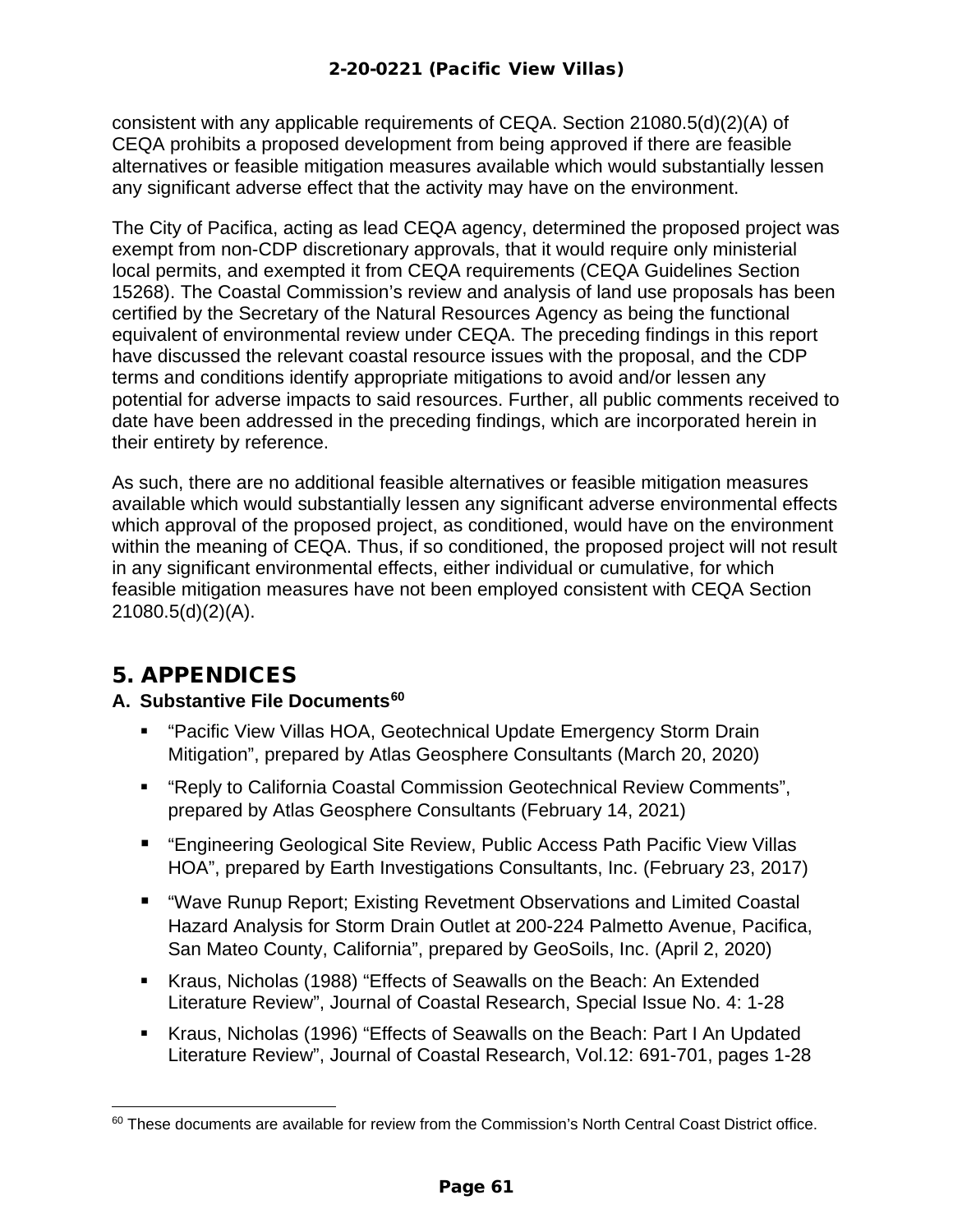consistent with any applicable requirements of CEQA. Section 21080.5(d)(2)(A) of CEQA prohibits a proposed development from being approved if there are feasible alternatives or feasible mitigation measures available which would substantially lessen any significant adverse effect that the activity may have on the environment.

The City of Pacifica, acting as lead CEQA agency, determined the proposed project was exempt from non-CDP discretionary approvals, that it would require only ministerial local permits, and exempted it from CEQA requirements (CEQA Guidelines Section 15268). The Coastal Commission's review and analysis of land use proposals has been certified by the Secretary of the Natural Resources Agency as being the functional equivalent of environmental review under CEQA. The preceding findings in this report have discussed the relevant coastal resource issues with the proposal, and the CDP terms and conditions identify appropriate mitigations to avoid and/or lessen any potential for adverse impacts to said resources. Further, all public comments received to date have been addressed in the preceding findings, which are incorporated herein in their entirety by reference.

As such, there are no additional feasible alternatives or feasible mitigation measures available which would substantially lessen any significant adverse environmental effects which approval of the proposed project, as conditioned, would have on the environment within the meaning of CEQA. Thus, if so conditioned, the proposed project will not result in any significant environmental effects, either individual or cumulative, for which feasible mitigation measures have not been employed consistent with CEQA Section 21080.5(d)(2)(A).

# 5. APPENDICES

### A. Substantive File Documents[60]

- "Pacific View Villas HOA, Geotechnical Update Emergency Storm Drain Mitigation", prepared by Atlas Geosphere Consultants (March 20, 2020)
- "Reply to California Coastal Commission Geotechnical Review Comments", prepared by Atlas Geosphere Consultants (February 14, 2021)
- "Engineering Geological Site Review, Public Access Path Pacific View Villas HOA", prepared by Earth Investigations Consultants, Inc. (February 23, 2017)
- "Wave Runup Report; Existing Revetment Observations and Limited Coastal Hazard Analysis for Storm Drain Outlet at 200-224 Palmetto Avenue, Pacifica, San Mateo County, California", prepared by GeoSoils, Inc. (April 2, 2020)
- Kraus, Nicholas (1988) "Effects of Seawalls on the Beach: An Extended Literature Review", Journal of Coastal Research, Special Issue No. 4: 1-28
- Kraus, Nicholas (1996) "Effects of Seawalls on the Beach: Part I An Updated Literature Review", Journal of Coastal Research, Vol.12: 691-701, pages 1-28

[60] These documents are available for review from the Commission's North Central Coast District office.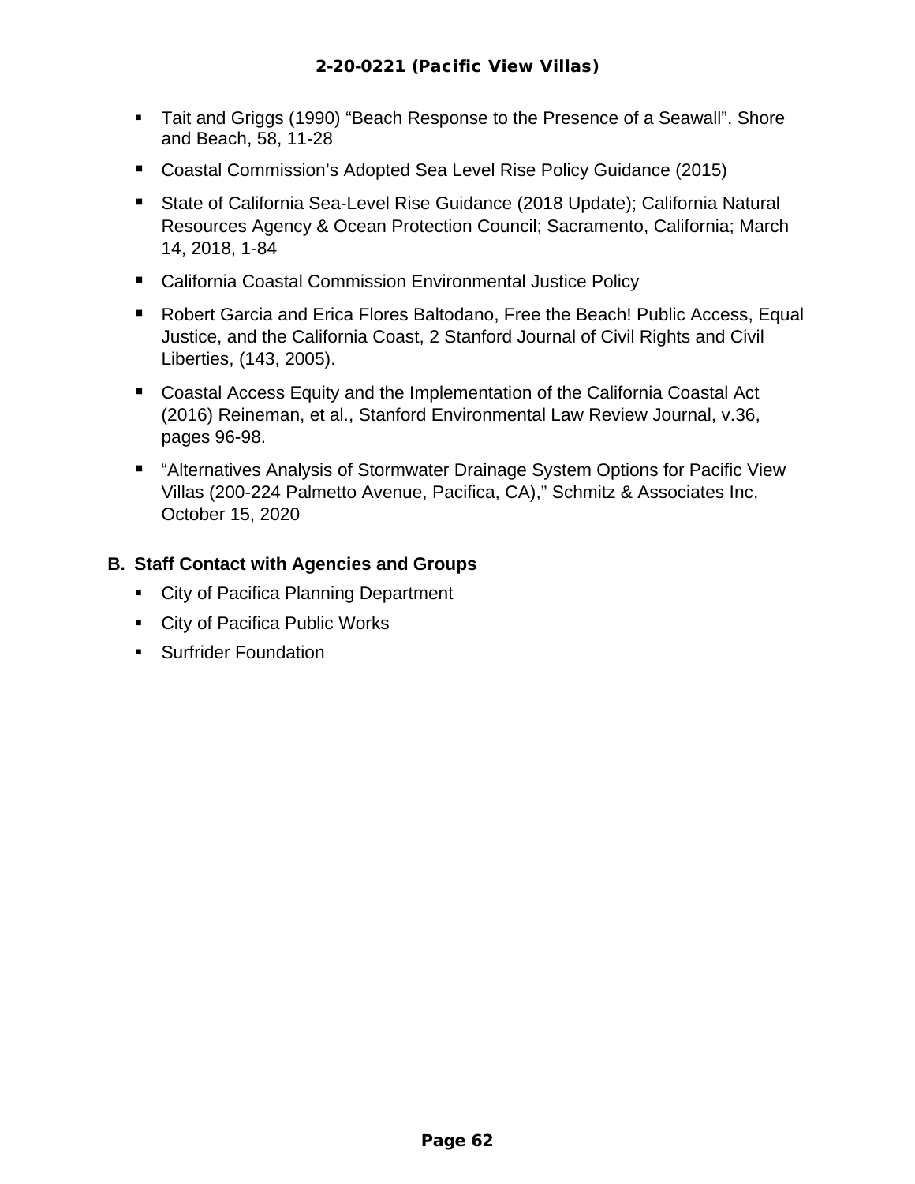- Tait and Griggs (1990) “Beach Response to the Presence of a Seawall”, Shore and Beach, 58, 11-28
- Coastal Commission’s Adopted Sea Level Rise Policy Guidance (2015)
- State of California Sea-Level Rise Guidance (2018 Update); California Natural Resources Agency & Ocean Protection Council; Sacramento, California; March 14, 2018, 1-84
- California Coastal Commission Environmental Justice Policy
- Robert Garcia and Erica Flores Baltodano, Free the Beach! Public Access, Equal Justice, and the California Coast, 2 Stanford Journal of Civil Rights and Civil Liberties, (143, 2005).
- Coastal Access Equity and the Implementation of the California Coastal Act (2016) Reineman, et al., Stanford Environmental Law Review Journal, v.36, pages 96-98.
- “Alternatives Analysis of Stormwater Drainage System Options for Pacific View Villas (200-224 Palmetto Avenue, Pacifica, CA),” Schmitz & Associates Inc, October 15, 2020

## B. Staff Contact with Agencies and Groups

- City of Pacifica Planning Department
- City of Pacifica Public Works
- Surfrider Foundation